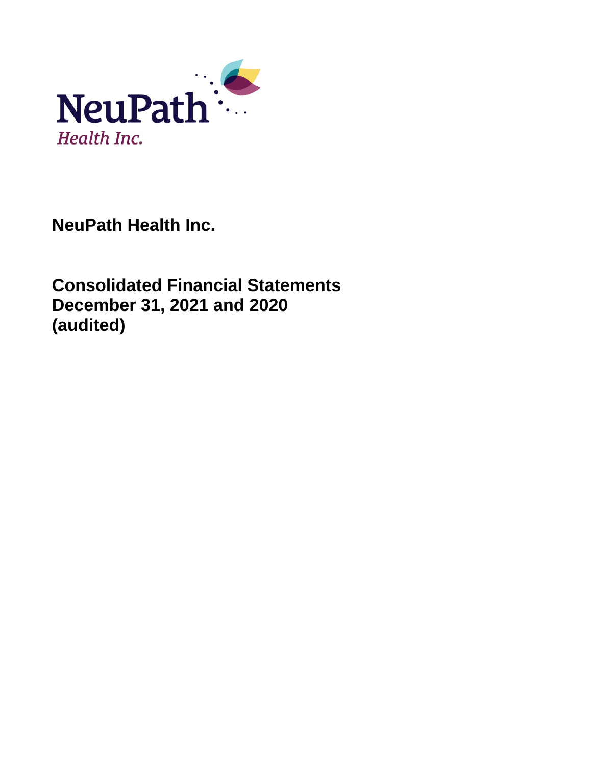NeuPath Health Inc.

# NeuPath Health Inc.

## Consolidated Financial Statements
## December 31, 2021 and 2020
## (audited)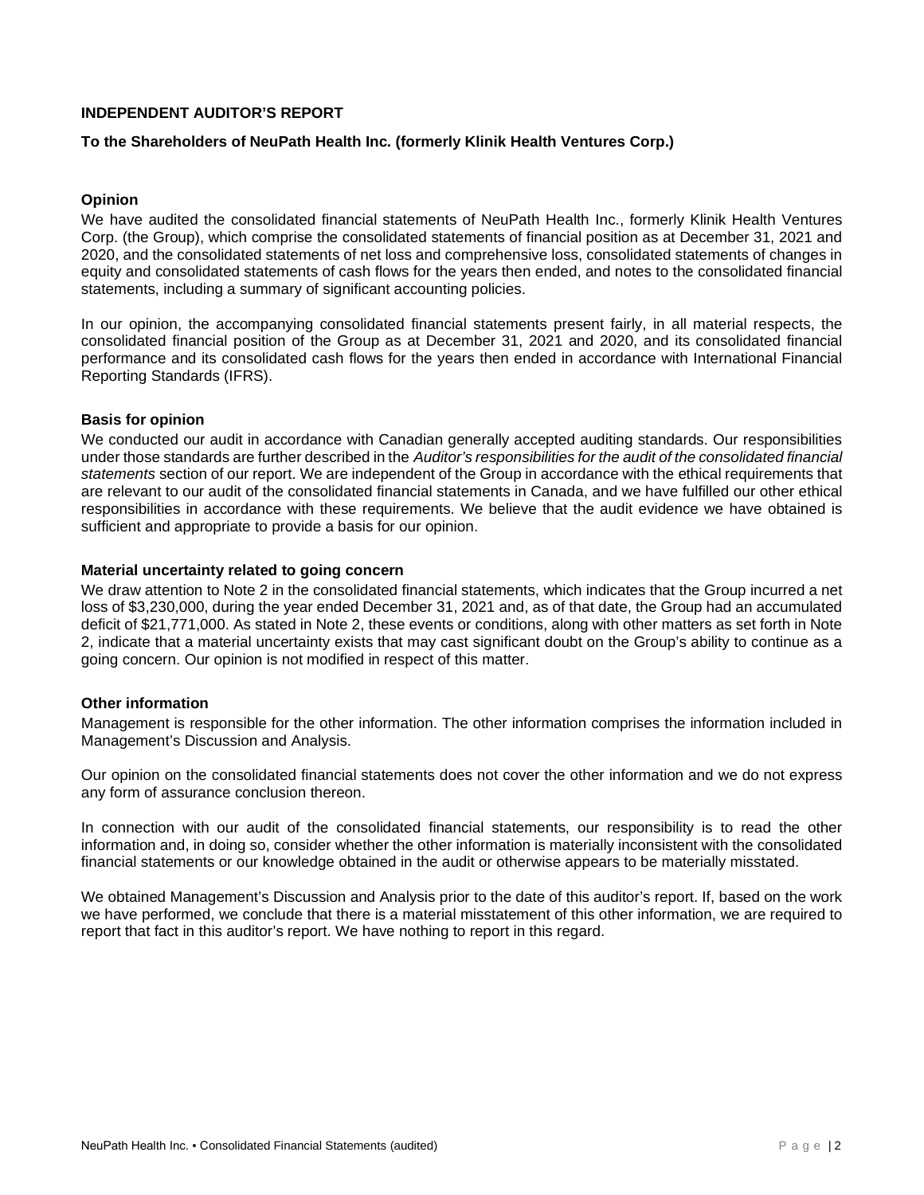## INDEPENDENT AUDITOR'S REPORT

**To the Shareholders of NeuPath Health Inc. (formerly Klinik Health Ventures Corp.)**

### Opinion

We have audited the consolidated financial statements of NeuPath Health Inc., formerly Klinik Health Ventures Corp. (the Group), which comprise the consolidated statements of financial position as at December 31, 2021 and 2020, and the consolidated statements of net loss and comprehensive loss, consolidated statements of changes in equity and consolidated statements of cash flows for the years then ended, and notes to the consolidated financial statements, including a summary of significant accounting policies.

In our opinion, the accompanying consolidated financial statements present fairly, in all material respects, the consolidated financial position of the Group as at December 31, 2021 and 2020, and its consolidated financial performance and its consolidated cash flows for the years then ended in accordance with International Financial Reporting Standards (IFRS).

### Basis for opinion

We conducted our audit in accordance with Canadian generally accepted auditing standards. Our responsibilities under those standards are further described in the *Auditor's responsibilities for the audit of the consolidated financial statements* section of our report. We are independent of the Group in accordance with the ethical requirements that are relevant to our audit of the consolidated financial statements in Canada, and we have fulfilled our other ethical responsibilities in accordance with these requirements. We believe that the audit evidence we have obtained is sufficient and appropriate to provide a basis for our opinion.

### Material uncertainty related to going concern

We draw attention to Note 2 in the consolidated financial statements, which indicates that the Group incurred a net loss of $3,230,000, during the year ended December 31, 2021 and, as of that date, the Group had an accumulated deficit of $21,771,000. As stated in Note 2, these events or conditions, along with other matters as set forth in Note 2, indicate that a material uncertainty exists that may cast significant doubt on the Group's ability to continue as a going concern. Our opinion is not modified in respect of this matter.

### Other information

Management is responsible for the other information. The other information comprises the information included in Management's Discussion and Analysis.

Our opinion on the consolidated financial statements does not cover the other information and we do not express any form of assurance conclusion thereon.

In connection with our audit of the consolidated financial statements, our responsibility is to read the other information and, in doing so, consider whether the other information is materially inconsistent with the consolidated financial statements or our knowledge obtained in the audit or otherwise appears to be materially misstated.

We obtained Management's Discussion and Analysis prior to the date of this auditor's report. If, based on the work we have performed, we conclude that there is a material misstatement of this other information, we are required to report that fact in this auditor's report. We have nothing to report in this regard.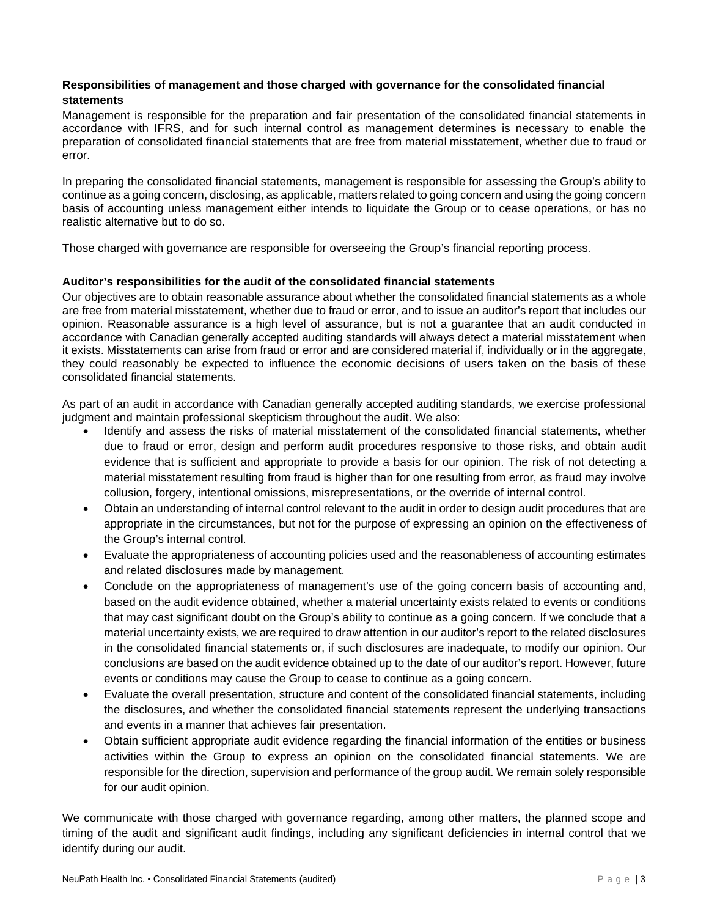### Responsibilities of management and those charged with governance for the consolidated financial statements

Management is responsible for the preparation and fair presentation of the consolidated financial statements in accordance with IFRS, and for such internal control as management determines is necessary to enable the preparation of consolidated financial statements that are free from material misstatement, whether due to fraud or error.

In preparing the consolidated financial statements, management is responsible for assessing the Group's ability to continue as a going concern, disclosing, as applicable, matters related to going concern and using the going concern basis of accounting unless management either intends to liquidate the Group or to cease operations, or has no realistic alternative but to do so.

Those charged with governance are responsible for overseeing the Group's financial reporting process.

### Auditor's responsibilities for the audit of the consolidated financial statements

Our objectives are to obtain reasonable assurance about whether the consolidated financial statements as a whole are free from material misstatement, whether due to fraud or error, and to issue an auditor's report that includes our opinion. Reasonable assurance is a high level of assurance, but is not a guarantee that an audit conducted in accordance with Canadian generally accepted auditing standards will always detect a material misstatement when it exists. Misstatements can arise from fraud or error and are considered material if, individually or in the aggregate, they could reasonably be expected to influence the economic decisions of users taken on the basis of these consolidated financial statements.

As part of an audit in accordance with Canadian generally accepted auditing standards, we exercise professional judgment and maintain professional skepticism throughout the audit. We also:

- Identify and assess the risks of material misstatement of the consolidated financial statements, whether due to fraud or error, design and perform audit procedures responsive to those risks, and obtain audit evidence that is sufficient and appropriate to provide a basis for our opinion. The risk of not detecting a material misstatement resulting from fraud is higher than for one resulting from error, as fraud may involve collusion, forgery, intentional omissions, misrepresentations, or the override of internal control.
- Obtain an understanding of internal control relevant to the audit in order to design audit procedures that are appropriate in the circumstances, but not for the purpose of expressing an opinion on the effectiveness of the Group's internal control.
- Evaluate the appropriateness of accounting policies used and the reasonableness of accounting estimates and related disclosures made by management.
- Conclude on the appropriateness of management's use of the going concern basis of accounting and, based on the audit evidence obtained, whether a material uncertainty exists related to events or conditions that may cast significant doubt on the Group's ability to continue as a going concern. If we conclude that a material uncertainty exists, we are required to draw attention in our auditor's report to the related disclosures in the consolidated financial statements or, if such disclosures are inadequate, to modify our opinion. Our conclusions are based on the audit evidence obtained up to the date of our auditor's report. However, future events or conditions may cause the Group to cease to continue as a going concern.
- Evaluate the overall presentation, structure and content of the consolidated financial statements, including the disclosures, and whether the consolidated financial statements represent the underlying transactions and events in a manner that achieves fair presentation.
- Obtain sufficient appropriate audit evidence regarding the financial information of the entities or business activities within the Group to express an opinion on the consolidated financial statements. We are responsible for the direction, supervision and performance of the group audit. We remain solely responsible for our audit opinion.

We communicate with those charged with governance regarding, among other matters, the planned scope and timing of the audit and significant audit findings, including any significant deficiencies in internal control that we identify during our audit.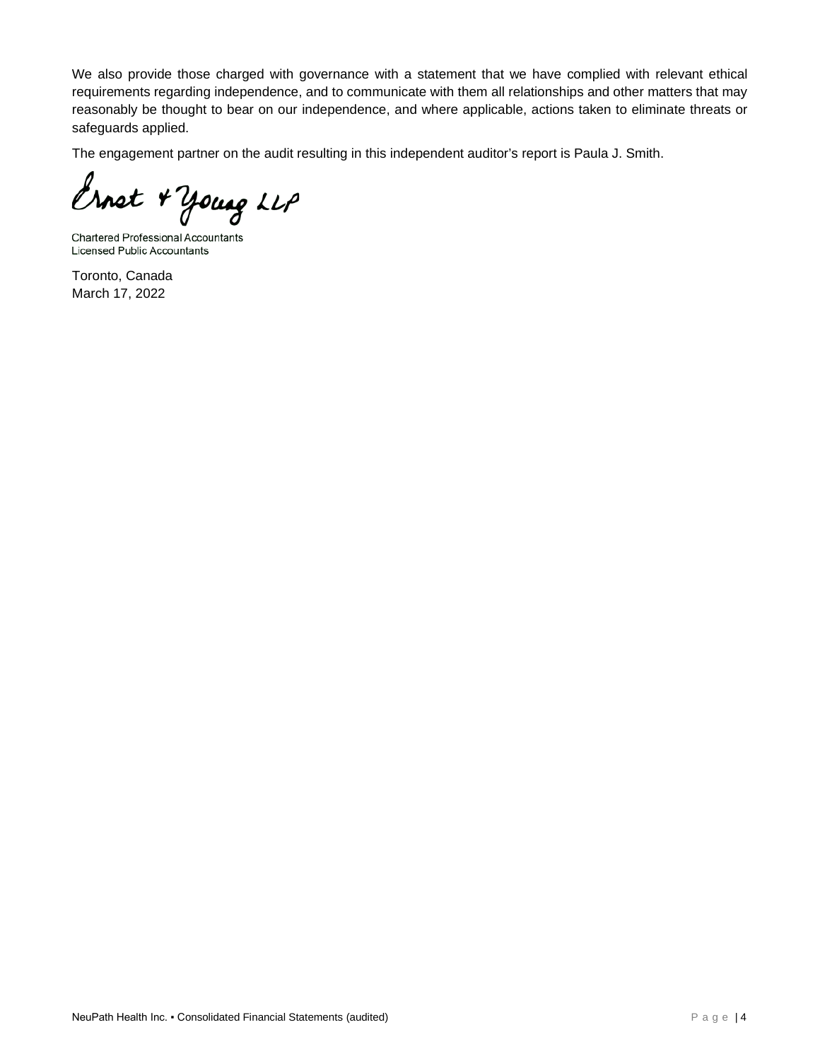We also provide those charged with governance with a statement that we have complied with relevant ethical requirements regarding independence, and to communicate with them all relationships and other matters that may reasonably be thought to bear on our independence, and where applicable, actions taken to eliminate threats or safeguards applied.

The engagement partner on the audit resulting in this independent auditor's report is Paula J. Smith.

Ernst & Young LLP

Chartered Professional Accountants
Licensed Public Accountants

Toronto, Canada
March 17, 2022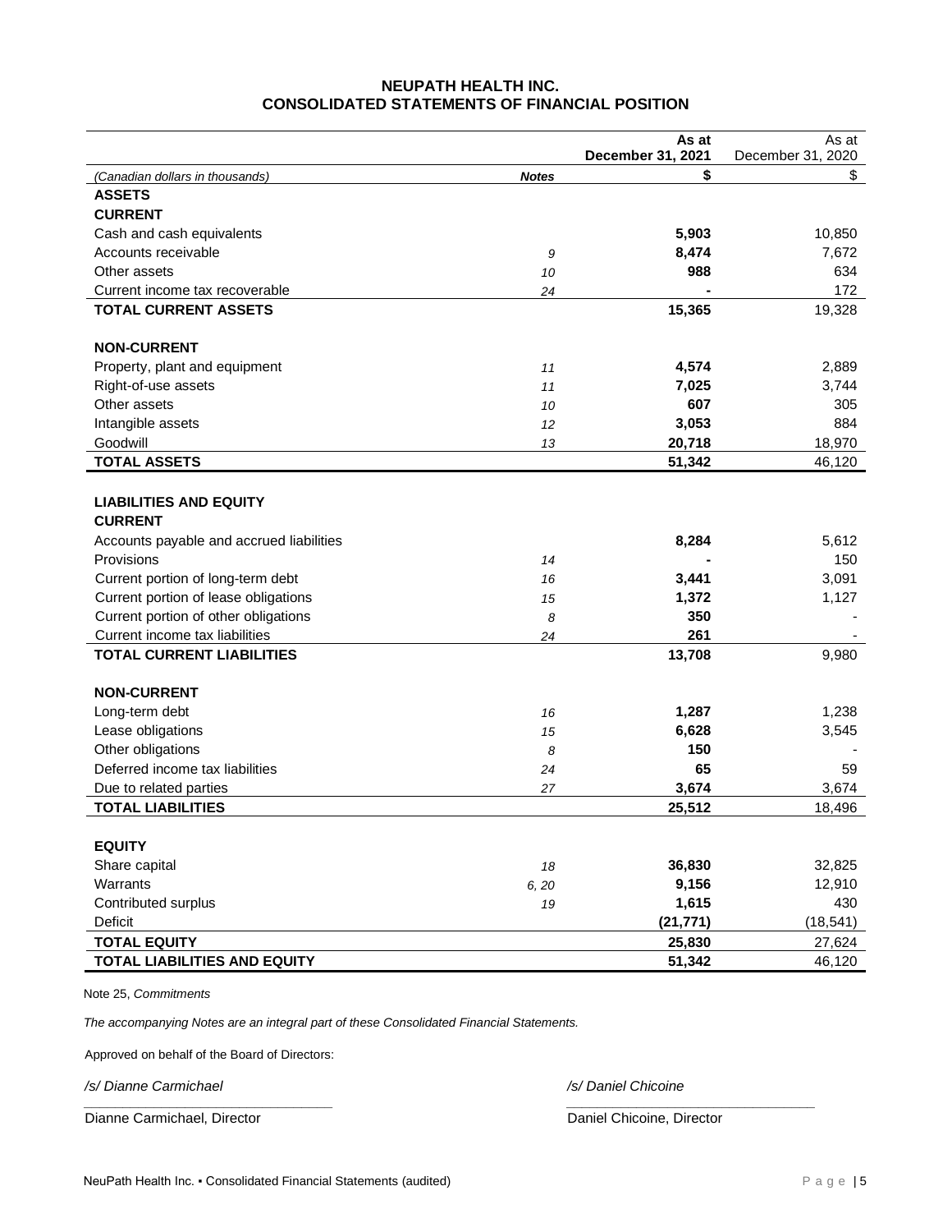# NEUPATH HEALTH INC.
## CONSOLIDATED STATEMENTS OF FINANCIAL POSITION

| *(Canadian dollars in thousands)* | ***Notes*** | **As at December 31, 2021** **$** | As at December 31, 2020 $ |
|---|---|---|---|
| **ASSETS** | | | |
| **CURRENT** | | | |
| Cash and cash equivalents | | **5,903** | 10,850 |
| Accounts receivable | *9* | **8,474** | 7,672 |
| Other assets | *10* | **988** | 634 |
| Current income tax recoverable | *24* | **-** | 172 |
| **TOTAL CURRENT ASSETS** | | **15,365** | 19,328 |
| **NON-CURRENT** | | | |
| Property, plant and equipment | *11* | **4,574** | 2,889 |
| Right-of-use assets | *11* | **7,025** | 3,744 |
| Other assets | *10* | **607** | 305 |
| Intangible assets | *12* | **3,053** | 884 |
| Goodwill | *13* | **20,718** | 18,970 |
| **TOTAL ASSETS** | | **51,342** | 46,120 |
| **LIABILITIES AND EQUITY** | | | |
| **CURRENT** | | | |
| Accounts payable and accrued liabilities | | **8,284** | 5,612 |
| Provisions | *14* | **-** | 150 |
| Current portion of long-term debt | *16* | **3,441** | 3,091 |
| Current portion of lease obligations | *15* | **1,372** | 1,127 |
| Current portion of other obligations | *8* | **350** | - |
| Current income tax liabilities | *24* | **261** | - |
| **TOTAL CURRENT LIABILITIES** | | **13,708** | 9,980 |
| **NON-CURRENT** | | | |
| Long-term debt | *16* | **1,287** | 1,238 |
| Lease obligations | *15* | **6,628** | 3,545 |
| Other obligations | *8* | **150** | - |
| Deferred income tax liabilities | *24* | **65** | 59 |
| Due to related parties | *27* | **3,674** | 3,674 |
| **TOTAL LIABILITIES** | | **25,512** | 18,496 |
| **EQUITY** | | | |
| Share capital | *18* | **36,830** | 32,825 |
| Warrants | *6, 20* | **9,156** | 12,910 |
| Contributed surplus | *19* | **1,615** | 430 |
| Deficit | | **(21,771)** | (18,541) |
| **TOTAL EQUITY** | | **25,830** | 27,624 |
| **TOTAL LIABILITIES AND EQUITY** | | **51,342** | 46,120 |

Note 25, *Commitments*

*The accompanying Notes are an integral part of these Consolidated Financial Statements.*

Approved on behalf of the Board of Directors:

*/s/ Dianne Carmichael*
Dianne Carmichael, Director

*/s/ Daniel Chicoine*
Daniel Chicoine, Director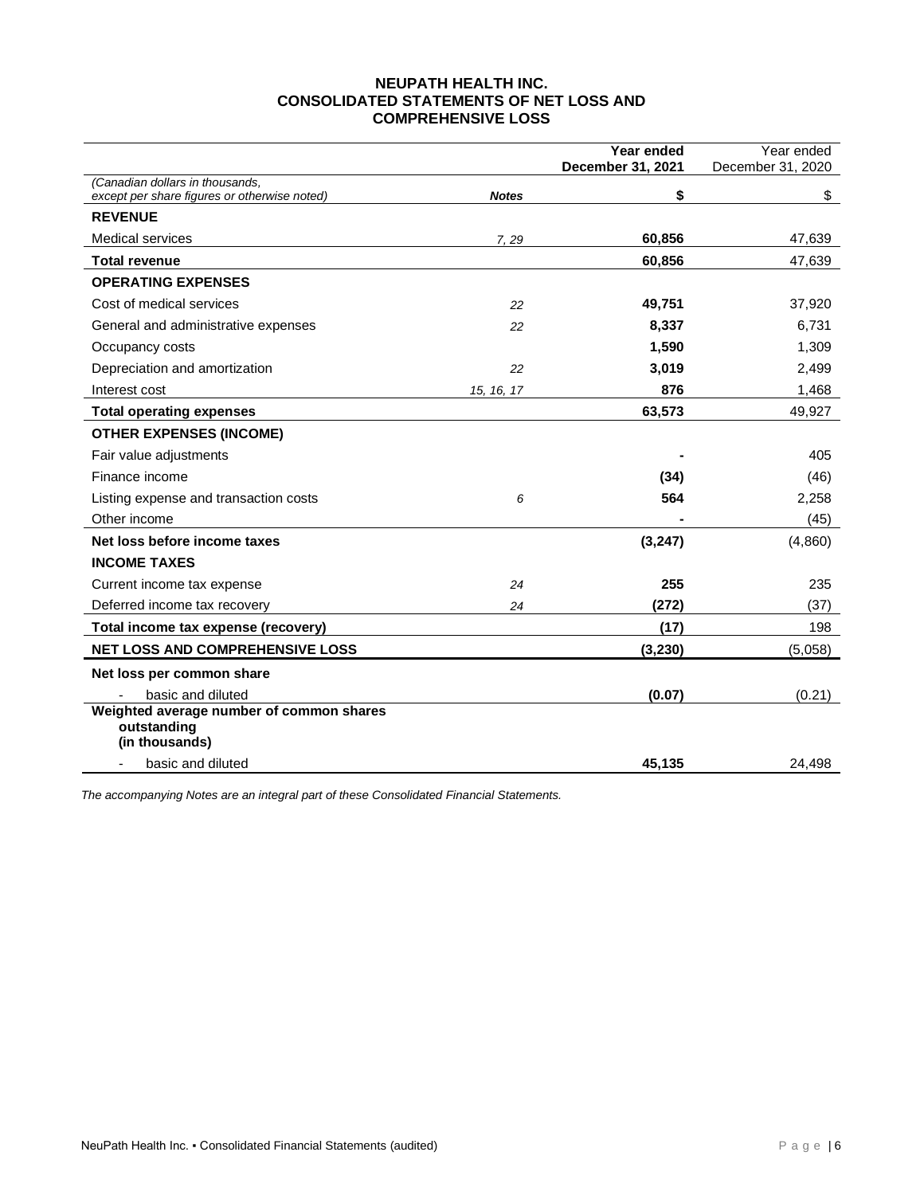# NEUPATH HEALTH INC.
## CONSOLIDATED STATEMENTS OF NET LOSS AND COMPREHENSIVE LOSS

| *(Canadian dollars in thousands, except per share figures or otherwise noted)* | ***Notes*** | **Year ended December 31, 2021** **$** | Year ended December 31, 2020 $ |
|---|---|---|---|
| **REVENUE** | | | |
| Medical services | *7, 29* | **60,856** | 47,639 |
| **Total revenue** | | **60,856** | 47,639 |
| **OPERATING EXPENSES** | | | |
| Cost of medical services | *22* | **49,751** | 37,920 |
| General and administrative expenses | *22* | **8,337** | 6,731 |
| Occupancy costs | | **1,590** | 1,309 |
| Depreciation and amortization | *22* | **3,019** | 2,499 |
| Interest cost | *15, 16, 17* | **876** | 1,468 |
| **Total operating expenses** | | **63,573** | 49,927 |
| **OTHER EXPENSES (INCOME)** | | | |
| Fair value adjustments | | **-** | 405 |
| Finance income | | **(34)** | (46) |
| Listing expense and transaction costs | *6* | **564** | 2,258 |
| Other income | | **-** | (45) |
| **Net loss before income taxes** | | **(3,247)** | (4,860) |
| **INCOME TAXES** | | | |
| Current income tax expense | *24* | **255** | 235 |
| Deferred income tax recovery | *24* | **(272)** | (37) |
| **Total income tax expense (recovery)** | | **(17)** | 198 |
| **NET LOSS AND COMPREHENSIVE LOSS** | | **(3,230)** | (5,058) |
| **Net loss per common share** | | | |
| - basic and diluted | | **(0.07)** | (0.21) |
| **Weighted average number of common shares outstanding (in thousands)** | | | |
| - basic and diluted | | **45,135** | 24,498 |

*The accompanying Notes are an integral part of these Consolidated Financial Statements.*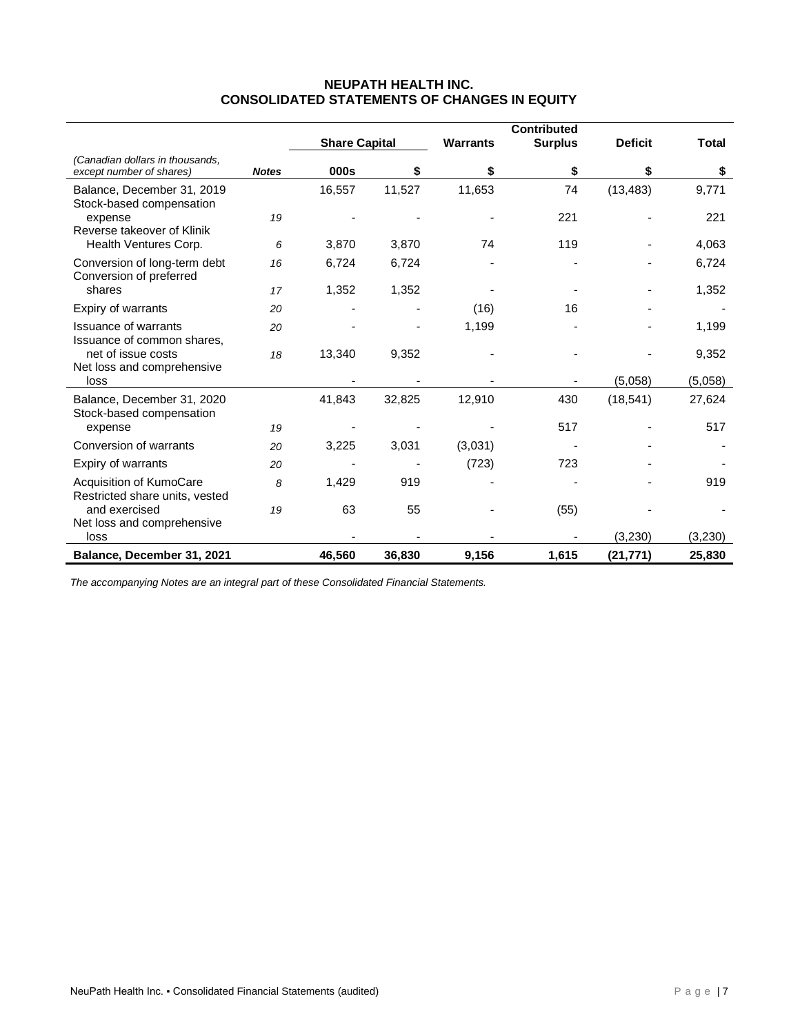# NEUPATH HEALTH INC.
# CONSOLIDATED STATEMENTS OF CHANGES IN EQUITY

| | | Share Capital | | Warrants | Contributed Surplus | Deficit | Total |
|---|---|---|---|---|---|---|---|
| *(Canadian dollars in thousands, except number of shares)* | ***Notes*** | **000s** | **$** | **$** | **$** | **$** | **$** |
| Balance, December 31, 2019 | | 16,557 | 11,527 | 11,653 | 74 | (13,483) | 9,771 |
| Stock-based compensation expense | *19* | - | - | - | 221 | - | 221 |
| Reverse takeover of Klinik Health Ventures Corp. | *6* | 3,870 | 3,870 | 74 | 119 | - | 4,063 |
| Conversion of long-term debt | *16* | 6,724 | 6,724 | - | - | - | 6,724 |
| Conversion of preferred shares | *17* | 1,352 | 1,352 | - | - | - | 1,352 |
| Expiry of warrants | *20* | - | - | (16) | 16 | - | - |
| Issuance of warrants | *20* | - | - | 1,199 | - | - | 1,199 |
| Issuance of common shares, net of issue costs | *18* | 13,340 | 9,352 | - | - | - | 9,352 |
| Net loss and comprehensive loss | | - | - | - | - | (5,058) | (5,058) |
| Balance, December 31, 2020 | | 41,843 | 32,825 | 12,910 | 430 | (18,541) | 27,624 |
| Stock-based compensation expense | *19* | - | - | - | 517 | - | 517 |
| Conversion of warrants | *20* | 3,225 | 3,031 | (3,031) | - | - | - |
| Expiry of warrants | *20* | - | - | (723) | 723 | - | - |
| Acquisition of KumoCare | *8* | 1,429 | 919 | - | - | - | 919 |
| Restricted share units, vested and exercised | *19* | 63 | 55 | - | (55) | - | - |
| Net loss and comprehensive loss | | - | - | - | - | (3,230) | (3,230) |
| **Balance, December 31, 2021** | | **46,560** | **36,830** | **9,156** | **1,615** | **(21,771)** | **25,830** |

*The accompanying Notes are an integral part of these Consolidated Financial Statements.*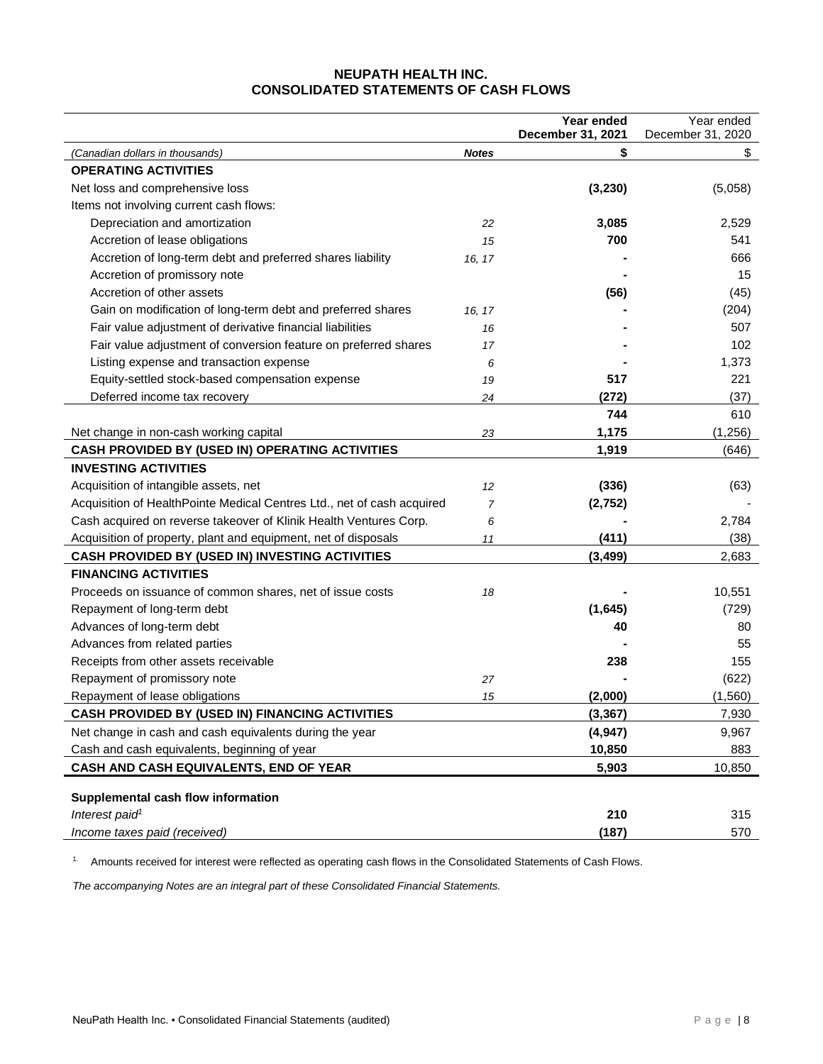# NEUPATH HEALTH INC.
# CONSOLIDATED STATEMENTS OF CASH FLOWS

| *(Canadian dollars in thousands)* | ***Notes*** | **Year ended December 31, 2021** **$** | Year ended December 31, 2020 $ |
|---|---|---|---|
| **OPERATING ACTIVITIES** | | | |
| Net loss and comprehensive loss | | **(3,230)** | (5,058) |
| Items not involving current cash flows: | | | |
| Depreciation and amortization | *22* | **3,085** | 2,529 |
| Accretion of lease obligations | *15* | **700** | 541 |
| Accretion of long-term debt and preferred shares liability | *16, 17* | **-** | 666 |
| Accretion of promissory note | | **-** | 15 |
| Accretion of other assets | | **(56)** | (45) |
| Gain on modification of long-term debt and preferred shares | *16, 17* | **-** | (204) |
| Fair value adjustment of derivative financial liabilities | *16* | **-** | 507 |
| Fair value adjustment of conversion feature on preferred shares | *17* | **-** | 102 |
| Listing expense and transaction expense | *6* | **-** | 1,373 |
| Equity-settled stock-based compensation expense | *19* | **517** | 221 |
| Deferred income tax recovery | *24* | **(272)** | (37) |
| | | **744** | 610 |
| Net change in non-cash working capital | *23* | **1,175** | (1,256) |
| **CASH PROVIDED BY (USED IN) OPERATING ACTIVITIES** | | **1,919** | (646) |
| **INVESTING ACTIVITIES** | | | |
| Acquisition of intangible assets, net | *12* | **(336)** | (63) |
| Acquisition of HealthPointe Medical Centres Ltd., net of cash acquired | *7* | **(2,752)** | - |
| Cash acquired on reverse takeover of Klinik Health Ventures Corp. | *6* | **-** | 2,784 |
| Acquisition of property, plant and equipment, net of disposals | *11* | **(411)** | (38) |
| **CASH PROVIDED BY (USED IN) INVESTING ACTIVITIES** | | **(3,499)** | 2,683 |
| **FINANCING ACTIVITIES** | | | |
| Proceeds on issuance of common shares, net of issue costs | *18* | **-** | 10,551 |
| Repayment of long-term debt | | **(1,645)** | (729) |
| Advances of long-term debt | | **40** | 80 |
| Advances from related parties | | **-** | 55 |
| Receipts from other assets receivable | | **238** | 155 |
| Repayment of promissory note | *27* | **-** | (622) |
| Repayment of lease obligations | *15* | **(2,000)** | (1,560) |
| **CASH PROVIDED BY (USED IN) FINANCING ACTIVITIES** | | **(3,367)** | 7,930 |
| Net change in cash and cash equivalents during the year | | **(4,947)** | 9,967 |
| Cash and cash equivalents, beginning of year | | **10,850** | 883 |
| **CASH AND CASH EQUIVALENTS, END OF YEAR** | | **5,903** | 10,850 |
| | | | |
| **Supplemental cash flow information** | | | |
| *Interest paid[1]* | | **210** | 315 |
| *Income taxes paid (received)* | | **(187)** | 570 |

1. Amounts received for interest were reflected as operating cash flows in the Consolidated Statements of Cash Flows.

*The accompanying Notes are an integral part of these Consolidated Financial Statements.*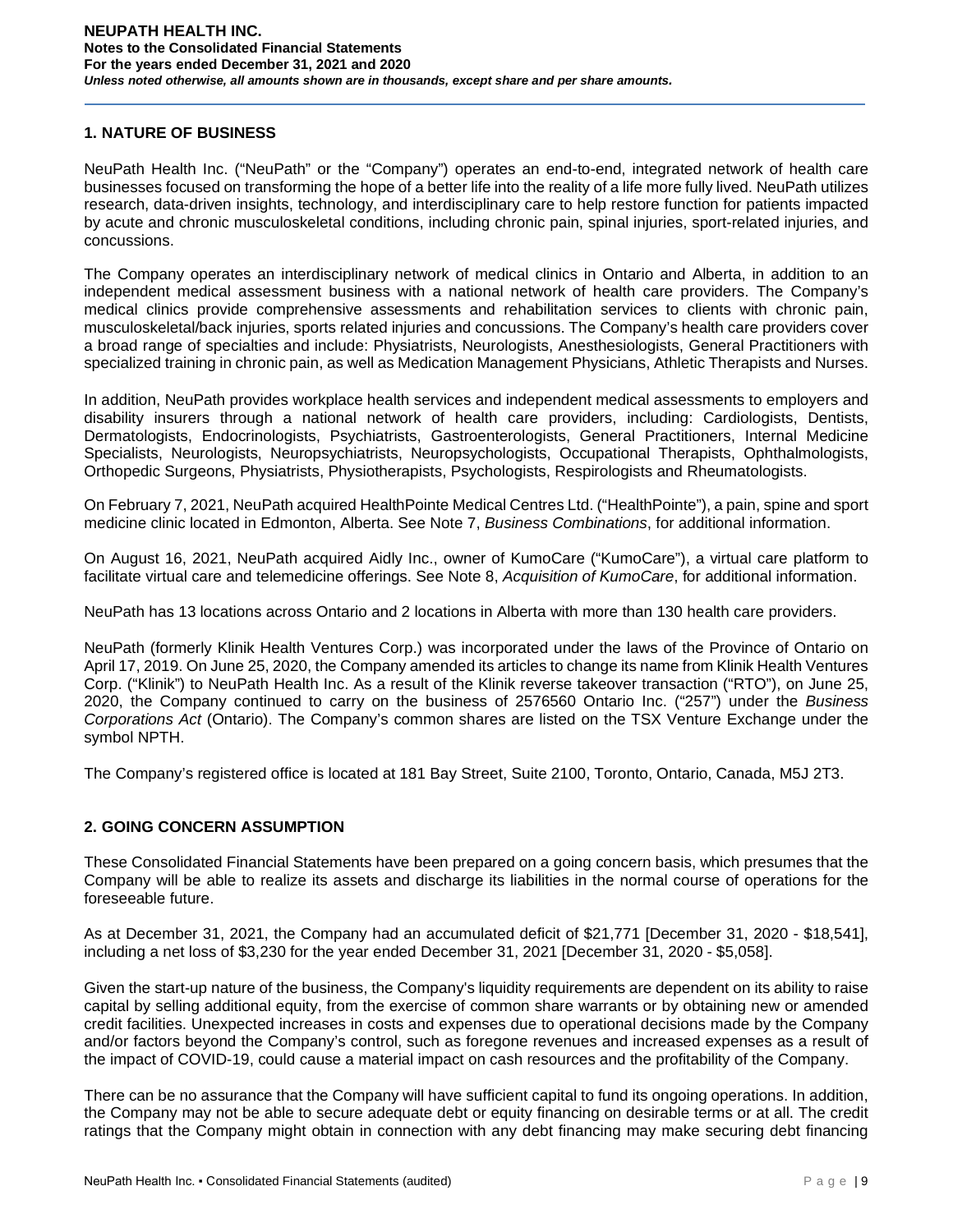## 1. NATURE OF BUSINESS

NeuPath Health Inc. ("NeuPath" or the "Company") operates an end-to-end, integrated network of health care businesses focused on transforming the hope of a better life into the reality of a life more fully lived. NeuPath utilizes research, data-driven insights, technology, and interdisciplinary care to help restore function for patients impacted by acute and chronic musculoskeletal conditions, including chronic pain, spinal injuries, sport-related injuries, and concussions.

The Company operates an interdisciplinary network of medical clinics in Ontario and Alberta, in addition to an independent medical assessment business with a national network of health care providers. The Company's medical clinics provide comprehensive assessments and rehabilitation services to clients with chronic pain, musculoskeletal/back injuries, sports related injuries and concussions. The Company's health care providers cover a broad range of specialties and include: Physiatrists, Neurologists, Anesthesiologists, General Practitioners with specialized training in chronic pain, as well as Medication Management Physicians, Athletic Therapists and Nurses.

In addition, NeuPath provides workplace health services and independent medical assessments to employers and disability insurers through a national network of health care providers, including: Cardiologists, Dentists, Dermatologists, Endocrinologists, Psychiatrists, Gastroenterologists, General Practitioners, Internal Medicine Specialists, Neurologists, Neuropsychiatrists, Neuropsychologists, Occupational Therapists, Ophthalmologists, Orthopedic Surgeons, Physiatrists, Physiotherapists, Psychologists, Respirologists and Rheumatologists.

On February 7, 2021, NeuPath acquired HealthPointe Medical Centres Ltd. ("HealthPointe"), a pain, spine and sport medicine clinic located in Edmonton, Alberta. See Note 7, *Business Combinations*, for additional information.

On August 16, 2021, NeuPath acquired Aidly Inc., owner of KumoCare ("KumoCare"), a virtual care platform to facilitate virtual care and telemedicine offerings. See Note 8, *Acquisition of KumoCare*, for additional information.

NeuPath has 13 locations across Ontario and 2 locations in Alberta with more than 130 health care providers.

NeuPath (formerly Klinik Health Ventures Corp.) was incorporated under the laws of the Province of Ontario on April 17, 2019. On June 25, 2020, the Company amended its articles to change its name from Klinik Health Ventures Corp. ("Klinik") to NeuPath Health Inc. As a result of the Klinik reverse takeover transaction ("RTO"), on June 25, 2020, the Company continued to carry on the business of 2576560 Ontario Inc. ("257") under the *Business Corporations Act* (Ontario). The Company's common shares are listed on the TSX Venture Exchange under the symbol NPTH.

The Company's registered office is located at 181 Bay Street, Suite 2100, Toronto, Ontario, Canada, M5J 2T3.

## 2. GOING CONCERN ASSUMPTION

These Consolidated Financial Statements have been prepared on a going concern basis, which presumes that the Company will be able to realize its assets and discharge its liabilities in the normal course of operations for the foreseeable future.

As at December 31, 2021, the Company had an accumulated deficit of $21,771 [December 31, 2020 - $18,541], including a net loss of $3,230 for the year ended December 31, 2021 [December 31, 2020 - $5,058].

Given the start-up nature of the business, the Company's liquidity requirements are dependent on its ability to raise capital by selling additional equity, from the exercise of common share warrants or by obtaining new or amended credit facilities. Unexpected increases in costs and expenses due to operational decisions made by the Company and/or factors beyond the Company's control, such as foregone revenues and increased expenses as a result of the impact of COVID-19, could cause a material impact on cash resources and the profitability of the Company.

There can be no assurance that the Company will have sufficient capital to fund its ongoing operations. In addition, the Company may not be able to secure adequate debt or equity financing on desirable terms or at all. The credit ratings that the Company might obtain in connection with any debt financing may make securing debt financing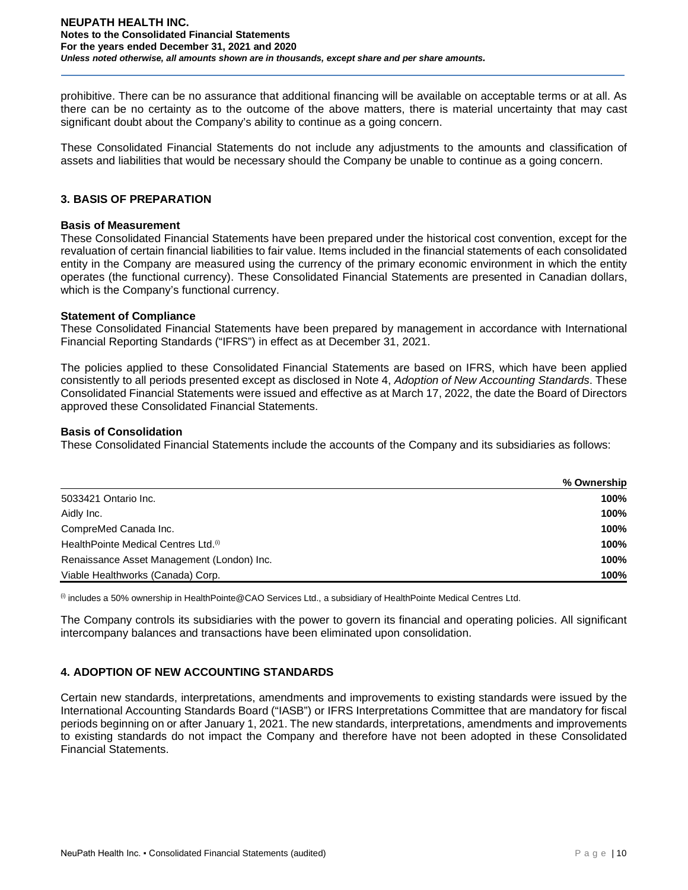prohibitive. There can be no assurance that additional financing will be available on acceptable terms or at all. As there can be no certainty as to the outcome of the above matters, there is material uncertainty that may cast significant doubt about the Company's ability to continue as a going concern.

These Consolidated Financial Statements do not include any adjustments to the amounts and classification of assets and liabilities that would be necessary should the Company be unable to continue as a going concern.

## 3. BASIS OF PREPARATION

**Basis of Measurement**

These Consolidated Financial Statements have been prepared under the historical cost convention, except for the revaluation of certain financial liabilities to fair value. Items included in the financial statements of each consolidated entity in the Company are measured using the currency of the primary economic environment in which the entity operates (the functional currency). These Consolidated Financial Statements are presented in Canadian dollars, which is the Company's functional currency.

**Statement of Compliance**

These Consolidated Financial Statements have been prepared by management in accordance with International Financial Reporting Standards ("IFRS") in effect as at December 31, 2021.

The policies applied to these Consolidated Financial Statements are based on IFRS, which have been applied consistently to all periods presented except as disclosed in Note 4, *Adoption of New Accounting Standards*. These Consolidated Financial Statements were issued and effective as at March 17, 2022, the date the Board of Directors approved these Consolidated Financial Statements.

**Basis of Consolidation**

These Consolidated Financial Statements include the accounts of the Company and its subsidiaries as follows:

| | % Ownership |
|---|---|
| 5033421 Ontario Inc. | **100%** |
| Aidly Inc. | **100%** |
| CompreMed Canada Inc. | **100%** |
| HealthPointe Medical Centres Ltd.[(i)] | **100%** |
| Renaissance Asset Management (London) Inc. | **100%** |
| Viable Healthworks (Canada) Corp. | **100%** |

[(i)] includes a 50% ownership in HealthPointe@CAO Services Ltd., a subsidiary of HealthPointe Medical Centres Ltd.

The Company controls its subsidiaries with the power to govern its financial and operating policies. All significant intercompany balances and transactions have been eliminated upon consolidation.

## 4. ADOPTION OF NEW ACCOUNTING STANDARDS

Certain new standards, interpretations, amendments and improvements to existing standards were issued by the International Accounting Standards Board ("IASB") or IFRS Interpretations Committee that are mandatory for fiscal periods beginning on or after January 1, 2021. The new standards, interpretations, amendments and improvements to existing standards do not impact the Company and therefore have not been adopted in these Consolidated Financial Statements.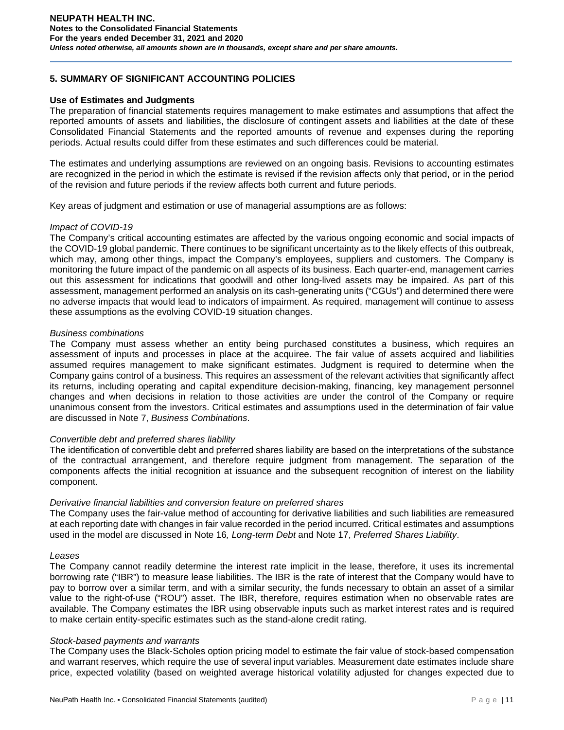## 5. SUMMARY OF SIGNIFICANT ACCOUNTING POLICIES

### Use of Estimates and Judgments

The preparation of financial statements requires management to make estimates and assumptions that affect the reported amounts of assets and liabilities, the disclosure of contingent assets and liabilities at the date of these Consolidated Financial Statements and the reported amounts of revenue and expenses during the reporting periods. Actual results could differ from these estimates and such differences could be material.

The estimates and underlying assumptions are reviewed on an ongoing basis. Revisions to accounting estimates are recognized in the period in which the estimate is revised if the revision affects only that period, or in the period of the revision and future periods if the review affects both current and future periods.

Key areas of judgment and estimation or use of managerial assumptions are as follows:

*Impact of COVID-19*

The Company's critical accounting estimates are affected by the various ongoing economic and social impacts of the COVID-19 global pandemic. There continues to be significant uncertainty as to the likely effects of this outbreak, which may, among other things, impact the Company's employees, suppliers and customers. The Company is monitoring the future impact of the pandemic on all aspects of its business. Each quarter-end, management carries out this assessment for indications that goodwill and other long-lived assets may be impaired. As part of this assessment, management performed an analysis on its cash-generating units ("CGUs") and determined there were no adverse impacts that would lead to indicators of impairment. As required, management will continue to assess these assumptions as the evolving COVID-19 situation changes.

*Business combinations*

The Company must assess whether an entity being purchased constitutes a business, which requires an assessment of inputs and processes in place at the acquiree. The fair value of assets acquired and liabilities assumed requires management to make significant estimates. Judgment is required to determine when the Company gains control of a business. This requires an assessment of the relevant activities that significantly affect its returns, including operating and capital expenditure decision-making, financing, key management personnel changes and when decisions in relation to those activities are under the control of the Company or require unanimous consent from the investors. Critical estimates and assumptions used in the determination of fair value are discussed in Note 7, *Business Combinations*.

*Convertible debt and preferred shares liability*

The identification of convertible debt and preferred shares liability are based on the interpretations of the substance of the contractual arrangement, and therefore require judgment from management. The separation of the components affects the initial recognition at issuance and the subsequent recognition of interest on the liability component.

*Derivative financial liabilities and conversion feature on preferred shares*

The Company uses the fair-value method of accounting for derivative liabilities and such liabilities are remeasured at each reporting date with changes in fair value recorded in the period incurred. Critical estimates and assumptions used in the model are discussed in Note 16*, Long-term Debt* and Note 17, *Preferred Shares Liability*.

*Leases*

The Company cannot readily determine the interest rate implicit in the lease, therefore, it uses its incremental borrowing rate ("IBR") to measure lease liabilities. The IBR is the rate of interest that the Company would have to pay to borrow over a similar term, and with a similar security, the funds necessary to obtain an asset of a similar value to the right-of-use ("ROU") asset. The IBR, therefore, requires estimation when no observable rates are available. The Company estimates the IBR using observable inputs such as market interest rates and is required to make certain entity-specific estimates such as the stand-alone credit rating.

*Stock-based payments and warrants*

The Company uses the Black-Scholes option pricing model to estimate the fair value of stock-based compensation and warrant reserves, which require the use of several input variables. Measurement date estimates include share price, expected volatility (based on weighted average historical volatility adjusted for changes expected due to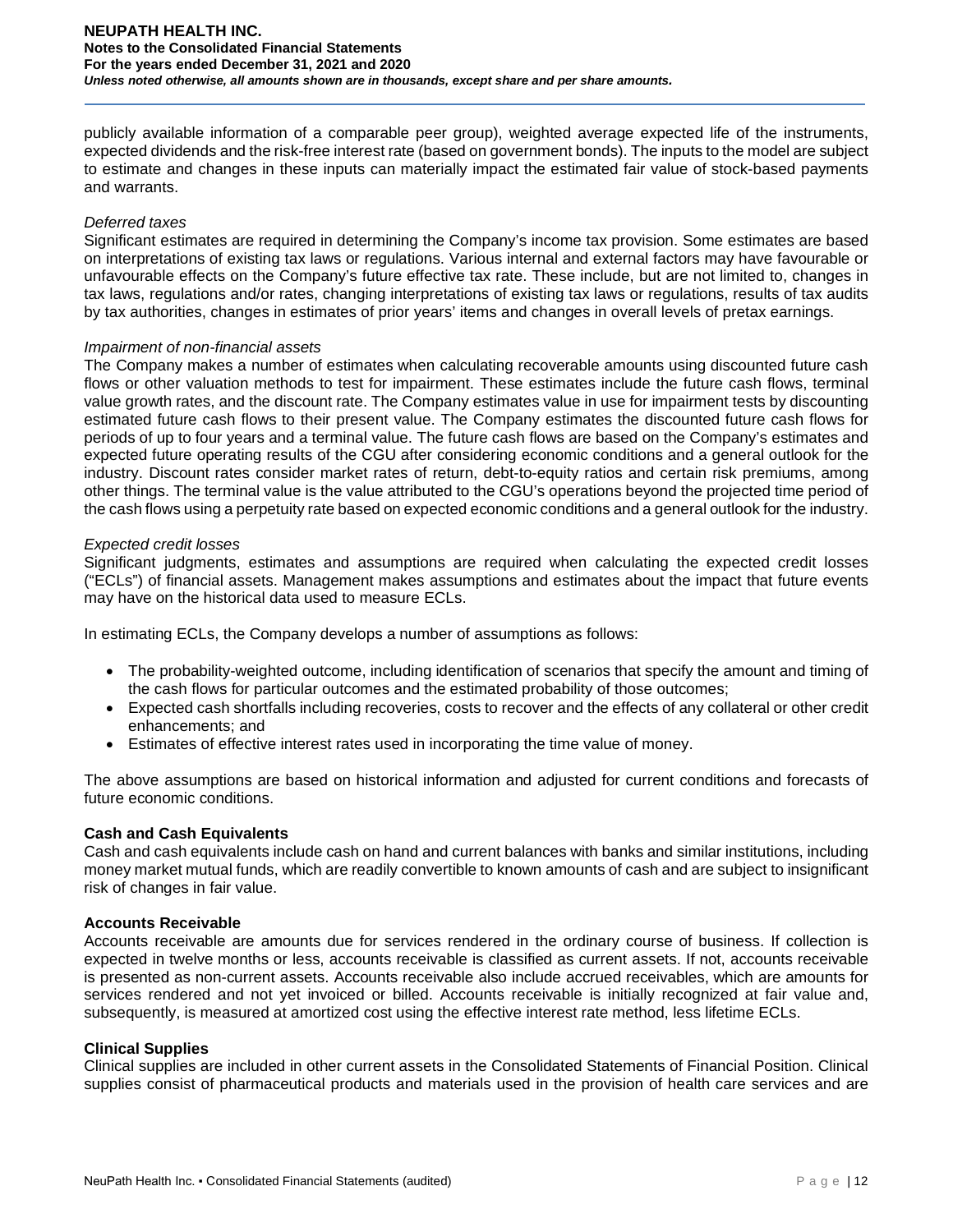publicly available information of a comparable peer group), weighted average expected life of the instruments, expected dividends and the risk-free interest rate (based on government bonds). The inputs to the model are subject to estimate and changes in these inputs can materially impact the estimated fair value of stock-based payments and warrants.

*Deferred taxes*

Significant estimates are required in determining the Company's income tax provision. Some estimates are based on interpretations of existing tax laws or regulations. Various internal and external factors may have favourable or unfavourable effects on the Company's future effective tax rate. These include, but are not limited to, changes in tax laws, regulations and/or rates, changing interpretations of existing tax laws or regulations, results of tax audits by tax authorities, changes in estimates of prior years' items and changes in overall levels of pretax earnings.

*Impairment of non-financial assets*

The Company makes a number of estimates when calculating recoverable amounts using discounted future cash flows or other valuation methods to test for impairment. These estimates include the future cash flows, terminal value growth rates, and the discount rate. The Company estimates value in use for impairment tests by discounting estimated future cash flows to their present value. The Company estimates the discounted future cash flows for periods of up to four years and a terminal value. The future cash flows are based on the Company's estimates and expected future operating results of the CGU after considering economic conditions and a general outlook for the industry. Discount rates consider market rates of return, debt-to-equity ratios and certain risk premiums, among other things. The terminal value is the value attributed to the CGU's operations beyond the projected time period of the cash flows using a perpetuity rate based on expected economic conditions and a general outlook for the industry.

*Expected credit losses*

Significant judgments, estimates and assumptions are required when calculating the expected credit losses ("ECLs") of financial assets. Management makes assumptions and estimates about the impact that future events may have on the historical data used to measure ECLs.

In estimating ECLs, the Company develops a number of assumptions as follows:

- The probability-weighted outcome, including identification of scenarios that specify the amount and timing of the cash flows for particular outcomes and the estimated probability of those outcomes;
- Expected cash shortfalls including recoveries, costs to recover and the effects of any collateral or other credit enhancements; and
- Estimates of effective interest rates used in incorporating the time value of money.

The above assumptions are based on historical information and adjusted for current conditions and forecasts of future economic conditions.

**Cash and Cash Equivalents**

Cash and cash equivalents include cash on hand and current balances with banks and similar institutions, including money market mutual funds, which are readily convertible to known amounts of cash and are subject to insignificant risk of changes in fair value.

**Accounts Receivable**

Accounts receivable are amounts due for services rendered in the ordinary course of business. If collection is expected in twelve months or less, accounts receivable is classified as current assets. If not, accounts receivable is presented as non-current assets. Accounts receivable also include accrued receivables, which are amounts for services rendered and not yet invoiced or billed. Accounts receivable is initially recognized at fair value and, subsequently, is measured at amortized cost using the effective interest rate method, less lifetime ECLs.

**Clinical Supplies**

Clinical supplies are included in other current assets in the Consolidated Statements of Financial Position. Clinical supplies consist of pharmaceutical products and materials used in the provision of health care services and are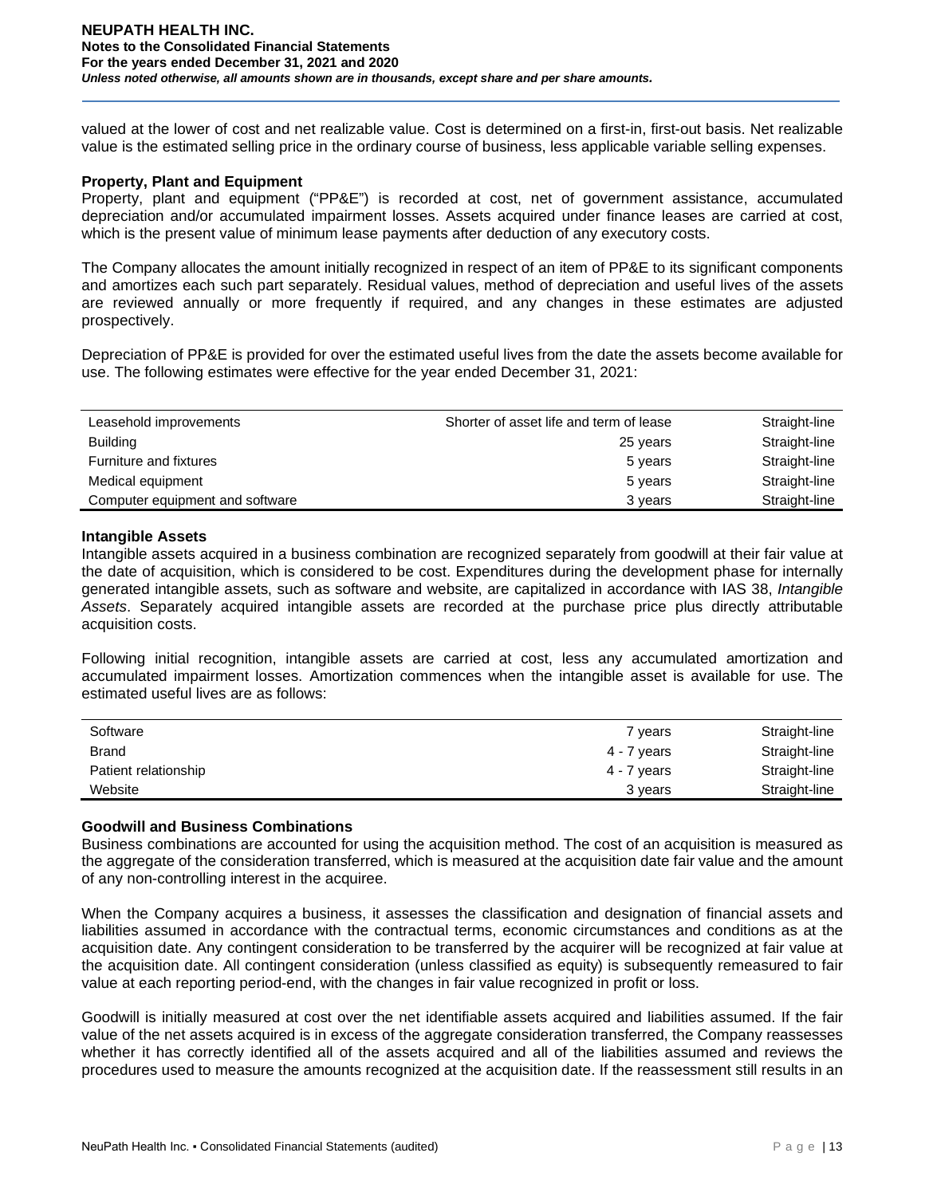valued at the lower of cost and net realizable value. Cost is determined on a first-in, first-out basis. Net realizable value is the estimated selling price in the ordinary course of business, less applicable variable selling expenses.

**Property, Plant and Equipment**

Property, plant and equipment ("PP&E") is recorded at cost, net of government assistance, accumulated depreciation and/or accumulated impairment losses. Assets acquired under finance leases are carried at cost, which is the present value of minimum lease payments after deduction of any executory costs.

The Company allocates the amount initially recognized in respect of an item of PP&E to its significant components and amortizes each such part separately. Residual values, method of depreciation and useful lives of the assets are reviewed annually or more frequently if required, and any changes in these estimates are adjusted prospectively.

Depreciation of PP&E is provided for over the estimated useful lives from the date the assets become available for use. The following estimates were effective for the year ended December 31, 2021:

| | | |
|---|---|---|
| Leasehold improvements | Shorter of asset life and term of lease | Straight-line |
| Building | 25 years | Straight-line |
| Furniture and fixtures | 5 years | Straight-line |
| Medical equipment | 5 years | Straight-line |
| Computer equipment and software | 3 years | Straight-line |

**Intangible Assets**

Intangible assets acquired in a business combination are recognized separately from goodwill at their fair value at the date of acquisition, which is considered to be cost. Expenditures during the development phase for internally generated intangible assets, such as software and website, are capitalized in accordance with IAS 38, *Intangible Assets*. Separately acquired intangible assets are recorded at the purchase price plus directly attributable acquisition costs.

Following initial recognition, intangible assets are carried at cost, less any accumulated amortization and accumulated impairment losses. Amortization commences when the intangible asset is available for use. The estimated useful lives are as follows:

| | | |
|---|---|---|
| Software | 7 years | Straight-line |
| Brand | 4 - 7 years | Straight-line |
| Patient relationship | 4 - 7 years | Straight-line |
| Website | 3 years | Straight-line |

**Goodwill and Business Combinations**

Business combinations are accounted for using the acquisition method. The cost of an acquisition is measured as the aggregate of the consideration transferred, which is measured at the acquisition date fair value and the amount of any non-controlling interest in the acquiree.

When the Company acquires a business, it assesses the classification and designation of financial assets and liabilities assumed in accordance with the contractual terms, economic circumstances and conditions as at the acquisition date. Any contingent consideration to be transferred by the acquirer will be recognized at fair value at the acquisition date. All contingent consideration (unless classified as equity) is subsequently remeasured to fair value at each reporting period-end, with the changes in fair value recognized in profit or loss.

Goodwill is initially measured at cost over the net identifiable assets acquired and liabilities assumed. If the fair value of the net assets acquired is in excess of the aggregate consideration transferred, the Company reassesses whether it has correctly identified all of the assets acquired and all of the liabilities assumed and reviews the procedures used to measure the amounts recognized at the acquisition date. If the reassessment still results in an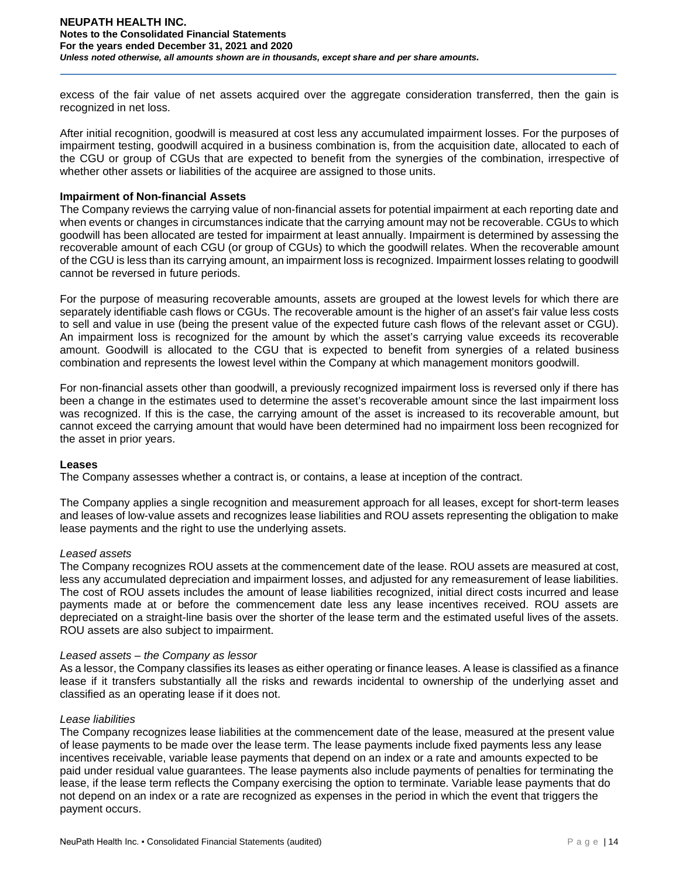excess of the fair value of net assets acquired over the aggregate consideration transferred, then the gain is recognized in net loss.

After initial recognition, goodwill is measured at cost less any accumulated impairment losses. For the purposes of impairment testing, goodwill acquired in a business combination is, from the acquisition date, allocated to each of the CGU or group of CGUs that are expected to benefit from the synergies of the combination, irrespective of whether other assets or liabilities of the acquiree are assigned to those units.

**Impairment of Non-financial Assets**

The Company reviews the carrying value of non-financial assets for potential impairment at each reporting date and when events or changes in circumstances indicate that the carrying amount may not be recoverable. CGUs to which goodwill has been allocated are tested for impairment at least annually. Impairment is determined by assessing the recoverable amount of each CGU (or group of CGUs) to which the goodwill relates. When the recoverable amount of the CGU is less than its carrying amount, an impairment loss is recognized. Impairment losses relating to goodwill cannot be reversed in future periods.

For the purpose of measuring recoverable amounts, assets are grouped at the lowest levels for which there are separately identifiable cash flows or CGUs. The recoverable amount is the higher of an asset's fair value less costs to sell and value in use (being the present value of the expected future cash flows of the relevant asset or CGU). An impairment loss is recognized for the amount by which the asset's carrying value exceeds its recoverable amount. Goodwill is allocated to the CGU that is expected to benefit from synergies of a related business combination and represents the lowest level within the Company at which management monitors goodwill.

For non-financial assets other than goodwill, a previously recognized impairment loss is reversed only if there has been a change in the estimates used to determine the asset's recoverable amount since the last impairment loss was recognized. If this is the case, the carrying amount of the asset is increased to its recoverable amount, but cannot exceed the carrying amount that would have been determined had no impairment loss been recognized for the asset in prior years.

**Leases**

The Company assesses whether a contract is, or contains, a lease at inception of the contract.

The Company applies a single recognition and measurement approach for all leases, except for short-term leases and leases of low-value assets and recognizes lease liabilities and ROU assets representing the obligation to make lease payments and the right to use the underlying assets.

*Leased assets*

The Company recognizes ROU assets at the commencement date of the lease. ROU assets are measured at cost, less any accumulated depreciation and impairment losses, and adjusted for any remeasurement of lease liabilities. The cost of ROU assets includes the amount of lease liabilities recognized, initial direct costs incurred and lease payments made at or before the commencement date less any lease incentives received. ROU assets are depreciated on a straight-line basis over the shorter of the lease term and the estimated useful lives of the assets. ROU assets are also subject to impairment.

*Leased assets – the Company as lessor*

As a lessor, the Company classifies its leases as either operating or finance leases. A lease is classified as a finance lease if it transfers substantially all the risks and rewards incidental to ownership of the underlying asset and classified as an operating lease if it does not.

*Lease liabilities*

The Company recognizes lease liabilities at the commencement date of the lease, measured at the present value of lease payments to be made over the lease term. The lease payments include fixed payments less any lease incentives receivable, variable lease payments that depend on an index or a rate and amounts expected to be paid under residual value guarantees. The lease payments also include payments of penalties for terminating the lease, if the lease term reflects the Company exercising the option to terminate. Variable lease payments that do not depend on an index or a rate are recognized as expenses in the period in which the event that triggers the payment occurs.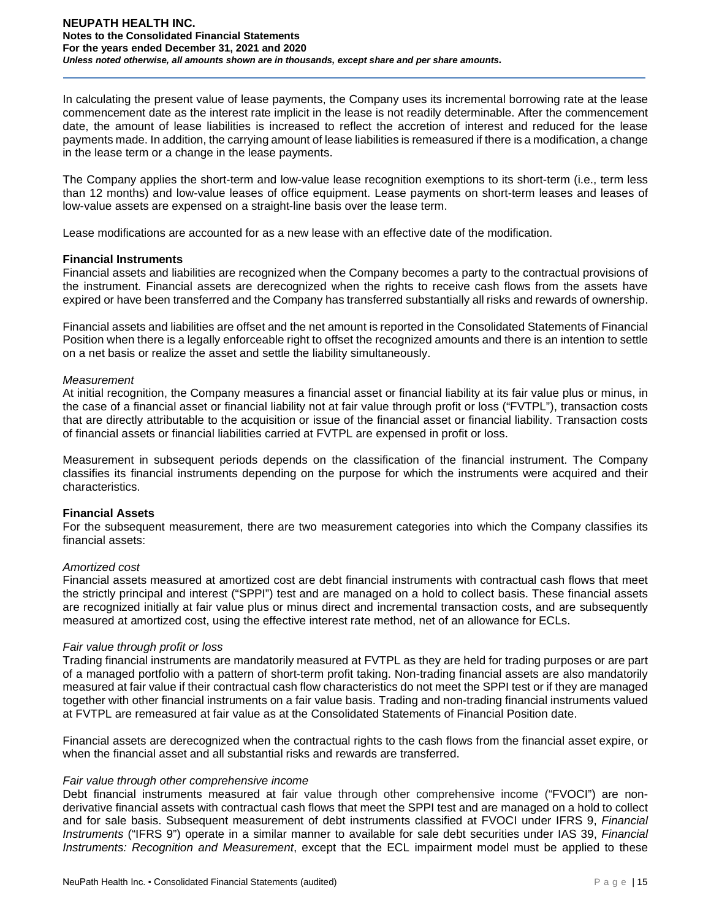In calculating the present value of lease payments, the Company uses its incremental borrowing rate at the lease commencement date as the interest rate implicit in the lease is not readily determinable. After the commencement date, the amount of lease liabilities is increased to reflect the accretion of interest and reduced for the lease payments made. In addition, the carrying amount of lease liabilities is remeasured if there is a modification, a change in the lease term or a change in the lease payments.

The Company applies the short-term and low-value lease recognition exemptions to its short-term (i.e., term less than 12 months) and low-value leases of office equipment. Lease payments on short-term leases and leases of low-value assets are expensed on a straight-line basis over the lease term.

Lease modifications are accounted for as a new lease with an effective date of the modification.

**Financial Instruments**

Financial assets and liabilities are recognized when the Company becomes a party to the contractual provisions of the instrument. Financial assets are derecognized when the rights to receive cash flows from the assets have expired or have been transferred and the Company has transferred substantially all risks and rewards of ownership.

Financial assets and liabilities are offset and the net amount is reported in the Consolidated Statements of Financial Position when there is a legally enforceable right to offset the recognized amounts and there is an intention to settle on a net basis or realize the asset and settle the liability simultaneously.

*Measurement*

At initial recognition, the Company measures a financial asset or financial liability at its fair value plus or minus, in the case of a financial asset or financial liability not at fair value through profit or loss ("FVTPL"), transaction costs that are directly attributable to the acquisition or issue of the financial asset or financial liability. Transaction costs of financial assets or financial liabilities carried at FVTPL are expensed in profit or loss.

Measurement in subsequent periods depends on the classification of the financial instrument. The Company classifies its financial instruments depending on the purpose for which the instruments were acquired and their characteristics.

**Financial Assets**

For the subsequent measurement, there are two measurement categories into which the Company classifies its financial assets:

*Amortized cost*

Financial assets measured at amortized cost are debt financial instruments with contractual cash flows that meet the strictly principal and interest ("SPPI") test and are managed on a hold to collect basis. These financial assets are recognized initially at fair value plus or minus direct and incremental transaction costs, and are subsequently measured at amortized cost, using the effective interest rate method, net of an allowance for ECLs.

*Fair value through profit or loss*

Trading financial instruments are mandatorily measured at FVTPL as they are held for trading purposes or are part of a managed portfolio with a pattern of short-term profit taking. Non-trading financial assets are also mandatorily measured at fair value if their contractual cash flow characteristics do not meet the SPPI test or if they are managed together with other financial instruments on a fair value basis. Trading and non-trading financial instruments valued at FVTPL are remeasured at fair value as at the Consolidated Statements of Financial Position date.

Financial assets are derecognized when the contractual rights to the cash flows from the financial asset expire, or when the financial asset and all substantial risks and rewards are transferred.

*Fair value through other comprehensive income*

Debt financial instruments measured at fair value through other comprehensive income ("FVOCI") are non-derivative financial assets with contractual cash flows that meet the SPPI test and are managed on a hold to collect and for sale basis. Subsequent measurement of debt instruments classified at FVOCI under IFRS 9, *Financial Instruments* ("IFRS 9") operate in a similar manner to available for sale debt securities under IAS 39, *Financial Instruments: Recognition and Measurement*, except that the ECL impairment model must be applied to these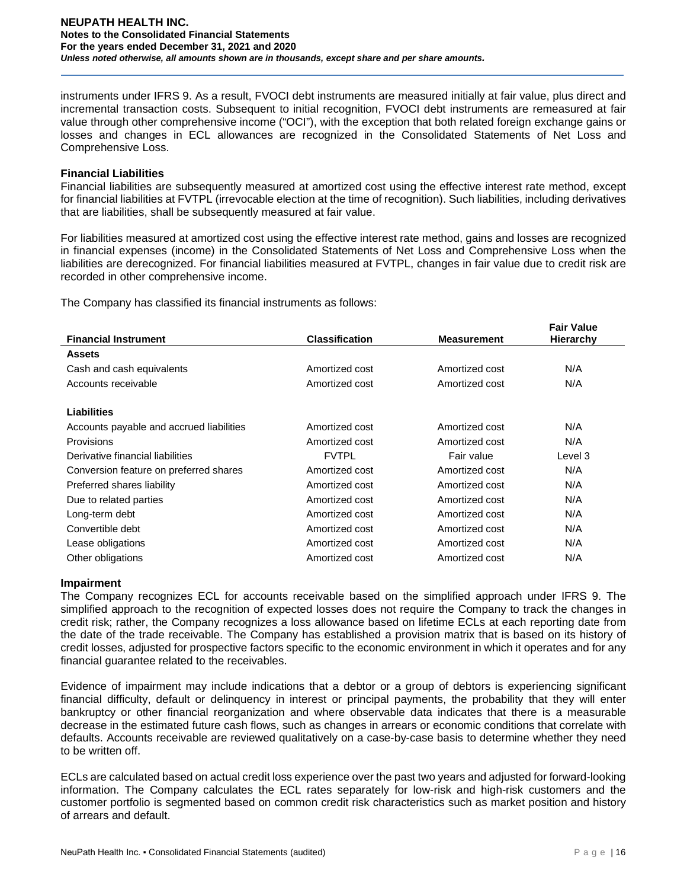instruments under IFRS 9. As a result, FVOCI debt instruments are measured initially at fair value, plus direct and incremental transaction costs. Subsequent to initial recognition, FVOCI debt instruments are remeasured at fair value through other comprehensive income ("OCI"), with the exception that both related foreign exchange gains or losses and changes in ECL allowances are recognized in the Consolidated Statements of Net Loss and Comprehensive Loss.

**Financial Liabilities**

Financial liabilities are subsequently measured at amortized cost using the effective interest rate method, except for financial liabilities at FVTPL (irrevocable election at the time of recognition). Such liabilities, including derivatives that are liabilities, shall be subsequently measured at fair value.

For liabilities measured at amortized cost using the effective interest rate method, gains and losses are recognized in financial expenses (income) in the Consolidated Statements of Net Loss and Comprehensive Loss when the liabilities are derecognized. For financial liabilities measured at FVTPL, changes in fair value due to credit risk are recorded in other comprehensive income.

The Company has classified its financial instruments as follows:

| Financial Instrument | Classification | Measurement | Fair Value Hierarchy |
|---|---|---|---|
| **Assets** | | | |
| Cash and cash equivalents | Amortized cost | Amortized cost | N/A |
| Accounts receivable | Amortized cost | Amortized cost | N/A |
| **Liabilities** | | | |
| Accounts payable and accrued liabilities | Amortized cost | Amortized cost | N/A |
| Provisions | Amortized cost | Amortized cost | N/A |
| Derivative financial liabilities | FVTPL | Fair value | Level 3 |
| Conversion feature on preferred shares | Amortized cost | Amortized cost | N/A |
| Preferred shares liability | Amortized cost | Amortized cost | N/A |
| Due to related parties | Amortized cost | Amortized cost | N/A |
| Long-term debt | Amortized cost | Amortized cost | N/A |
| Convertible debt | Amortized cost | Amortized cost | N/A |
| Lease obligations | Amortized cost | Amortized cost | N/A |
| Other obligations | Amortized cost | Amortized cost | N/A |

**Impairment**

The Company recognizes ECL for accounts receivable based on the simplified approach under IFRS 9. The simplified approach to the recognition of expected losses does not require the Company to track the changes in credit risk; rather, the Company recognizes a loss allowance based on lifetime ECLs at each reporting date from the date of the trade receivable. The Company has established a provision matrix that is based on its history of credit losses, adjusted for prospective factors specific to the economic environment in which it operates and for any financial guarantee related to the receivables.

Evidence of impairment may include indications that a debtor or a group of debtors is experiencing significant financial difficulty, default or delinquency in interest or principal payments, the probability that they will enter bankruptcy or other financial reorganization and where observable data indicates that there is a measurable decrease in the estimated future cash flows, such as changes in arrears or economic conditions that correlate with defaults. Accounts receivable are reviewed qualitatively on a case-by-case basis to determine whether they need to be written off.

ECLs are calculated based on actual credit loss experience over the past two years and adjusted for forward-looking information. The Company calculates the ECL rates separately for low-risk and high-risk customers and the customer portfolio is segmented based on common credit risk characteristics such as market position and history of arrears and default.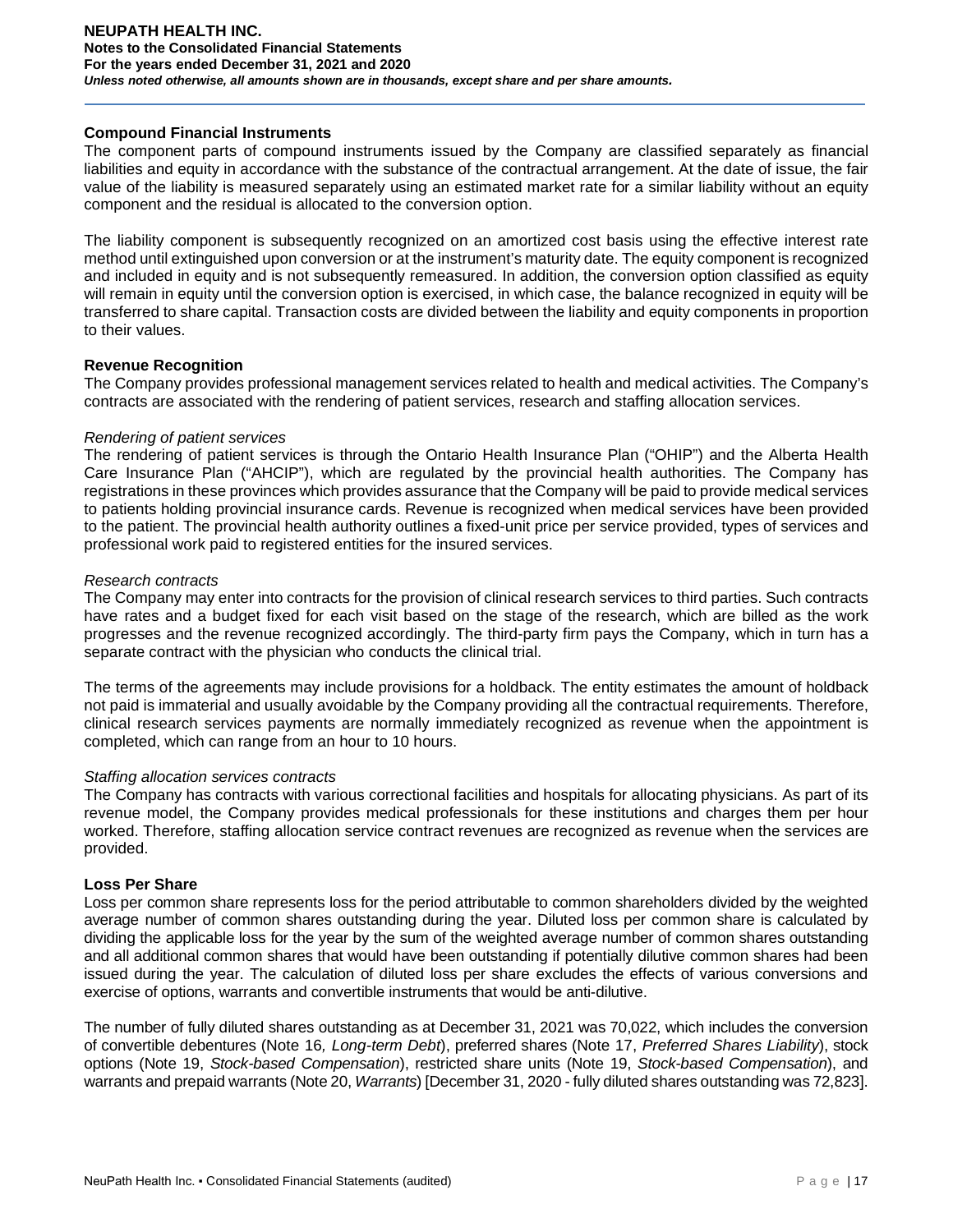### Compound Financial Instruments

The component parts of compound instruments issued by the Company are classified separately as financial liabilities and equity in accordance with the substance of the contractual arrangement. At the date of issue, the fair value of the liability is measured separately using an estimated market rate for a similar liability without an equity component and the residual is allocated to the conversion option.

The liability component is subsequently recognized on an amortized cost basis using the effective interest rate method until extinguished upon conversion or at the instrument's maturity date. The equity component is recognized and included in equity and is not subsequently remeasured. In addition, the conversion option classified as equity will remain in equity until the conversion option is exercised, in which case, the balance recognized in equity will be transferred to share capital. Transaction costs are divided between the liability and equity components in proportion to their values.

### Revenue Recognition

The Company provides professional management services related to health and medical activities. The Company's contracts are associated with the rendering of patient services, research and staffing allocation services.

*Rendering of patient services*

The rendering of patient services is through the Ontario Health Insurance Plan ("OHIP") and the Alberta Health Care Insurance Plan ("AHCIP"), which are regulated by the provincial health authorities. The Company has registrations in these provinces which provides assurance that the Company will be paid to provide medical services to patients holding provincial insurance cards. Revenue is recognized when medical services have been provided to the patient. The provincial health authority outlines a fixed-unit price per service provided, types of services and professional work paid to registered entities for the insured services.

*Research contracts*

The Company may enter into contracts for the provision of clinical research services to third parties. Such contracts have rates and a budget fixed for each visit based on the stage of the research, which are billed as the work progresses and the revenue recognized accordingly. The third-party firm pays the Company, which in turn has a separate contract with the physician who conducts the clinical trial.

The terms of the agreements may include provisions for a holdback. The entity estimates the amount of holdback not paid is immaterial and usually avoidable by the Company providing all the contractual requirements. Therefore, clinical research services payments are normally immediately recognized as revenue when the appointment is completed, which can range from an hour to 10 hours.

*Staffing allocation services contracts*

The Company has contracts with various correctional facilities and hospitals for allocating physicians. As part of its revenue model, the Company provides medical professionals for these institutions and charges them per hour worked. Therefore, staffing allocation service contract revenues are recognized as revenue when the services are provided.

### Loss Per Share

Loss per common share represents loss for the period attributable to common shareholders divided by the weighted average number of common shares outstanding during the year. Diluted loss per common share is calculated by dividing the applicable loss for the year by the sum of the weighted average number of common shares outstanding and all additional common shares that would have been outstanding if potentially dilutive common shares had been issued during the year. The calculation of diluted loss per share excludes the effects of various conversions and exercise of options, warrants and convertible instruments that would be anti-dilutive.

The number of fully diluted shares outstanding as at December 31, 2021 was 70,022, which includes the conversion of convertible debentures (Note 16, *Long-term Debt*), preferred shares (Note 17, *Preferred Shares Liability*), stock options (Note 19, *Stock-based Compensation*), restricted share units (Note 19, *Stock-based Compensation*), and warrants and prepaid warrants (Note 20, *Warrants*) [December 31, 2020 - fully diluted shares outstanding was 72,823].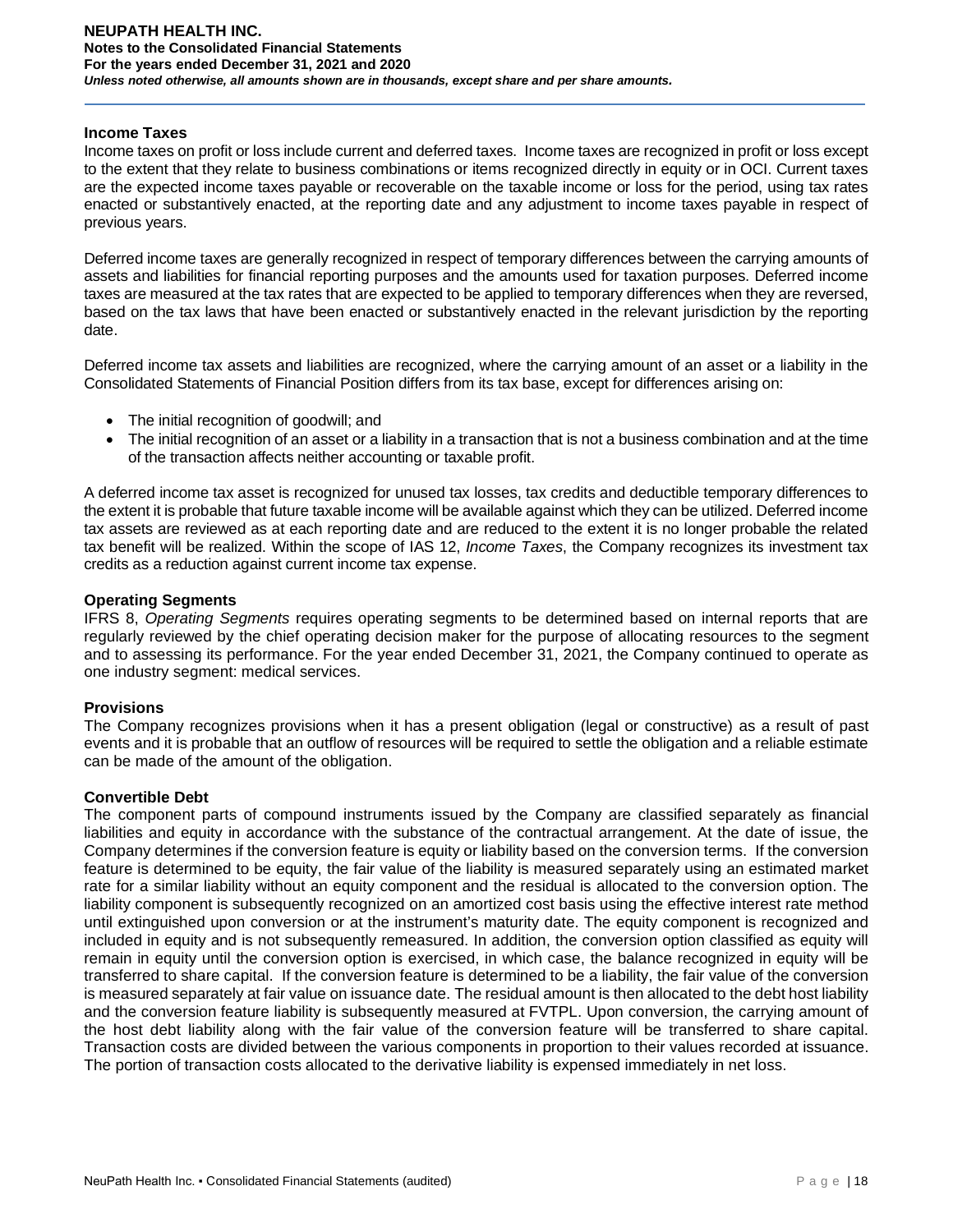### Income Taxes

Income taxes on profit or loss include current and deferred taxes. Income taxes are recognized in profit or loss except to the extent that they relate to business combinations or items recognized directly in equity or in OCI. Current taxes are the expected income taxes payable or recoverable on the taxable income or loss for the period, using tax rates enacted or substantively enacted, at the reporting date and any adjustment to income taxes payable in respect of previous years.

Deferred income taxes are generally recognized in respect of temporary differences between the carrying amounts of assets and liabilities for financial reporting purposes and the amounts used for taxation purposes. Deferred income taxes are measured at the tax rates that are expected to be applied to temporary differences when they are reversed, based on the tax laws that have been enacted or substantively enacted in the relevant jurisdiction by the reporting date.

Deferred income tax assets and liabilities are recognized, where the carrying amount of an asset or a liability in the Consolidated Statements of Financial Position differs from its tax base, except for differences arising on:

- The initial recognition of goodwill; and
- The initial recognition of an asset or a liability in a transaction that is not a business combination and at the time of the transaction affects neither accounting or taxable profit.

A deferred income tax asset is recognized for unused tax losses, tax credits and deductible temporary differences to the extent it is probable that future taxable income will be available against which they can be utilized. Deferred income tax assets are reviewed as at each reporting date and are reduced to the extent it is no longer probable the related tax benefit will be realized. Within the scope of IAS 12, *Income Taxes*, the Company recognizes its investment tax credits as a reduction against current income tax expense.

### Operating Segments

IFRS 8, *Operating Segments* requires operating segments to be determined based on internal reports that are regularly reviewed by the chief operating decision maker for the purpose of allocating resources to the segment and to assessing its performance. For the year ended December 31, 2021, the Company continued to operate as one industry segment: medical services.

### Provisions

The Company recognizes provisions when it has a present obligation (legal or constructive) as a result of past events and it is probable that an outflow of resources will be required to settle the obligation and a reliable estimate can be made of the amount of the obligation.

### Convertible Debt

The component parts of compound instruments issued by the Company are classified separately as financial liabilities and equity in accordance with the substance of the contractual arrangement. At the date of issue, the Company determines if the conversion feature is equity or liability based on the conversion terms. If the conversion feature is determined to be equity, the fair value of the liability is measured separately using an estimated market rate for a similar liability without an equity component and the residual is allocated to the conversion option. The liability component is subsequently recognized on an amortized cost basis using the effective interest rate method until extinguished upon conversion or at the instrument's maturity date. The equity component is recognized and included in equity and is not subsequently remeasured. In addition, the conversion option classified as equity will remain in equity until the conversion option is exercised, in which case, the balance recognized in equity will be transferred to share capital. If the conversion feature is determined to be a liability, the fair value of the conversion is measured separately at fair value on issuance date. The residual amount is then allocated to the debt host liability and the conversion feature liability is subsequently measured at FVTPL. Upon conversion, the carrying amount of the host debt liability along with the fair value of the conversion feature will be transferred to share capital. Transaction costs are divided between the various components in proportion to their values recorded at issuance. The portion of transaction costs allocated to the derivative liability is expensed immediately in net loss.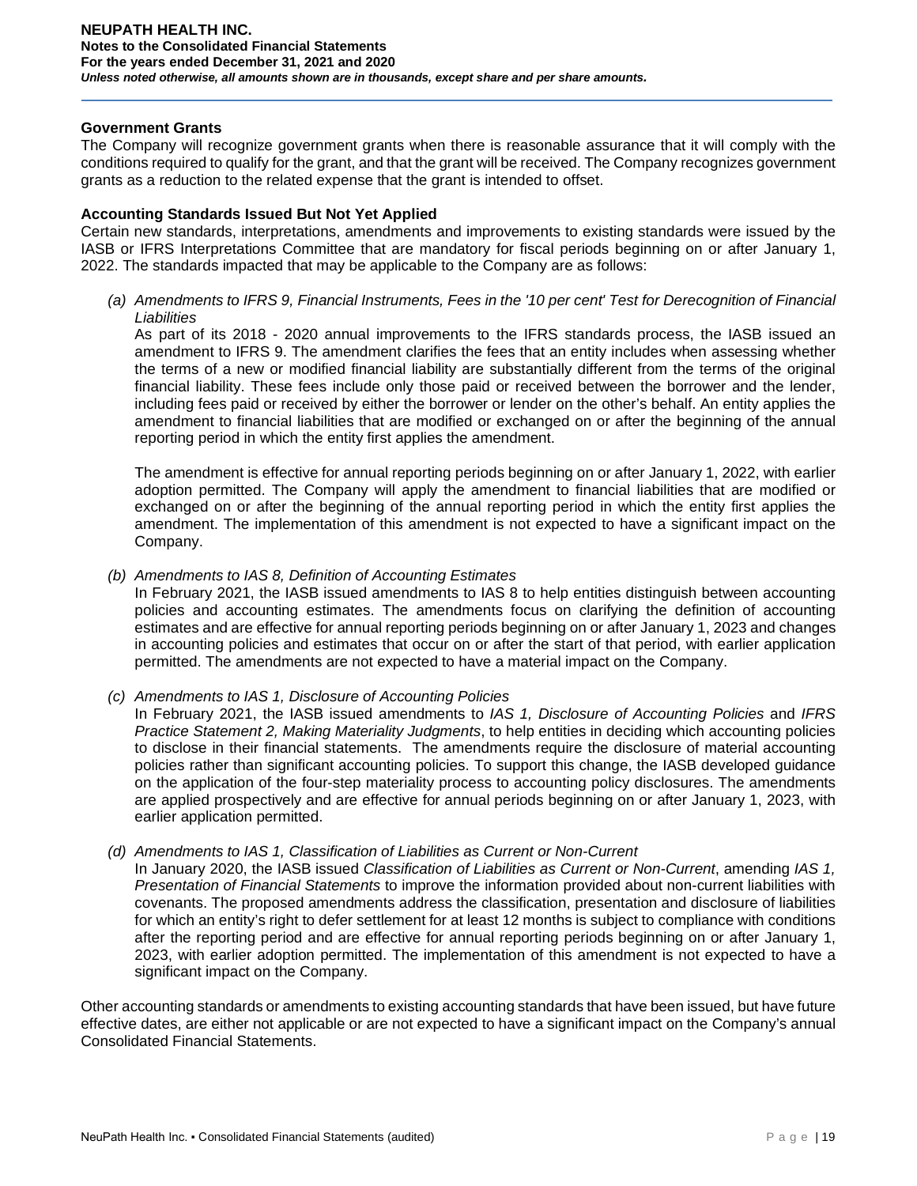### Government Grants

The Company will recognize government grants when there is reasonable assurance that it will comply with the conditions required to qualify for the grant, and that the grant will be received. The Company recognizes government grants as a reduction to the related expense that the grant is intended to offset.

### Accounting Standards Issued But Not Yet Applied

Certain new standards, interpretations, amendments and improvements to existing standards were issued by the IASB or IFRS Interpretations Committee that are mandatory for fiscal periods beginning on or after January 1, 2022. The standards impacted that may be applicable to the Company are as follows:

*(a) Amendments to IFRS 9, Financial Instruments, Fees in the '10 per cent' Test for Derecognition of Financial Liabilities*

As part of its 2018 - 2020 annual improvements to the IFRS standards process, the IASB issued an amendment to IFRS 9. The amendment clarifies the fees that an entity includes when assessing whether the terms of a new or modified financial liability are substantially different from the terms of the original financial liability. These fees include only those paid or received between the borrower and the lender, including fees paid or received by either the borrower or lender on the other's behalf. An entity applies the amendment to financial liabilities that are modified or exchanged on or after the beginning of the annual reporting period in which the entity first applies the amendment.

The amendment is effective for annual reporting periods beginning on or after January 1, 2022, with earlier adoption permitted. The Company will apply the amendment to financial liabilities that are modified or exchanged on or after the beginning of the annual reporting period in which the entity first applies the amendment. The implementation of this amendment is not expected to have a significant impact on the Company.

*(b) Amendments to IAS 8, Definition of Accounting Estimates*

In February 2021, the IASB issued amendments to IAS 8 to help entities distinguish between accounting policies and accounting estimates. The amendments focus on clarifying the definition of accounting estimates and are effective for annual reporting periods beginning on or after January 1, 2023 and changes in accounting policies and estimates that occur on or after the start of that period, with earlier application permitted. The amendments are not expected to have a material impact on the Company.

*(c) Amendments to IAS 1, Disclosure of Accounting Policies*

In February 2021, the IASB issued amendments to *IAS 1, Disclosure of Accounting Policies* and *IFRS Practice Statement 2, Making Materiality Judgments*, to help entities in deciding which accounting policies to disclose in their financial statements. The amendments require the disclosure of material accounting policies rather than significant accounting policies. To support this change, the IASB developed guidance on the application of the four-step materiality process to accounting policy disclosures. The amendments are applied prospectively and are effective for annual periods beginning on or after January 1, 2023, with earlier application permitted.

*(d) Amendments to IAS 1, Classification of Liabilities as Current or Non-Current*

In January 2020, the IASB issued *Classification of Liabilities as Current or Non-Current*, amending *IAS 1, Presentation of Financial Statements* to improve the information provided about non-current liabilities with covenants. The proposed amendments address the classification, presentation and disclosure of liabilities for which an entity's right to defer settlement for at least 12 months is subject to compliance with conditions after the reporting period and are effective for annual reporting periods beginning on or after January 1, 2023, with earlier adoption permitted. The implementation of this amendment is not expected to have a significant impact on the Company.

Other accounting standards or amendments to existing accounting standards that have been issued, but have future effective dates, are either not applicable or are not expected to have a significant impact on the Company's annual Consolidated Financial Statements.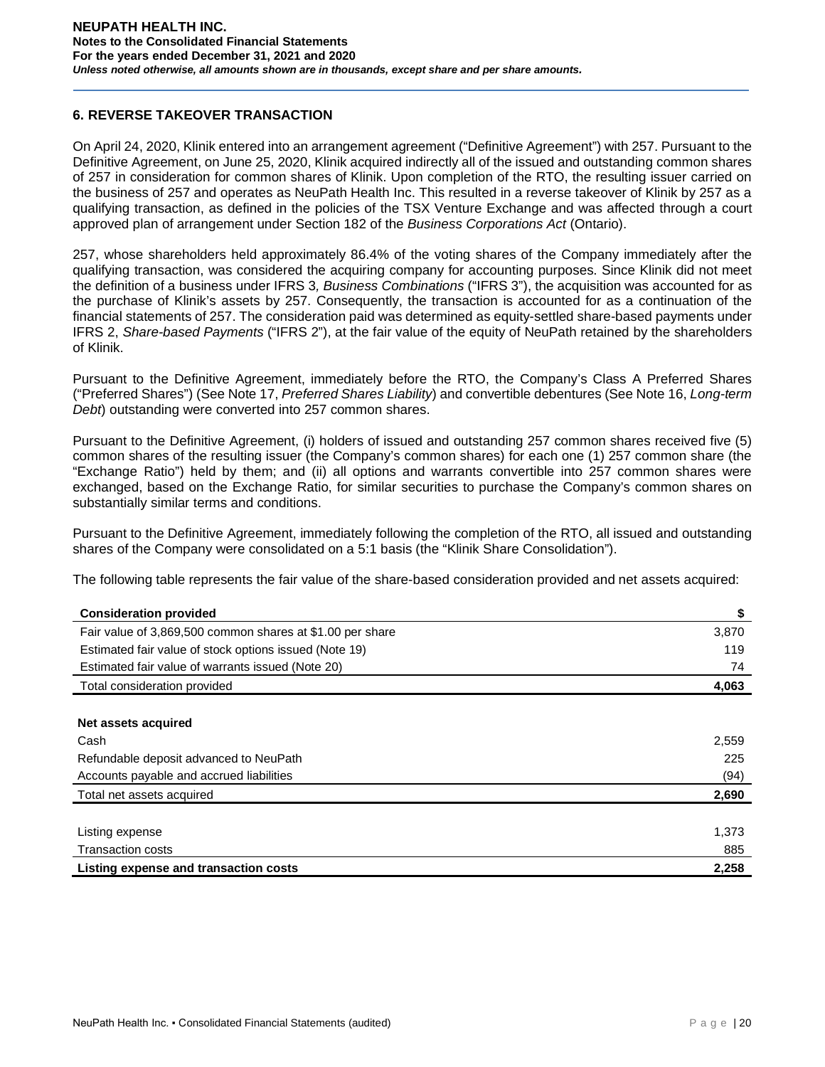## 6. REVERSE TAKEOVER TRANSACTION

On April 24, 2020, Klinik entered into an arrangement agreement ("Definitive Agreement") with 257. Pursuant to the Definitive Agreement, on June 25, 2020, Klinik acquired indirectly all of the issued and outstanding common shares of 257 in consideration for common shares of Klinik. Upon completion of the RTO, the resulting issuer carried on the business of 257 and operates as NeuPath Health Inc. This resulted in a reverse takeover of Klinik by 257 as a qualifying transaction, as defined in the policies of the TSX Venture Exchange and was affected through a court approved plan of arrangement under Section 182 of the *Business Corporations Act* (Ontario).

257, whose shareholders held approximately 86.4% of the voting shares of the Company immediately after the qualifying transaction, was considered the acquiring company for accounting purposes. Since Klinik did not meet the definition of a business under IFRS 3, *Business Combinations* ("IFRS 3"), the acquisition was accounted for as the purchase of Klinik's assets by 257. Consequently, the transaction is accounted for as a continuation of the financial statements of 257. The consideration paid was determined as equity-settled share-based payments under IFRS 2, *Share-based Payments* ("IFRS 2"), at the fair value of the equity of NeuPath retained by the shareholders of Klinik.

Pursuant to the Definitive Agreement, immediately before the RTO, the Company's Class A Preferred Shares ("Preferred Shares") (See Note 17, *Preferred Shares Liability*) and convertible debentures (See Note 16, *Long-term Debt*) outstanding were converted into 257 common shares.

Pursuant to the Definitive Agreement, (i) holders of issued and outstanding 257 common shares received five (5) common shares of the resulting issuer (the Company's common shares) for each one (1) 257 common share (the "Exchange Ratio") held by them; and (ii) all options and warrants convertible into 257 common shares were exchanged, based on the Exchange Ratio, for similar securities to purchase the Company's common shares on substantially similar terms and conditions.

Pursuant to the Definitive Agreement, immediately following the completion of the RTO, all issued and outstanding shares of the Company were consolidated on a 5:1 basis (the "Klinik Share Consolidation").

The following table represents the fair value of the share-based consideration provided and net assets acquired:

| **Consideration provided** | **$** |
|---|---|
| Fair value of 3,869,500 common shares at $1.00 per share | 3,870 |
| Estimated fair value of stock options issued (Note 19) | 119 |
| Estimated fair value of warrants issued (Note 20) | 74 |
| Total consideration provided | **4,063** |
| | |
| **Net assets acquired** | |
| Cash | 2,559 |
| Refundable deposit advanced to NeuPath | 225 |
| Accounts payable and accrued liabilities | (94) |
| Total net assets acquired | **2,690** |
| | |
| Listing expense | 1,373 |
| Transaction costs | 885 |
| **Listing expense and transaction costs** | **2,258** |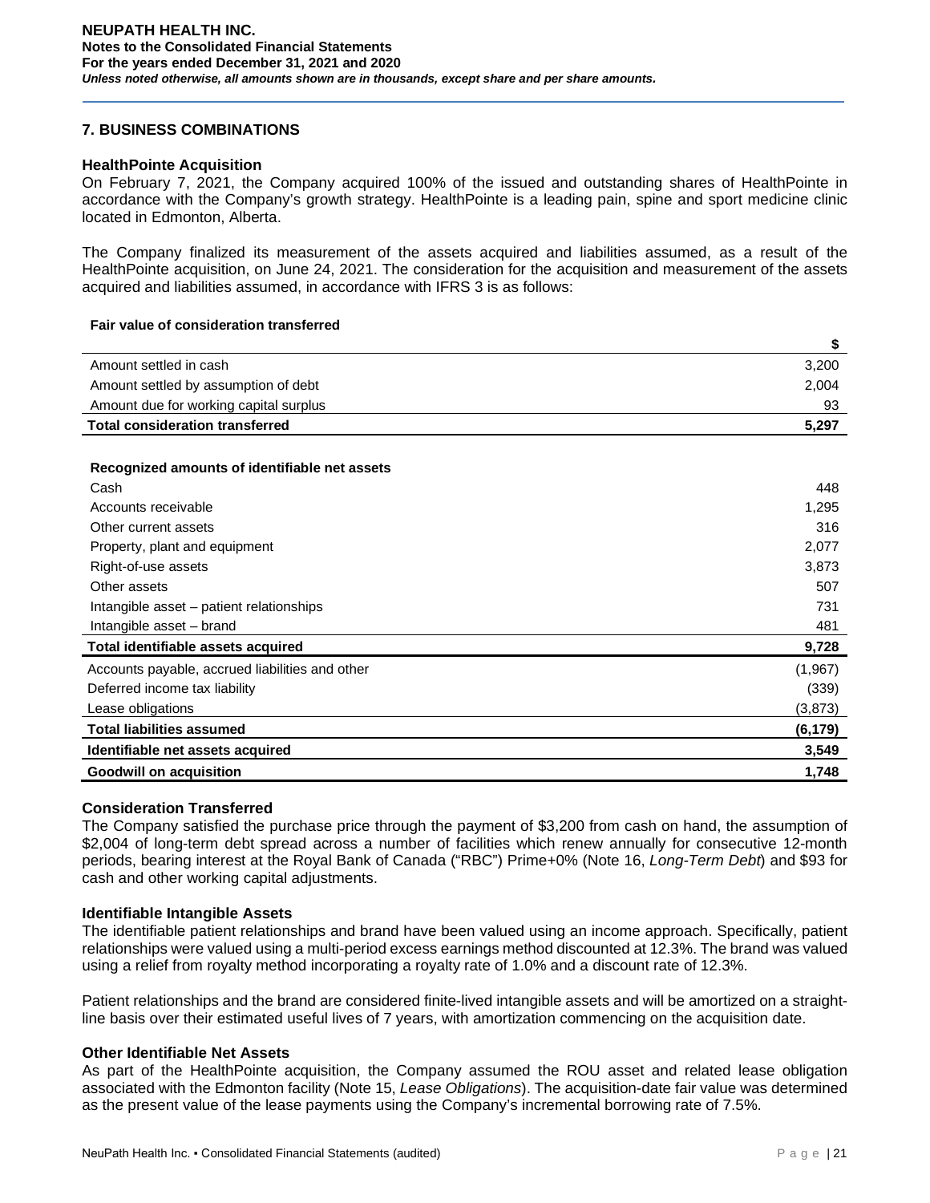## 7. BUSINESS COMBINATIONS

### HealthPointe Acquisition

On February 7, 2021, the Company acquired 100% of the issued and outstanding shares of HealthPointe in accordance with the Company's growth strategy. HealthPointe is a leading pain, spine and sport medicine clinic located in Edmonton, Alberta.

The Company finalized its measurement of the assets acquired and liabilities assumed, as a result of the HealthPointe acquisition, on June 24, 2021. The consideration for the acquisition and measurement of the assets acquired and liabilities assumed, in accordance with IFRS 3 is as follows:

| **Fair value of consideration transferred** | **$** |
|---|---|
| Amount settled in cash | 3,200 |
| Amount settled by assumption of debt | 2,004 |
| Amount due for working capital surplus | 93 |
| **Total consideration transferred** | **5,297** |

| **Recognized amounts of identifiable net assets** | |
|---|---|
| Cash | 448 |
| Accounts receivable | 1,295 |
| Other current assets | 316 |
| Property, plant and equipment | 2,077 |
| Right-of-use assets | 3,873 |
| Other assets | 507 |
| Intangible asset – patient relationships | 731 |
| Intangible asset – brand | 481 |
| **Total identifiable assets acquired** | **9,728** |
| Accounts payable, accrued liabilities and other | (1,967) |
| Deferred income tax liability | (339) |
| Lease obligations | (3,873) |
| **Total liabilities assumed** | **(6,179)** |
| **Identifiable net assets acquired** | **3,549** |
| **Goodwill on acquisition** | **1,748** |

### Consideration Transferred

The Company satisfied the purchase price through the payment of $3,200 from cash on hand, the assumption of $2,004 of long-term debt spread across a number of facilities which renew annually for consecutive 12-month periods, bearing interest at the Royal Bank of Canada ("RBC") Prime+0% (Note 16, *Long-Term Debt*) and $93 for cash and other working capital adjustments.

### Identifiable Intangible Assets

The identifiable patient relationships and brand have been valued using an income approach. Specifically, patient relationships were valued using a multi-period excess earnings method discounted at 12.3%. The brand was valued using a relief from royalty method incorporating a royalty rate of 1.0% and a discount rate of 12.3%.

Patient relationships and the brand are considered finite-lived intangible assets and will be amortized on a straight-line basis over their estimated useful lives of 7 years, with amortization commencing on the acquisition date.

### Other Identifiable Net Assets

As part of the HealthPointe acquisition, the Company assumed the ROU asset and related lease obligation associated with the Edmonton facility (Note 15, *Lease Obligations*). The acquisition-date fair value was determined as the present value of the lease payments using the Company's incremental borrowing rate of 7.5%.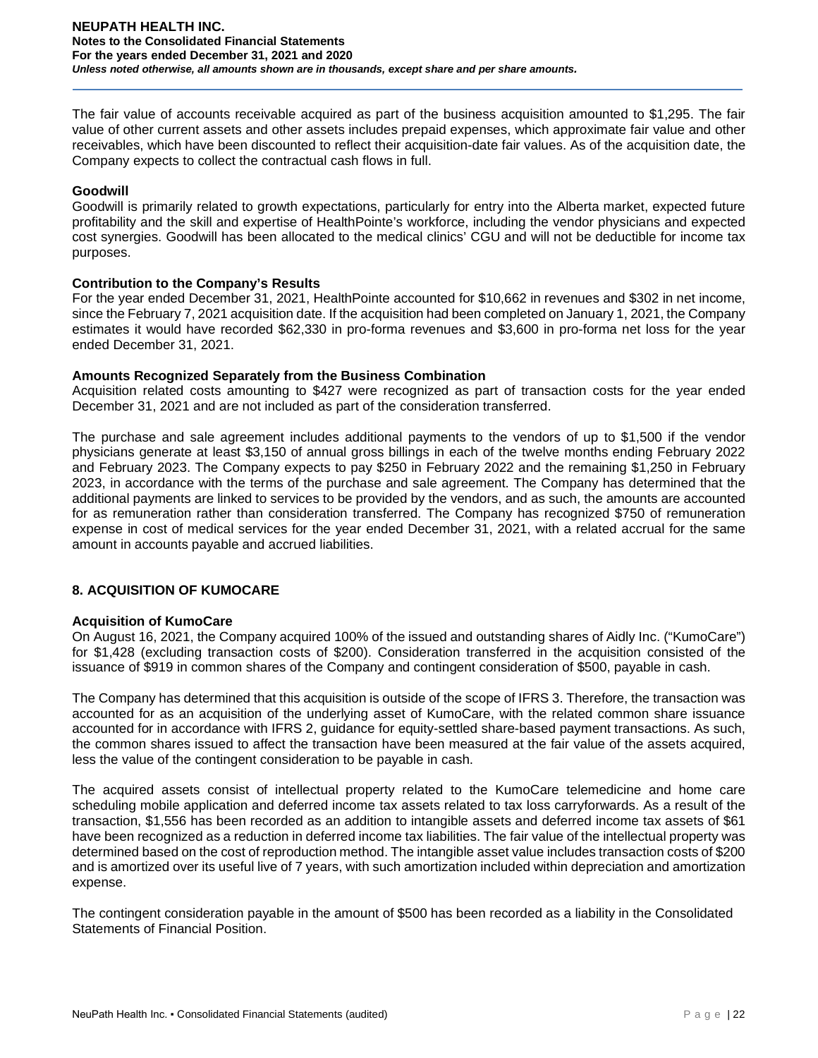The fair value of accounts receivable acquired as part of the business acquisition amounted to $1,295. The fair value of other current assets and other assets includes prepaid expenses, which approximate fair value and other receivables, which have been discounted to reflect their acquisition-date fair values. As of the acquisition date, the Company expects to collect the contractual cash flows in full.

**Goodwill**

Goodwill is primarily related to growth expectations, particularly for entry into the Alberta market, expected future profitability and the skill and expertise of HealthPointe's workforce, including the vendor physicians and expected cost synergies. Goodwill has been allocated to the medical clinics' CGU and will not be deductible for income tax purposes.

**Contribution to the Company's Results**

For the year ended December 31, 2021, HealthPointe accounted for $10,662 in revenues and $302 in net income, since the February 7, 2021 acquisition date. If the acquisition had been completed on January 1, 2021, the Company estimates it would have recorded $62,330 in pro-forma revenues and $3,600 in pro-forma net loss for the year ended December 31, 2021.

**Amounts Recognized Separately from the Business Combination**

Acquisition related costs amounting to $427 were recognized as part of transaction costs for the year ended December 31, 2021 and are not included as part of the consideration transferred.

The purchase and sale agreement includes additional payments to the vendors of up to $1,500 if the vendor physicians generate at least $3,150 of annual gross billings in each of the twelve months ending February 2022 and February 2023. The Company expects to pay $250 in February 2022 and the remaining $1,250 in February 2023, in accordance with the terms of the purchase and sale agreement. The Company has determined that the additional payments are linked to services to be provided by the vendors, and as such, the amounts are accounted for as remuneration rather than consideration transferred. The Company has recognized $750 of remuneration expense in cost of medical services for the year ended December 31, 2021, with a related accrual for the same amount in accounts payable and accrued liabilities.

## 8. ACQUISITION OF KUMOCARE

**Acquisition of KumoCare**

On August 16, 2021, the Company acquired 100% of the issued and outstanding shares of Aidly Inc. ("KumoCare") for $1,428 (excluding transaction costs of $200). Consideration transferred in the acquisition consisted of the issuance of $919 in common shares of the Company and contingent consideration of $500, payable in cash.

The Company has determined that this acquisition is outside of the scope of IFRS 3. Therefore, the transaction was accounted for as an acquisition of the underlying asset of KumoCare, with the related common share issuance accounted for in accordance with IFRS 2, guidance for equity-settled share-based payment transactions. As such, the common shares issued to affect the transaction have been measured at the fair value of the assets acquired, less the value of the contingent consideration to be payable in cash.

The acquired assets consist of intellectual property related to the KumoCare telemedicine and home care scheduling mobile application and deferred income tax assets related to tax loss carryforwards. As a result of the transaction, $1,556 has been recorded as an addition to intangible assets and deferred income tax assets of $61 have been recognized as a reduction in deferred income tax liabilities. The fair value of the intellectual property was determined based on the cost of reproduction method. The intangible asset value includes transaction costs of $200 and is amortized over its useful life of 7 years, with such amortization included within depreciation and amortization expense.

The contingent consideration payable in the amount of $500 has been recorded as a liability in the Consolidated Statements of Financial Position.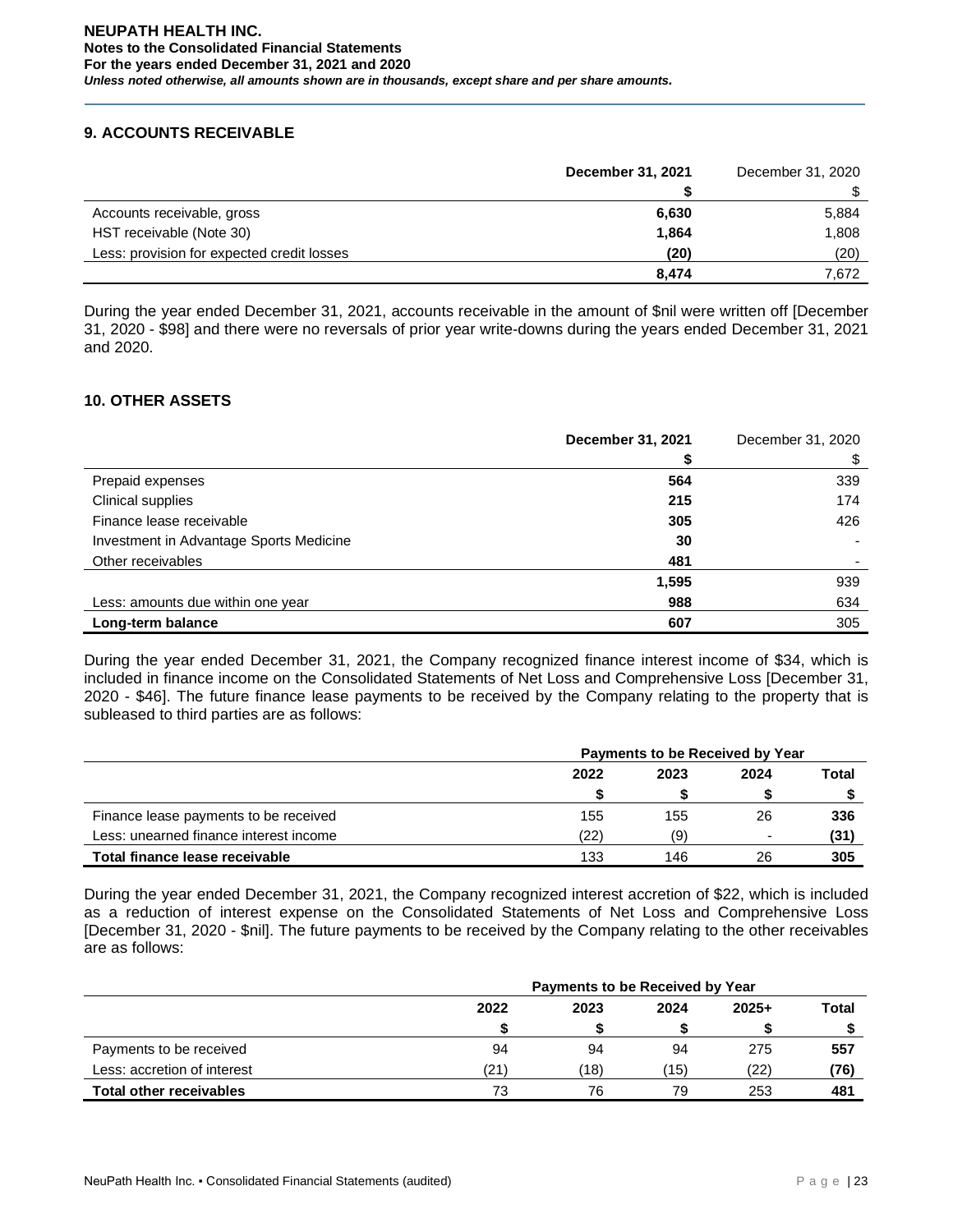## 9. ACCOUNTS RECEIVABLE

| | December 31, 2021 | December 31, 2020 |
|---|---|---|
| | $ | $ |
| Accounts receivable, gross | 6,630 | 5,884 |
| HST receivable (Note 30) | 1,864 | 1,808 |
| Less: provision for expected credit losses | (20) | (20) |
| | 8,474 | 7,672 |

During the year ended December 31, 2021, accounts receivable in the amount of $nil were written off [December 31, 2020 - $98] and there were no reversals of prior year write-downs during the years ended December 31, 2021 and 2020.

## 10. OTHER ASSETS

| | December 31, 2021 | December 31, 2020 |
|---|---|---|
| | $ | $ |
| Prepaid expenses | 564 | 339 |
| Clinical supplies | 215 | 174 |
| Finance lease receivable | 305 | 426 |
| Investment in Advantage Sports Medicine | 30 | - |
| Other receivables | 481 | - |
| | 1,595 | 939 |
| Less: amounts due within one year | 988 | 634 |
| **Long-term balance** | 607 | 305 |

During the year ended December 31, 2021, the Company recognized finance interest income of $34, which is included in finance income on the Consolidated Statements of Net Loss and Comprehensive Loss [December 31, 2020 - $46]. The future finance lease payments to be received by the Company relating to the property that is subleased to third parties are as follows:

| | Payments to be Received by Year | | | |
|---|---|---|---|---|
| | 2022 | 2023 | 2024 | Total |
| | $ | $ | $ | $ |
| Finance lease payments to be received | 155 | 155 | 26 | 336 |
| Less: unearned finance interest income | (22) | (9) | - | (31) |
| **Total finance lease receivable** | 133 | 146 | 26 | 305 |

During the year ended December 31, 2021, the Company recognized interest accretion of $22, which is included as a reduction of interest expense on the Consolidated Statements of Net Loss and Comprehensive Loss [December 31, 2020 - $nil]. The future payments to be received by the Company relating to the other receivables are as follows:

| | Payments to be Received by Year | | | | |
|---|---|---|---|---|---|
| | 2022 | 2023 | 2024 | 2025+ | Total |
| | $ | $ | $ | $ | $ |
| Payments to be received | 94 | 94 | 94 | 275 | 557 |
| Less: accretion of interest | (21) | (18) | (15) | (22) | (76) |
| **Total other receivables** | 73 | 76 | 79 | 253 | 481 |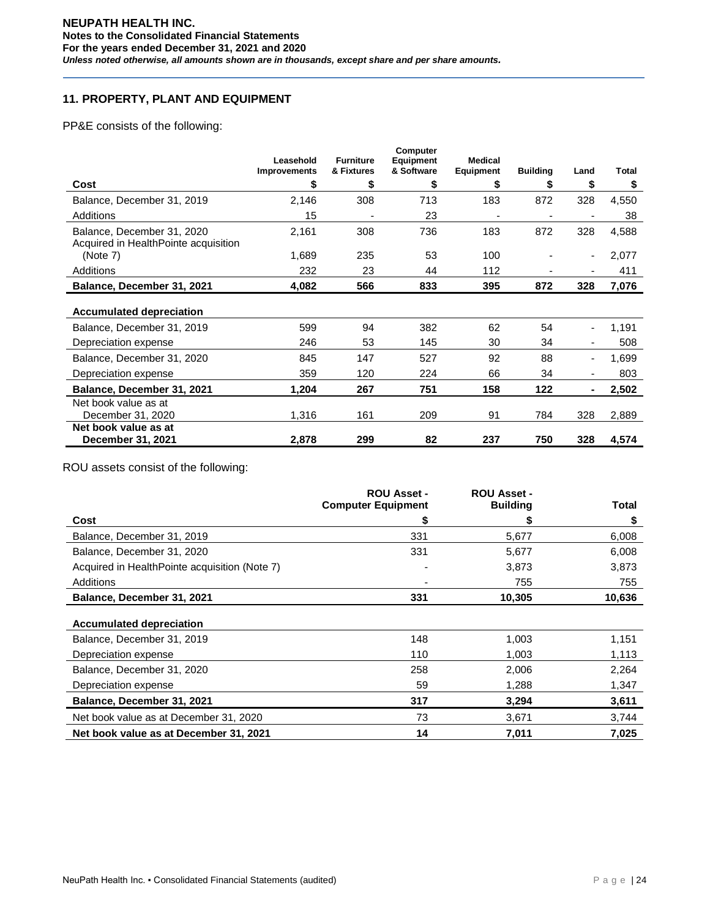## 11. PROPERTY, PLANT AND EQUIPMENT

PP&E consists of the following:

| Cost | Leasehold Improvements $ | Furniture & Fixtures $ | Computer Equipment & Software $ | Medical Equipment $ | Building $ | Land $ | Total $ |
|---|---|---|---|---|---|---|---|
| Balance, December 31, 2019 | 2,146 | 308 | 713 | 183 | 872 | 328 | 4,550 |
| Additions | 15 | - | 23 | - | - | - | 38 |
| Balance, December 31, 2020 | 2,161 | 308 | 736 | 183 | 872 | 328 | 4,588 |
| Acquired in HealthPointe acquisition (Note 7) | 1,689 | 235 | 53 | 100 | - | - | 2,077 |
| Additions | 232 | 23 | 44 | 112 | - | - | 411 |
| **Balance, December 31, 2021** | **4,082** | **566** | **833** | **395** | **872** | **328** | **7,076** |
| **Accumulated depreciation** | | | | | | | |
| Balance, December 31, 2019 | 599 | 94 | 382 | 62 | 54 | - | 1,191 |
| Depreciation expense | 246 | 53 | 145 | 30 | 34 | - | 508 |
| Balance, December 31, 2020 | 845 | 147 | 527 | 92 | 88 | - | 1,699 |
| Depreciation expense | 359 | 120 | 224 | 66 | 34 | - | 803 |
| **Balance, December 31, 2021** | **1,204** | **267** | **751** | **158** | **122** | **-** | **2,502** |
| Net book value as at December 31, 2020 | 1,316 | 161 | 209 | 91 | 784 | 328 | 2,889 |
| **Net book value as at December 31, 2021** | **2,878** | **299** | **82** | **237** | **750** | **328** | **4,574** |

ROU assets consist of the following:

| Cost | ROU Asset - Computer Equipment $ | ROU Asset - Building $ | Total $ |
|---|---|---|---|
| Balance, December 31, 2019 | 331 | 5,677 | 6,008 |
| Balance, December 31, 2020 | 331 | 5,677 | 6,008 |
| Acquired in HealthPointe acquisition (Note 7) | - | 3,873 | 3,873 |
| Additions | - | 755 | 755 |
| **Balance, December 31, 2021** | **331** | **10,305** | **10,636** |
| **Accumulated depreciation** | | | |
| Balance, December 31, 2019 | 148 | 1,003 | 1,151 |
| Depreciation expense | 110 | 1,003 | 1,113 |
| Balance, December 31, 2020 | 258 | 2,006 | 2,264 |
| Depreciation expense | 59 | 1,288 | 1,347 |
| **Balance, December 31, 2021** | **317** | **3,294** | **3,611** |
| Net book value as at December 31, 2020 | 73 | 3,671 | 3,744 |
| **Net book value as at December 31, 2021** | **14** | **7,011** | **7,025** |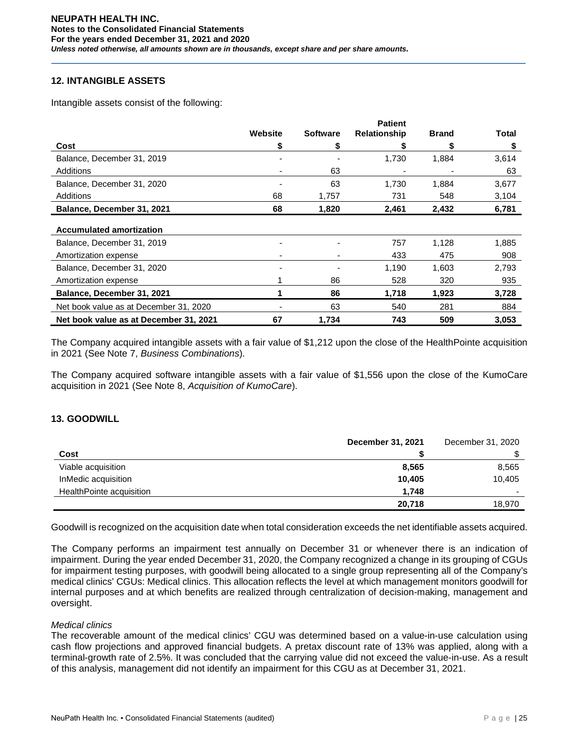## 12. INTANGIBLE ASSETS

Intangible assets consist of the following:

| | Website | Software | Patient Relationship | Brand | Total |
|---|---|---|---|---|---|
| **Cost** | **$** | **$** | **$** | **$** | **$** |
| Balance, December 31, 2019 | - | - | 1,730 | 1,884 | 3,614 |
| Additions | - | 63 | - | - | 63 |
| Balance, December 31, 2020 | - | 63 | 1,730 | 1,884 | 3,677 |
| Additions | 68 | 1,757 | 731 | 548 | 3,104 |
| **Balance, December 31, 2021** | **68** | **1,820** | **2,461** | **2,432** | **6,781** |
| **Accumulated amortization** | | | | | |
| Balance, December 31, 2019 | - | - | 757 | 1,128 | 1,885 |
| Amortization expense | - | - | 433 | 475 | 908 |
| Balance, December 31, 2020 | - | - | 1,190 | 1,603 | 2,793 |
| Amortization expense | 1 | 86 | 528 | 320 | 935 |
| **Balance, December 31, 2021** | **1** | **86** | **1,718** | **1,923** | **3,728** |
| Net book value as at December 31, 2020 | - | 63 | 540 | 281 | 884 |
| **Net book value as at December 31, 2021** | **67** | **1,734** | **743** | **509** | **3,053** |

The Company acquired intangible assets with a fair value of $1,212 upon the close of the HealthPointe acquisition in 2021 (See Note 7, *Business Combinations*).

The Company acquired software intangible assets with a fair value of $1,556 upon the close of the KumoCare acquisition in 2021 (See Note 8, *Acquisition of KumoCare*).

## 13. GOODWILL

| | **December 31, 2021** | December 31, 2020 |
|---|---|---|
| **Cost** | **$** | $ |
| Viable acquisition | **8,565** | 8,565 |
| InMedic acquisition | **10,405** | 10,405 |
| HealthPointe acquisition | **1,748** | - |
| | **20,718** | 18,970 |

Goodwill is recognized on the acquisition date when total consideration exceeds the net identifiable assets acquired.

The Company performs an impairment test annually on December 31 or whenever there is an indication of impairment. During the year ended December 31, 2020, the Company recognized a change in its grouping of CGUs for impairment testing purposes, with goodwill being allocated to a single group representing all of the Company's medical clinics' CGUs: Medical clinics. This allocation reflects the level at which management monitors goodwill for internal purposes and at which benefits are realized through centralization of decision-making, management and oversight.

*Medical clinics*

The recoverable amount of the medical clinics' CGU was determined based on a value-in-use calculation using cash flow projections and approved financial budgets. A pretax discount rate of 13% was applied, along with a terminal-growth rate of 2.5%. It was concluded that the carrying value did not exceed the value-in-use. As a result of this analysis, management did not identify an impairment for this CGU as at December 31, 2021.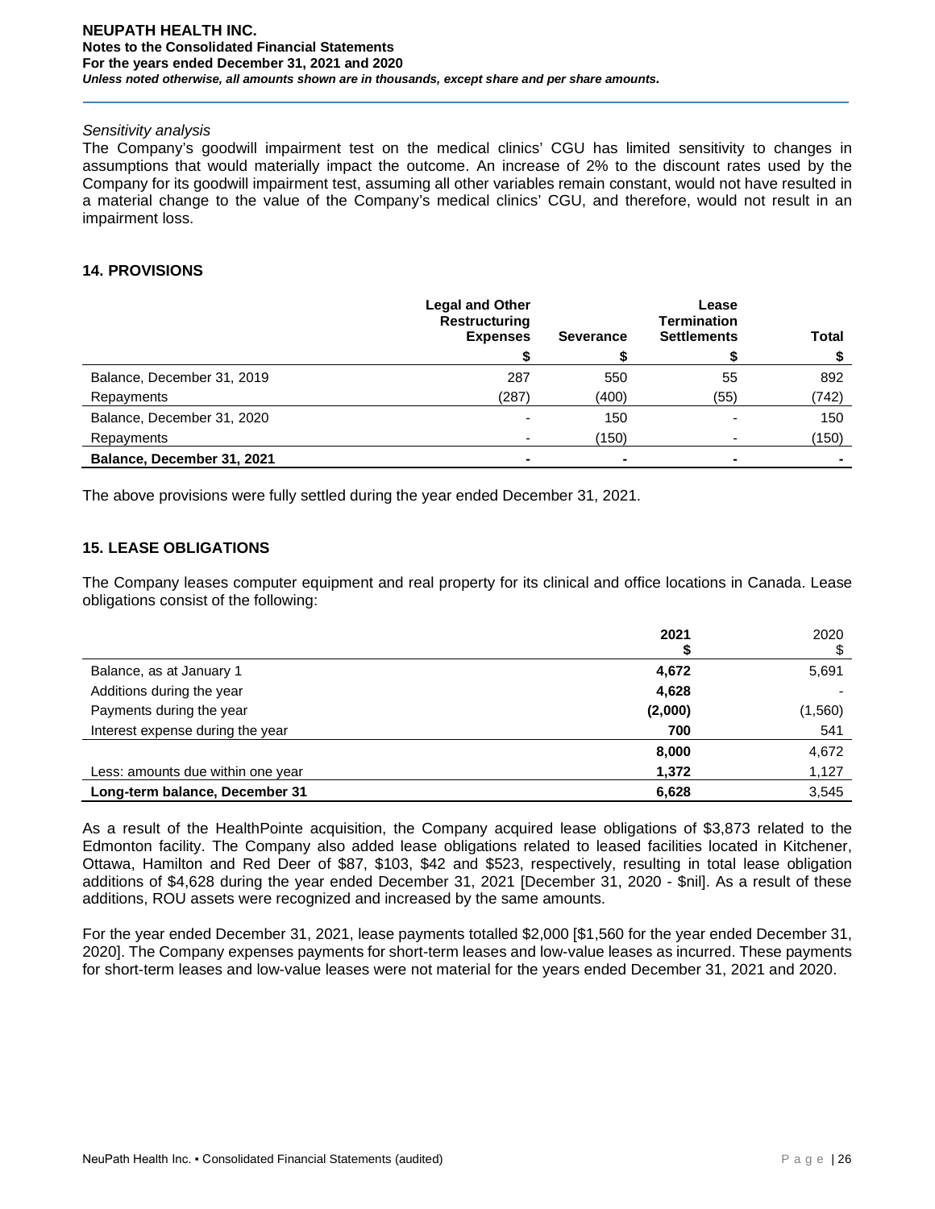*Sensitivity analysis*

The Company's goodwill impairment test on the medical clinics' CGU has limited sensitivity to changes in assumptions that would materially impact the outcome. An increase of 2% to the discount rates used by the Company for its goodwill impairment test, assuming all other variables remain constant, would not have resulted in a material change to the value of the Company's medical clinics' CGU, and therefore, would not result in an impairment loss.

## 14. PROVISIONS

| | Legal and Other Restructuring Expenses | Severance | Lease Termination Settlements | Total |
|---|---|---|---|---|
| | $ | $ | $ | $ |
| Balance, December 31, 2019 | 287 | 550 | 55 | 892 |
| Repayments | (287) | (400) | (55) | (742) |
| Balance, December 31, 2020 | - | 150 | - | 150 |
| Repayments | - | (150) | - | (150) |
| **Balance, December 31, 2021** | **-** | **-** | **-** | **-** |

The above provisions were fully settled during the year ended December 31, 2021.

## 15. LEASE OBLIGATIONS

The Company leases computer equipment and real property for its clinical and office locations in Canada. Lease obligations consist of the following:

| | **2021** | 2020 |
|---|---|---|
| | **$** | $ |
| Balance, as at January 1 | **4,672** | 5,691 |
| Additions during the year | **4,628** | - |
| Payments during the year | **(2,000)** | (1,560) |
| Interest expense during the year | **700** | 541 |
| | **8,000** | 4,672 |
| Less: amounts due within one year | **1,372** | 1,127 |
| **Long-term balance, December 31** | **6,628** | 3,545 |

As a result of the HealthPointe acquisition, the Company acquired lease obligations of $3,873 related to the Edmonton facility. The Company also added lease obligations related to leased facilities located in Kitchener, Ottawa, Hamilton and Red Deer of $87, $103, $42 and $523, respectively, resulting in total lease obligation additions of $4,628 during the year ended December 31, 2021 [December 31, 2020 - $nil]. As a result of these additions, ROU assets were recognized and increased by the same amounts.

For the year ended December 31, 2021, lease payments totalled $2,000 [$1,560 for the year ended December 31, 2020]. The Company expenses payments for short-term leases and low-value leases as incurred. These payments for short-term leases and low-value leases were not material for the years ended December 31, 2021 and 2020.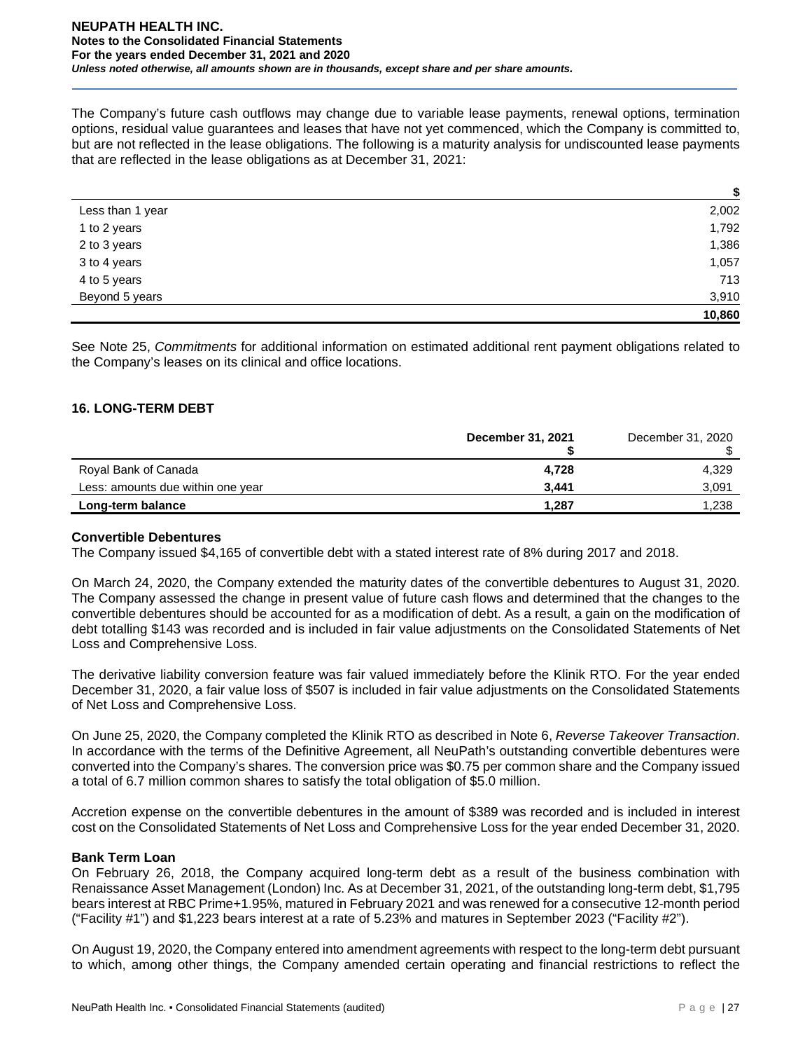The Company's future cash outflows may change due to variable lease payments, renewal options, termination options, residual value guarantees and leases that have not yet commenced, which the Company is committed to, but are not reflected in the lease obligations. The following is a maturity analysis for undiscounted lease payments that are reflected in the lease obligations as at December 31, 2021:

| | $ |
|---|---|
| Less than 1 year | 2,002 |
| 1 to 2 years | 1,792 |
| 2 to 3 years | 1,386 |
| 3 to 4 years | 1,057 |
| 4 to 5 years | 713 |
| Beyond 5 years | 3,910 |
| | **10,860** |

See Note 25, *Commitments* for additional information on estimated additional rent payment obligations related to the Company's leases on its clinical and office locations.

## 16. LONG-TERM DEBT

| | **December 31, 2021** **$** | December 31, 2020 $ |
|---|---|---|
| Royal Bank of Canada | **4,728** | 4,329 |
| Less: amounts due within one year | **3,441** | 3,091 |
| **Long-term balance** | **1,287** | 1,238 |

### Convertible Debentures

The Company issued $4,165 of convertible debt with a stated interest rate of 8% during 2017 and 2018.

On March 24, 2020, the Company extended the maturity dates of the convertible debentures to August 31, 2020. The Company assessed the change in present value of future cash flows and determined that the changes to the convertible debentures should be accounted for as a modification of debt. As a result, a gain on the modification of debt totalling $143 was recorded and is included in fair value adjustments on the Consolidated Statements of Net Loss and Comprehensive Loss.

The derivative liability conversion feature was fair valued immediately before the Klinik RTO. For the year ended December 31, 2020, a fair value loss of $507 is included in fair value adjustments on the Consolidated Statements of Net Loss and Comprehensive Loss.

On June 25, 2020, the Company completed the Klinik RTO as described in Note 6, *Reverse Takeover Transaction*. In accordance with the terms of the Definitive Agreement, all NeuPath's outstanding convertible debentures were converted into the Company's shares. The conversion price was $0.75 per common share and the Company issued a total of 6.7 million common shares to satisfy the total obligation of $5.0 million.

Accretion expense on the convertible debentures in the amount of $389 was recorded and is included in interest cost on the Consolidated Statements of Net Loss and Comprehensive Loss for the year ended December 31, 2020.

### Bank Term Loan

On February 26, 2018, the Company acquired long-term debt as a result of the business combination with Renaissance Asset Management (London) Inc. As at December 31, 2021, of the outstanding long-term debt, $1,795 bears interest at RBC Prime+1.95%, matured in February 2021 and was renewed for a consecutive 12-month period ("Facility #1") and $1,223 bears interest at a rate of 5.23% and matures in September 2023 ("Facility #2").

On August 19, 2020, the Company entered into amendment agreements with respect to the long-term debt pursuant to which, among other things, the Company amended certain operating and financial restrictions to reflect the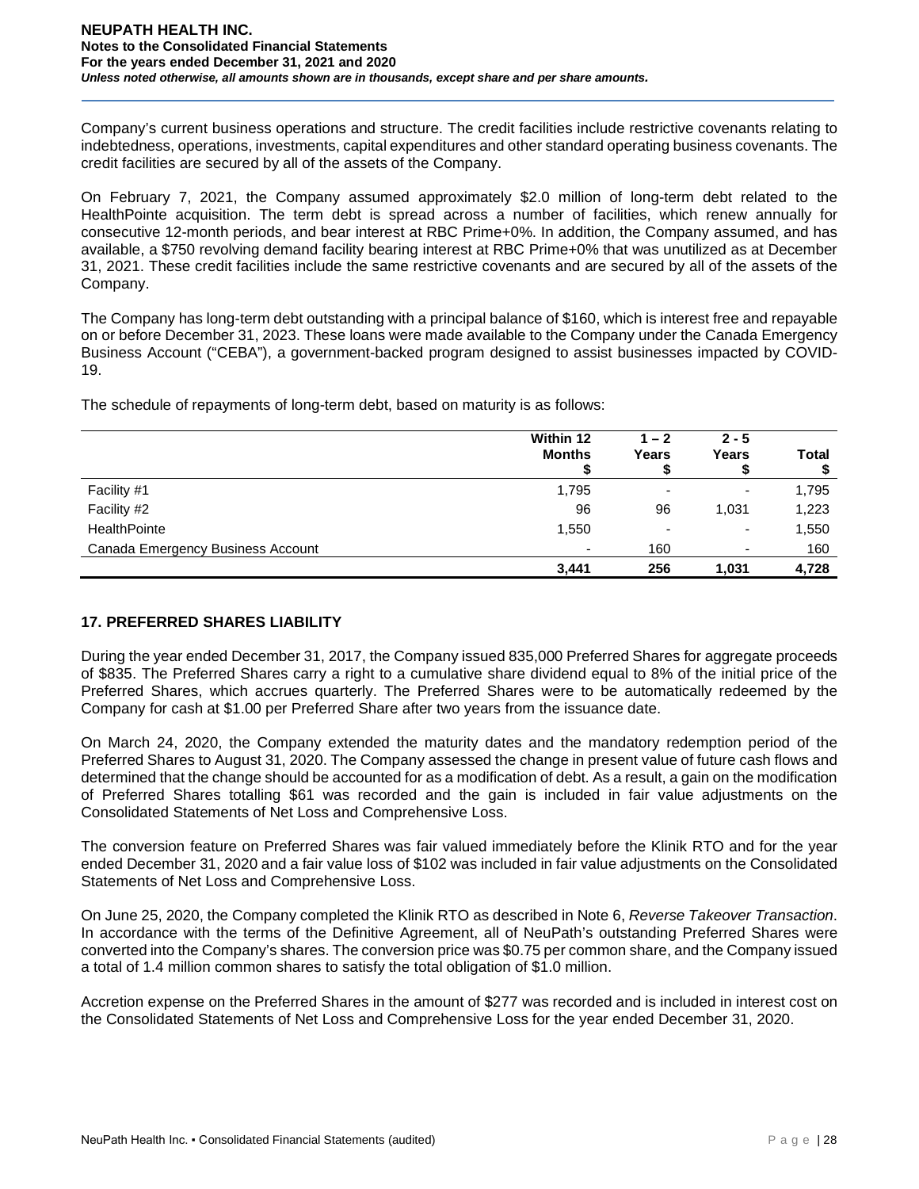Company's current business operations and structure. The credit facilities include restrictive covenants relating to indebtedness, operations, investments, capital expenditures and other standard operating business covenants. The credit facilities are secured by all of the assets of the Company.

On February 7, 2021, the Company assumed approximately $2.0 million of long-term debt related to the HealthPointe acquisition. The term debt is spread across a number of facilities, which renew annually for consecutive 12-month periods, and bear interest at RBC Prime+0%. In addition, the Company assumed, and has available, a $750 revolving demand facility bearing interest at RBC Prime+0% that was unutilized as at December 31, 2021. These credit facilities include the same restrictive covenants and are secured by all of the assets of the Company.

The Company has long-term debt outstanding with a principal balance of $160, which is interest free and repayable on or before December 31, 2023. These loans were made available to the Company under the Canada Emergency Business Account ("CEBA"), a government-backed program designed to assist businesses impacted by COVID-19.

The schedule of repayments of long-term debt, based on maturity is as follows:

| | Within 12 Months $ | 1 – 2 Years $ | 2 - 5 Years $ | Total $ |
|---|---|---|---|---|
| Facility #1 | 1,795 | - | - | 1,795 |
| Facility #2 | 96 | 96 | 1,031 | 1,223 |
| HealthPointe | 1,550 | - | - | 1,550 |
| Canada Emergency Business Account | - | 160 | - | 160 |
| | **3,441** | **256** | **1,031** | **4,728** |

## 17. PREFERRED SHARES LIABILITY

During the year ended December 31, 2017, the Company issued 835,000 Preferred Shares for aggregate proceeds of $835. The Preferred Shares carry a right to a cumulative share dividend equal to 8% of the initial price of the Preferred Shares, which accrues quarterly. The Preferred Shares were to be automatically redeemed by the Company for cash at $1.00 per Preferred Share after two years from the issuance date.

On March 24, 2020, the Company extended the maturity dates and the mandatory redemption period of the Preferred Shares to August 31, 2020. The Company assessed the change in present value of future cash flows and determined that the change should be accounted for as a modification of debt. As a result, a gain on the modification of Preferred Shares totalling $61 was recorded and the gain is included in fair value adjustments on the Consolidated Statements of Net Loss and Comprehensive Loss.

The conversion feature on Preferred Shares was fair valued immediately before the Klinik RTO and for the year ended December 31, 2020 and a fair value loss of $102 was included in fair value adjustments on the Consolidated Statements of Net Loss and Comprehensive Loss.

On June 25, 2020, the Company completed the Klinik RTO as described in Note 6, *Reverse Takeover Transaction*. In accordance with the terms of the Definitive Agreement, all of NeuPath's outstanding Preferred Shares were converted into the Company's shares. The conversion price was $0.75 per common share, and the Company issued a total of 1.4 million common shares to satisfy the total obligation of $1.0 million.

Accretion expense on the Preferred Shares in the amount of $277 was recorded and is included in interest cost on the Consolidated Statements of Net Loss and Comprehensive Loss for the year ended December 31, 2020.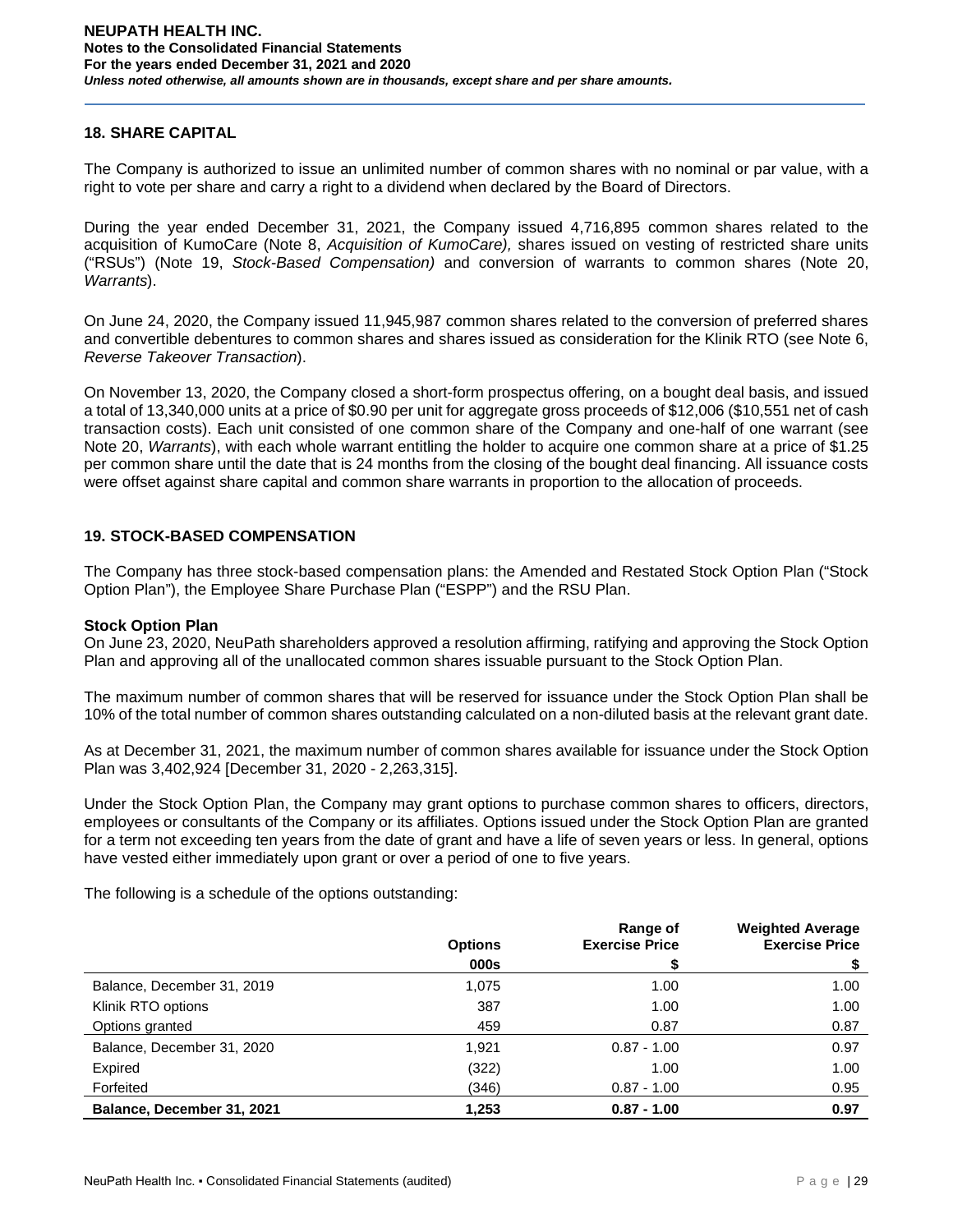## 18. SHARE CAPITAL

The Company is authorized to issue an unlimited number of common shares with no nominal or par value, with a right to vote per share and carry a right to a dividend when declared by the Board of Directors.

During the year ended December 31, 2021, the Company issued 4,716,895 common shares related to the acquisition of KumoCare (Note 8, *Acquisition of KumoCare),* shares issued on vesting of restricted share units ("RSUs") (Note 19, *Stock-Based Compensation)* and conversion of warrants to common shares (Note 20, *Warrants*).

On June 24, 2020, the Company issued 11,945,987 common shares related to the conversion of preferred shares and convertible debentures to common shares and shares issued as consideration for the Klinik RTO (see Note 6, *Reverse Takeover Transaction*).

On November 13, 2020, the Company closed a short-form prospectus offering, on a bought deal basis, and issued a total of 13,340,000 units at a price of $0.90 per unit for aggregate gross proceeds of $12,006 ($10,551 net of cash transaction costs). Each unit consisted of one common share of the Company and one-half of one warrant (see Note 20, *Warrants*), with each whole warrant entitling the holder to acquire one common share at a price of $1.25 per common share until the date that is 24 months from the closing of the bought deal financing. All issuance costs were offset against share capital and common share warrants in proportion to the allocation of proceeds.

## 19. STOCK-BASED COMPENSATION

The Company has three stock-based compensation plans: the Amended and Restated Stock Option Plan ("Stock Option Plan"), the Employee Share Purchase Plan ("ESPP") and the RSU Plan.

**Stock Option Plan**

On June 23, 2020, NeuPath shareholders approved a resolution affirming, ratifying and approving the Stock Option Plan and approving all of the unallocated common shares issuable pursuant to the Stock Option Plan.

The maximum number of common shares that will be reserved for issuance under the Stock Option Plan shall be 10% of the total number of common shares outstanding calculated on a non-diluted basis at the relevant grant date.

As at December 31, 2021, the maximum number of common shares available for issuance under the Stock Option Plan was 3,402,924 [December 31, 2020 - 2,263,315].

Under the Stock Option Plan, the Company may grant options to purchase common shares to officers, directors, employees or consultants of the Company or its affiliates. Options issued under the Stock Option Plan are granted for a term not exceeding ten years from the date of grant and have a life of seven years or less. In general, options have vested either immediately upon grant or over a period of one to five years.

The following is a schedule of the options outstanding:

| | Options | Range of Exercise Price | Weighted Average Exercise Price |
|---|---|---|---|
| | 000s | $ | $ |
| Balance, December 31, 2019 | 1,075 | 1.00 | 1.00 |
| Klinik RTO options | 387 | 1.00 | 1.00 |
| Options granted | 459 | 0.87 | 0.87 |
| Balance, December 31, 2020 | 1,921 | 0.87 - 1.00 | 0.97 |
| Expired | (322) | 1.00 | 1.00 |
| Forfeited | (346) | 0.87 - 1.00 | 0.95 |
| **Balance, December 31, 2021** | **1,253** | **0.87 - 1.00** | **0.97** |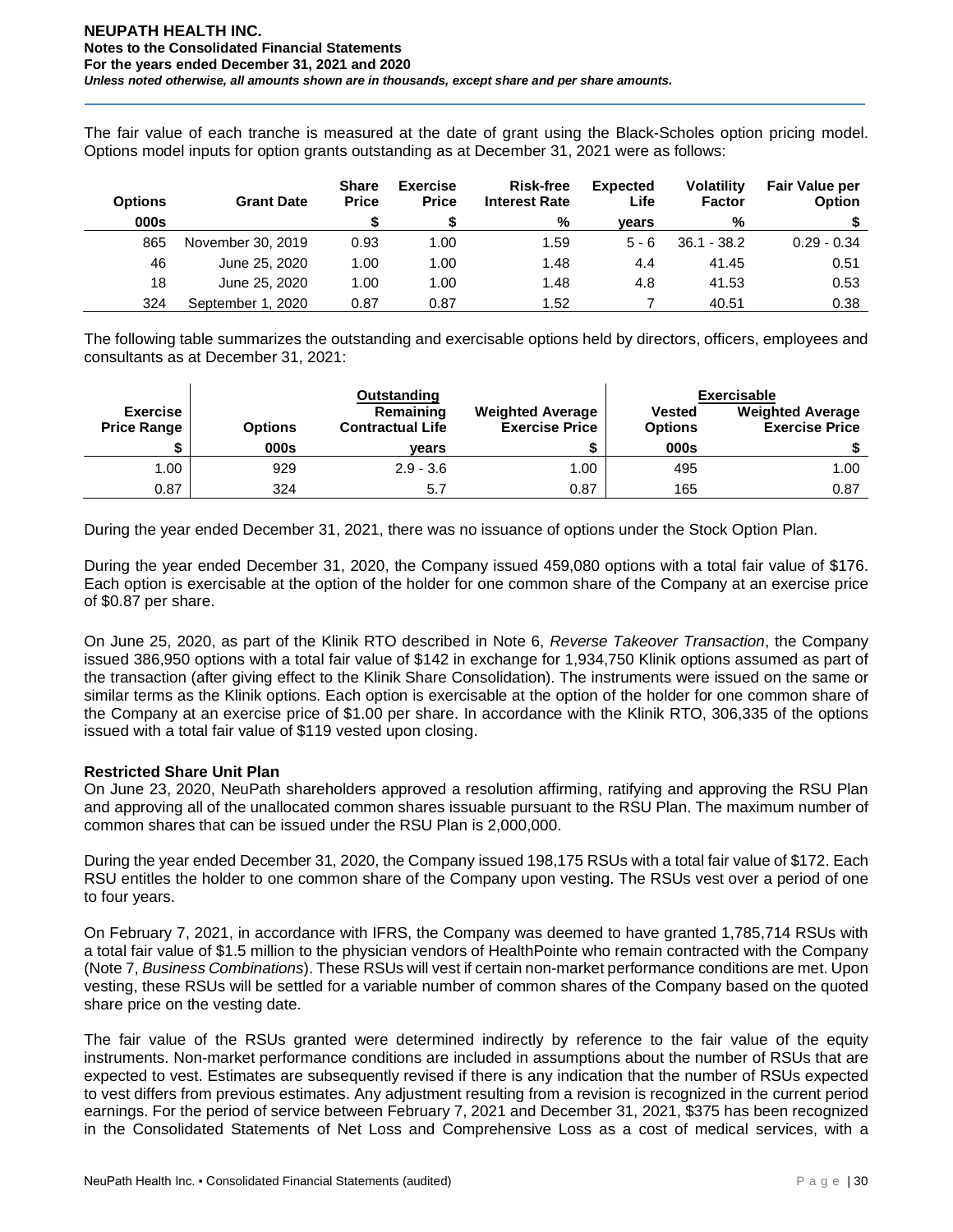The fair value of each tranche is measured at the date of grant using the Black-Scholes option pricing model. Options model inputs for option grants outstanding as at December 31, 2021 were as follows:

| Options | Grant Date | Share Price | Exercise Price | Risk-free Interest Rate | Expected Life | Volatility Factor | Fair Value per Option |
|---|---|---|---|---|---|---|---|
| 000s | | $ | $ | % | years | % | $ |
| 865 | November 30, 2019 | 0.93 | 1.00 | 1.59 | 5 - 6 | 36.1 - 38.2 | 0.29 - 0.34 |
| 46 | June 25, 2020 | 1.00 | 1.00 | 1.48 | 4.4 | 41.45 | 0.51 |
| 18 | June 25, 2020 | 1.00 | 1.00 | 1.48 | 4.8 | 41.53 | 0.53 |
| 324 | September 1, 2020 | 0.87 | 0.87 | 1.52 | 7 | 40.51 | 0.38 |

The following table summarizes the outstanding and exercisable options held by directors, officers, employees and consultants as at December 31, 2021:

| | Outstanding | | | Exercisable | |
|---|---|---|---|---|---|
| Exercise Price Range | Options | Remaining Contractual Life | Weighted Average Exercise Price | Vested Options | Weighted Average Exercise Price |
| $ | 000s | years | $ | 000s | $ |
| 1.00 | 929 | 2.9 - 3.6 | 1.00 | 495 | 1.00 |
| 0.87 | 324 | 5.7 | 0.87 | 165 | 0.87 |

During the year ended December 31, 2021, there was no issuance of options under the Stock Option Plan.

During the year ended December 31, 2020, the Company issued 459,080 options with a total fair value of $176. Each option is exercisable at the option of the holder for one common share of the Company at an exercise price of $0.87 per share.

On June 25, 2020, as part of the Klinik RTO described in Note 6, *Reverse Takeover Transaction*, the Company issued 386,950 options with a total fair value of $142 in exchange for 1,934,750 Klinik options assumed as part of the transaction (after giving effect to the Klinik Share Consolidation). The instruments were issued on the same or similar terms as the Klinik options. Each option is exercisable at the option of the holder for one common share of the Company at an exercise price of $1.00 per share. In accordance with the Klinik RTO, 306,335 of the options issued with a total fair value of $119 vested upon closing.

**Restricted Share Unit Plan**

On June 23, 2020, NeuPath shareholders approved a resolution affirming, ratifying and approving the RSU Plan and approving all of the unallocated common shares issuable pursuant to the RSU Plan. The maximum number of common shares that can be issued under the RSU Plan is 2,000,000.

During the year ended December 31, 2020, the Company issued 198,175 RSUs with a total fair value of $172. Each RSU entitles the holder to one common share of the Company upon vesting. The RSUs vest over a period of one to four years.

On February 7, 2021, in accordance with IFRS, the Company was deemed to have granted 1,785,714 RSUs with a total fair value of $1.5 million to the physician vendors of HealthPointe who remain contracted with the Company (Note 7, *Business Combinations*). These RSUs will vest if certain non-market performance conditions are met. Upon vesting, these RSUs will be settled for a variable number of common shares of the Company based on the quoted share price on the vesting date.

The fair value of the RSUs granted were determined indirectly by reference to the fair value of the equity instruments. Non-market performance conditions are included in assumptions about the number of RSUs that are expected to vest. Estimates are subsequently revised if there is any indication that the number of RSUs expected to vest differs from previous estimates. Any adjustment resulting from a revision is recognized in the current period earnings. For the period of service between February 7, 2021 and December 31, 2021, $375 has been recognized in the Consolidated Statements of Net Loss and Comprehensive Loss as a cost of medical services, with a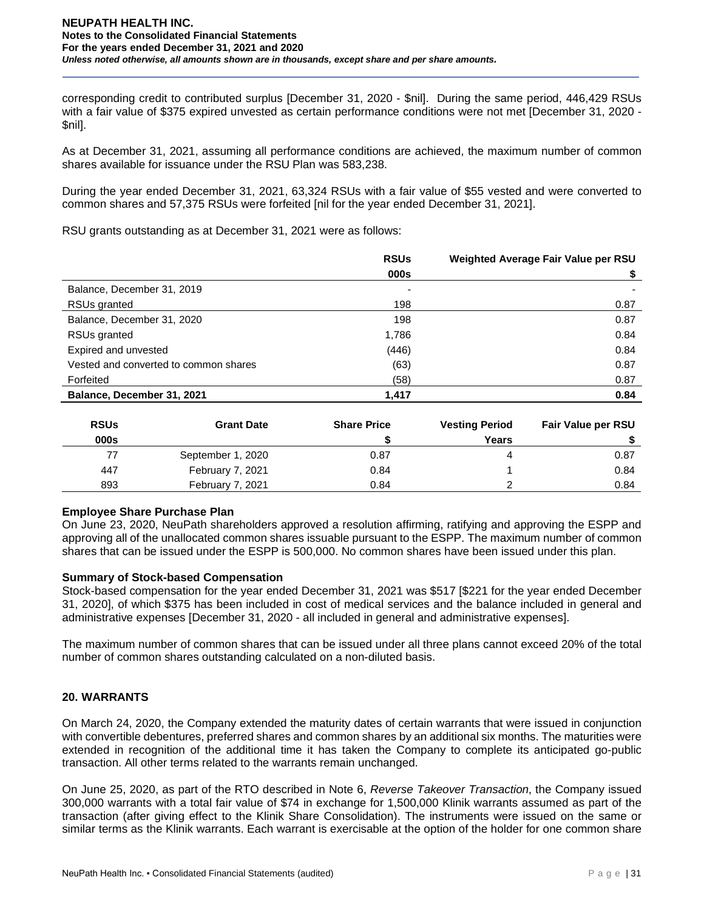corresponding credit to contributed surplus [December 31, 2020 - $nil]. During the same period, 446,429 RSUs with a fair value of $375 expired unvested as certain performance conditions were not met [December 31, 2020 - $nil].

As at December 31, 2021, assuming all performance conditions are achieved, the maximum number of common shares available for issuance under the RSU Plan was 583,238.

During the year ended December 31, 2021, 63,324 RSUs with a fair value of $55 vested and were converted to common shares and 57,375 RSUs were forfeited [nil for the year ended December 31, 2021].

RSU grants outstanding as at December 31, 2021 were as follows:

| | RSUs | Weighted Average Fair Value per RSU |
|---|---|---|
| | 000s | $ |
| Balance, December 31, 2019 | - | - |
| RSUs granted | 198 | 0.87 |
| Balance, December 31, 2020 | 198 | 0.87 |
| RSUs granted | 1,786 | 0.84 |
| Expired and unvested | (446) | 0.84 |
| Vested and converted to common shares | (63) | 0.87 |
| Forfeited | (58) | 0.87 |
| **Balance, December 31, 2021** | **1,417** | **0.84** |

| RSUs | Grant Date | Share Price | Vesting Period | Fair Value per RSU |
|---|---|---|---|---|
| 000s | | $ | Years | $ |
| 77 | September 1, 2020 | 0.87 | 4 | 0.87 |
| 447 | February 7, 2021 | 0.84 | 1 | 0.84 |
| 893 | February 7, 2021 | 0.84 | 2 | 0.84 |

**Employee Share Purchase Plan**

On June 23, 2020, NeuPath shareholders approved a resolution affirming, ratifying and approving the ESPP and approving all of the unallocated common shares issuable pursuant to the ESPP. The maximum number of common shares that can be issued under the ESPP is 500,000. No common shares have been issued under this plan.

**Summary of Stock-based Compensation**

Stock-based compensation for the year ended December 31, 2021 was $517 [$221 for the year ended December 31, 2020], of which $375 has been included in cost of medical services and the balance included in general and administrative expenses [December 31, 2020 - all included in general and administrative expenses].

The maximum number of common shares that can be issued under all three plans cannot exceed 20% of the total number of common shares outstanding calculated on a non-diluted basis.

## 20. WARRANTS

On March 24, 2020, the Company extended the maturity dates of certain warrants that were issued in conjunction with convertible debentures, preferred shares and common shares by an additional six months. The maturities were extended in recognition of the additional time it has taken the Company to complete its anticipated go-public transaction. All other terms related to the warrants remain unchanged.

On June 25, 2020, as part of the RTO described in Note 6, *Reverse Takeover Transaction*, the Company issued 300,000 warrants with a total fair value of $74 in exchange for 1,500,000 Klinik warrants assumed as part of the transaction (after giving effect to the Klinik Share Consolidation). The instruments were issued on the same or similar terms as the Klinik warrants. Each warrant is exercisable at the option of the holder for one common share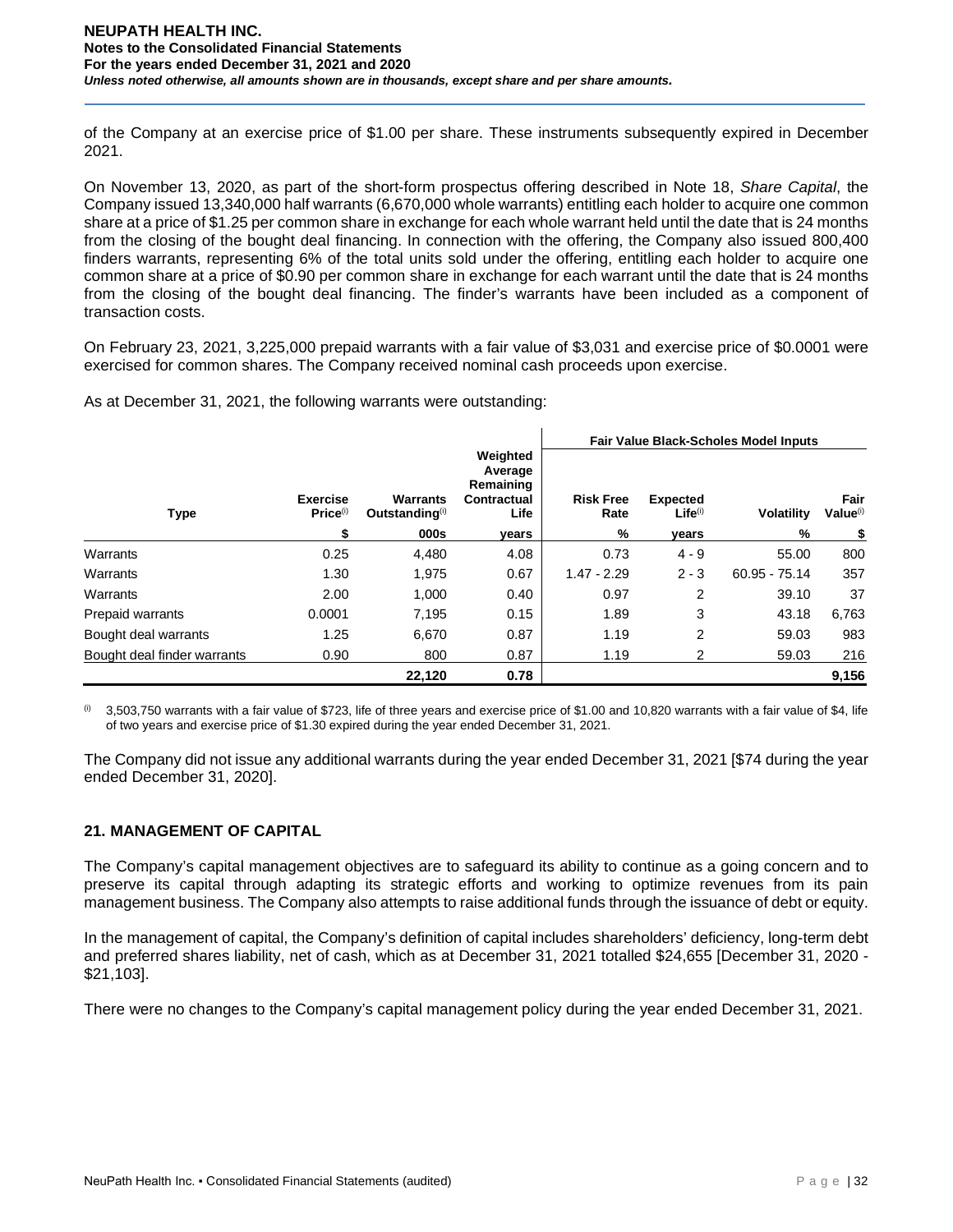of the Company at an exercise price of $1.00 per share. These instruments subsequently expired in December 2021.

On November 13, 2020, as part of the short-form prospectus offering described in Note 18, *Share Capital*, the Company issued 13,340,000 half warrants (6,670,000 whole warrants) entitling each holder to acquire one common share at a price of $1.25 per common share in exchange for each whole warrant held until the date that is 24 months from the closing of the bought deal financing. In connection with the offering, the Company also issued 800,400 finders warrants, representing 6% of the total units sold under the offering, entitling each holder to acquire one common share at a price of $0.90 per common share in exchange for each warrant until the date that is 24 months from the closing of the bought deal financing. The finder's warrants have been included as a component of transaction costs.

On February 23, 2021, 3,225,000 prepaid warrants with a fair value of $3,031 and exercise price of $0.0001 were exercised for common shares. The Company received nominal cash proceeds upon exercise.

As at December 31, 2021, the following warrants were outstanding:

| | | | | Fair Value Black-Scholes Model Inputs | | | |
|---|---|---|---|---|---|---|---|
| Type | Exercise Price(i) | Warrants Outstanding(i) | Weighted Average Remaining Contractual Life | Risk Free Rate | Expected Life(i) | Volatility | Fair Value(i) |
| | $ | 000s | years | % | years | % | $ |
| Warrants | 0.25 | 4,480 | 4.08 | 0.73 | 4 - 9 | 55.00 | 800 |
| Warrants | 1.30 | 1,975 | 0.67 | 1.47 - 2.29 | 2 - 3 | 60.95 - 75.14 | 357 |
| Warrants | 2.00 | 1,000 | 0.40 | 0.97 | 2 | 39.10 | 37 |
| Prepaid warrants | 0.0001 | 7,195 | 0.15 | 1.89 | 3 | 43.18 | 6,763 |
| Bought deal warrants | 1.25 | 6,670 | 0.87 | 1.19 | 2 | 59.03 | 983 |
| Bought deal finder warrants | 0.90 | 800 | 0.87 | 1.19 | 2 | 59.03 | 216 |
| | | **22,120** | **0.78** | | | | **9,156** |

(i) 3,503,750 warrants with a fair value of $723, life of three years and exercise price of $1.00 and 10,820 warrants with a fair value of $4, life of two years and exercise price of $1.30 expired during the year ended December 31, 2021.

The Company did not issue any additional warrants during the year ended December 31, 2021 [$74 during the year ended December 31, 2020].

## 21. MANAGEMENT OF CAPITAL

The Company's capital management objectives are to safeguard its ability to continue as a going concern and to preserve its capital through adapting its strategic efforts and working to optimize revenues from its pain management business. The Company also attempts to raise additional funds through the issuance of debt or equity.

In the management of capital, the Company's definition of capital includes shareholders' deficiency, long-term debt and preferred shares liability, net of cash, which as at December 31, 2021 totalled $24,655 [December 31, 2020 - $21,103].

There were no changes to the Company's capital management policy during the year ended December 31, 2021.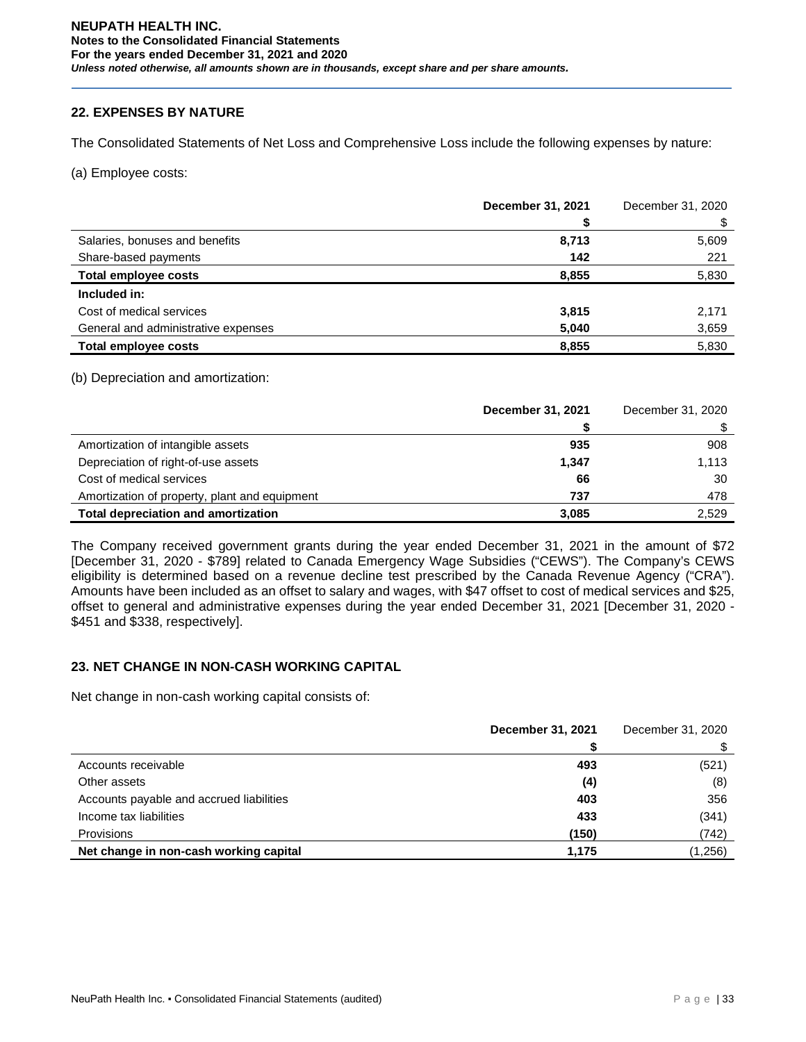## 22. EXPENSES BY NATURE

The Consolidated Statements of Net Loss and Comprehensive Loss include the following expenses by nature:

(a) Employee costs:

| | **December 31, 2021** | December 31, 2020 |
|---|---|---|
| | **$** | $ |
| Salaries, bonuses and benefits | **8,713** | 5,609 |
| Share-based payments | **142** | 221 |
| **Total employee costs** | **8,855** | 5,830 |
| **Included in:** | | |
| Cost of medical services | **3,815** | 2,171 |
| General and administrative expenses | **5,040** | 3,659 |
| **Total employee costs** | **8,855** | 5,830 |

(b) Depreciation and amortization:

| | **December 31, 2021** | December 31, 2020 |
|---|---|---|
| | **$** | $ |
| Amortization of intangible assets | **935** | 908 |
| Depreciation of right-of-use assets | **1,347** | 1,113 |
| Cost of medical services | **66** | 30 |
| Amortization of property, plant and equipment | **737** | 478 |
| **Total depreciation and amortization** | **3,085** | 2,529 |

The Company received government grants during the year ended December 31, 2021 in the amount of $72 [December 31, 2020 - $789] related to Canada Emergency Wage Subsidies ("CEWS"). The Company's CEWS eligibility is determined based on a revenue decline test prescribed by the Canada Revenue Agency ("CRA"). Amounts have been included as an offset to salary and wages, with $47 offset to cost of medical services and $25, offset to general and administrative expenses during the year ended December 31, 2021 [December 31, 2020 - $451 and $338, respectively].

## 23. NET CHANGE IN NON-CASH WORKING CAPITAL

Net change in non-cash working capital consists of:

| | **December 31, 2021** | December 31, 2020 |
|---|---|---|
| | **$** | $ |
| Accounts receivable | **493** | (521) |
| Other assets | **(4)** | (8) |
| Accounts payable and accrued liabilities | **403** | 356 |
| Income tax liabilities | **433** | (341) |
| Provisions | **(150)** | (742) |
| **Net change in non-cash working capital** | **1,175** | (1,256) |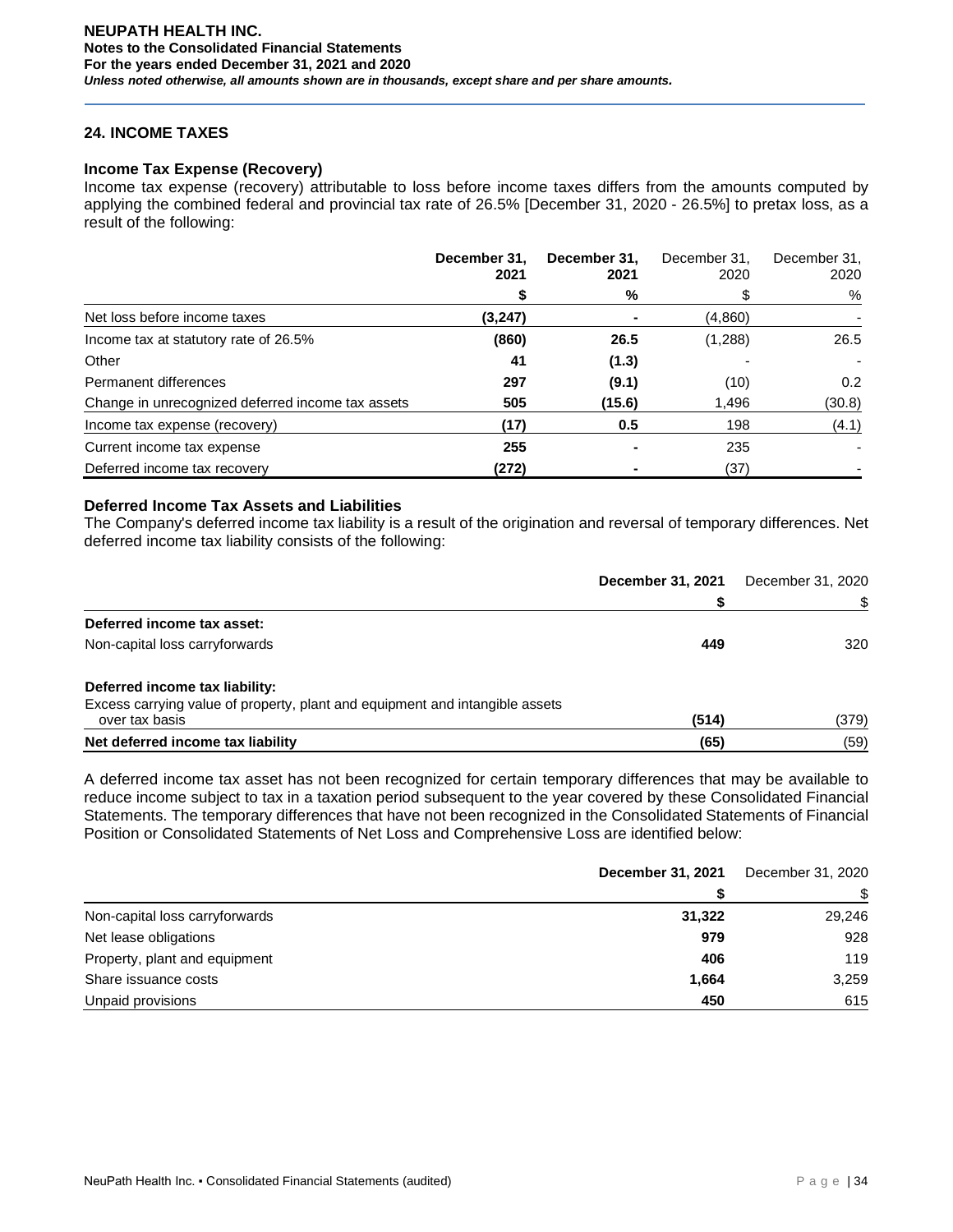## 24. INCOME TAXES

### Income Tax Expense (Recovery)

Income tax expense (recovery) attributable to loss before income taxes differs from the amounts computed by applying the combined federal and provincial tax rate of 26.5% [December 31, 2020 - 26.5%] to pretax loss, as a result of the following:

| | December 31, 2021 | December 31, 2021 | December 31, 2020 | December 31, 2020 |
|---|---|---|---|---|
| | $ | % | $ | % |
| Net loss before income taxes | (3,247) | - | (4,860) | - |
| Income tax at statutory rate of 26.5% | (860) | 26.5 | (1,288) | 26.5 |
| Other | 41 | (1.3) | - | - |
| Permanent differences | 297 | (9.1) | (10) | 0.2 |
| Change in unrecognized deferred income tax assets | 505 | (15.6) | 1,496 | (30.8) |
| Income tax expense (recovery) | (17) | 0.5 | 198 | (4.1) |
| Current income tax expense | 255 | - | 235 | - |
| Deferred income tax recovery | (272) | - | (37) | - |

### Deferred Income Tax Assets and Liabilities

The Company's deferred income tax liability is a result of the origination and reversal of temporary differences. Net deferred income tax liability consists of the following:

| | December 31, 2021 | December 31, 2020 |
|---|---|---|
| | $ | $ |
| **Deferred income tax asset:** | | |
| Non-capital loss carryforwards | 449 | 320 |
| **Deferred income tax liability:** | | |
| Excess carrying value of property, plant and equipment and intangible assets over tax basis | (514) | (379) |
| **Net deferred income tax liability** | (65) | (59) |

A deferred income tax asset has not been recognized for certain temporary differences that may be available to reduce income subject to tax in a taxation period subsequent to the year covered by these Consolidated Financial Statements. The temporary differences that have not been recognized in the Consolidated Statements of Financial Position or Consolidated Statements of Net Loss and Comprehensive Loss are identified below:

| | December 31, 2021 | December 31, 2020 |
|---|---|---|
| | $ | $ |
| Non-capital loss carryforwards | 31,322 | 29,246 |
| Net lease obligations | 979 | 928 |
| Property, plant and equipment | 406 | 119 |
| Share issuance costs | 1,664 | 3,259 |
| Unpaid provisions | 450 | 615 |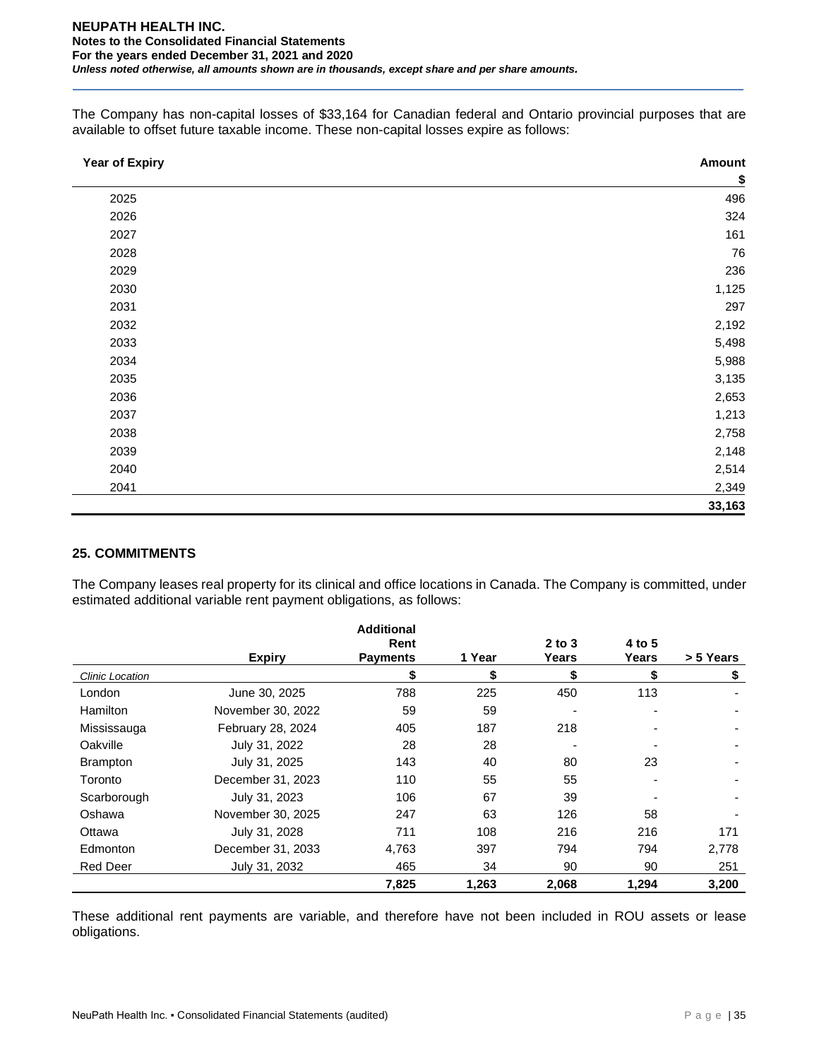The Company has non-capital losses of $33,164 for Canadian federal and Ontario provincial purposes that are available to offset future taxable income. These non-capital losses expire as follows:

| Year of Expiry | Amount |
|---|---|
| | $ |
| 2025 | 496 |
| 2026 | 324 |
| 2027 | 161 |
| 2028 | 76 |
| 2029 | 236 |
| 2030 | 1,125 |
| 2031 | 297 |
| 2032 | 2,192 |
| 2033 | 5,498 |
| 2034 | 5,988 |
| 2035 | 3,135 |
| 2036 | 2,653 |
| 2037 | 1,213 |
| 2038 | 2,758 |
| 2039 | 2,148 |
| 2040 | 2,514 |
| 2041 | 2,349 |
| | **33,163** |

## 25. COMMITMENTS

The Company leases real property for its clinical and office locations in Canada. The Company is committed, under estimated additional variable rent payment obligations, as follows:

| | Expiry | Additional Rent Payments | 1 Year | 2 to 3 Years | 4 to 5 Years | > 5 Years |
|---|---|---|---|---|---|---|
| *Clinic Location* | | $ | $ | $ | $ | $ |
| London | June 30, 2025 | 788 | 225 | 450 | 113 | - |
| Hamilton | November 30, 2022 | 59 | 59 | - | - | - |
| Mississauga | February 28, 2024 | 405 | 187 | 218 | - | - |
| Oakville | July 31, 2022 | 28 | 28 | - | - | - |
| Brampton | July 31, 2025 | 143 | 40 | 80 | 23 | - |
| Toronto | December 31, 2023 | 110 | 55 | 55 | - | - |
| Scarborough | July 31, 2023 | 106 | 67 | 39 | - | - |
| Oshawa | November 30, 2025 | 247 | 63 | 126 | 58 | - |
| Ottawa | July 31, 2028 | 711 | 108 | 216 | 216 | 171 |
| Edmonton | December 31, 2033 | 4,763 | 397 | 794 | 794 | 2,778 |
| Red Deer | July 31, 2032 | 465 | 34 | 90 | 90 | 251 |
| | | **7,825** | **1,263** | **2,068** | **1,294** | **3,200** |

These additional rent payments are variable, and therefore have not been included in ROU assets or lease obligations.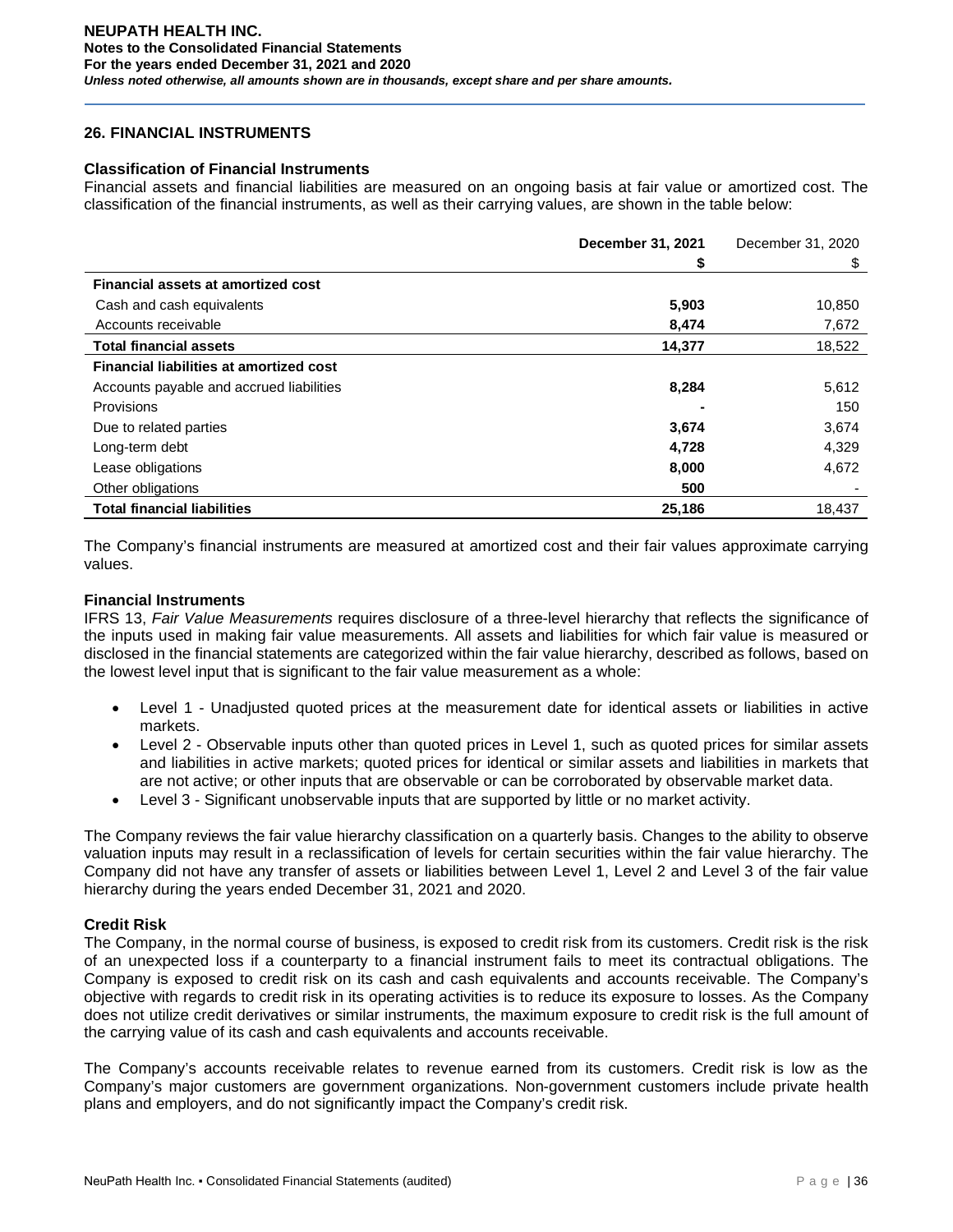## 26. FINANCIAL INSTRUMENTS

### Classification of Financial Instruments

Financial assets and financial liabilities are measured on an ongoing basis at fair value or amortized cost. The classification of the financial instruments, as well as their carrying values, are shown in the table below:

| | December 31, 2021 | December 31, 2020 |
|---|---|---|
| | $ | $ |
| **Financial assets at amortized cost** | | |
| Cash and cash equivalents | **5,903** | 10,850 |
| Accounts receivable | **8,474** | 7,672 |
| **Total financial assets** | **14,377** | 18,522 |
| **Financial liabilities at amortized cost** | | |
| Accounts payable and accrued liabilities | **8,284** | 5,612 |
| Provisions | **-** | 150 |
| Due to related parties | **3,674** | 3,674 |
| Long-term debt | **4,728** | 4,329 |
| Lease obligations | **8,000** | 4,672 |
| Other obligations | **500** | - |
| **Total financial liabilities** | **25,186** | 18,437 |

The Company's financial instruments are measured at amortized cost and their fair values approximate carrying values.

### Financial Instruments

IFRS 13, *Fair Value Measurements* requires disclosure of a three-level hierarchy that reflects the significance of the inputs used in making fair value measurements. All assets and liabilities for which fair value is measured or disclosed in the financial statements are categorized within the fair value hierarchy, described as follows, based on the lowest level input that is significant to the fair value measurement as a whole:

- Level 1 - Unadjusted quoted prices at the measurement date for identical assets or liabilities in active markets.
- Level 2 - Observable inputs other than quoted prices in Level 1, such as quoted prices for similar assets and liabilities in active markets; quoted prices for identical or similar assets and liabilities in markets that are not active; or other inputs that are observable or can be corroborated by observable market data.
- Level 3 - Significant unobservable inputs that are supported by little or no market activity.

The Company reviews the fair value hierarchy classification on a quarterly basis. Changes to the ability to observe valuation inputs may result in a reclassification of levels for certain securities within the fair value hierarchy. The Company did not have any transfer of assets or liabilities between Level 1, Level 2 and Level 3 of the fair value hierarchy during the years ended December 31, 2021 and 2020.

### Credit Risk

The Company, in the normal course of business, is exposed to credit risk from its customers. Credit risk is the risk of an unexpected loss if a counterparty to a financial instrument fails to meet its contractual obligations. The Company is exposed to credit risk on its cash and cash equivalents and accounts receivable. The Company's objective with regards to credit risk in its operating activities is to reduce its exposure to losses. As the Company does not utilize credit derivatives or similar instruments, the maximum exposure to credit risk is the full amount of the carrying value of its cash and cash equivalents and accounts receivable.

The Company's accounts receivable relates to revenue earned from its customers. Credit risk is low as the Company's major customers are government organizations. Non-government customers include private health plans and employers, and do not significantly impact the Company's credit risk.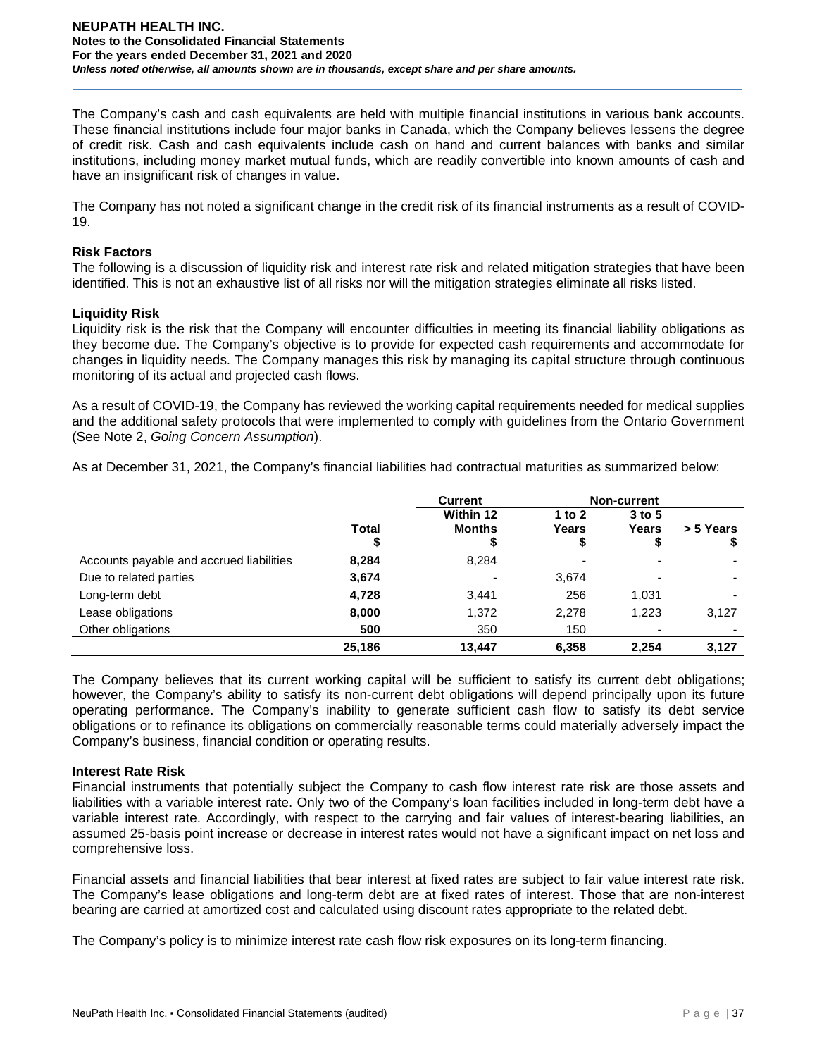The Company's cash and cash equivalents are held with multiple financial institutions in various bank accounts. These financial institutions include four major banks in Canada, which the Company believes lessens the degree of credit risk. Cash and cash equivalents include cash on hand and current balances with banks and similar institutions, including money market mutual funds, which are readily convertible into known amounts of cash and have an insignificant risk of changes in value.

The Company has not noted a significant change in the credit risk of its financial instruments as a result of COVID-19.

**Risk Factors**

The following is a discussion of liquidity risk and interest rate risk and related mitigation strategies that have been identified. This is not an exhaustive list of all risks nor will the mitigation strategies eliminate all risks listed.

**Liquidity Risk**

Liquidity risk is the risk that the Company will encounter difficulties in meeting its financial liability obligations as they become due. The Company's objective is to provide for expected cash requirements and accommodate for changes in liquidity needs. The Company manages this risk by managing its capital structure through continuous monitoring of its actual and projected cash flows.

As a result of COVID-19, the Company has reviewed the working capital requirements needed for medical supplies and the additional safety protocols that were implemented to comply with guidelines from the Ontario Government (See Note 2, *Going Concern Assumption*).

As at December 31, 2021, the Company's financial liabilities had contractual maturities as summarized below:

| | | Current | Non-current | | |
|---|---|---|---|---|---|
| | Total<br>$ | Within 12 Months<br>$ | 1 to 2 Years<br>$ | 3 to 5 Years<br>$ | > 5 Years<br>$ |
| Accounts payable and accrued liabilities | **8,284** | 8,284 | - | - | - |
| Due to related parties | **3,674** | - | 3,674 | - | - |
| Long-term debt | **4,728** | 3,441 | 256 | 1,031 | - |
| Lease obligations | **8,000** | 1,372 | 2,278 | 1,223 | 3,127 |
| Other obligations | **500** | 350 | 150 | - | - |
| | **25,186** | **13,447** | **6,358** | **2,254** | **3,127** |

The Company believes that its current working capital will be sufficient to satisfy its current debt obligations; however, the Company's ability to satisfy its non-current debt obligations will depend principally upon its future operating performance. The Company's inability to generate sufficient cash flow to satisfy its debt service obligations or to refinance its obligations on commercially reasonable terms could materially adversely impact the Company's business, financial condition or operating results.

**Interest Rate Risk**

Financial instruments that potentially subject the Company to cash flow interest rate risk are those assets and liabilities with a variable interest rate. Only two of the Company's loan facilities included in long-term debt have a variable interest rate. Accordingly, with respect to the carrying and fair values of interest-bearing liabilities, an assumed 25-basis point increase or decrease in interest rates would not have a significant impact on net loss and comprehensive loss.

Financial assets and financial liabilities that bear interest at fixed rates are subject to fair value interest rate risk. The Company's lease obligations and long-term debt are at fixed rates of interest. Those that are non-interest bearing are carried at amortized cost and calculated using discount rates appropriate to the related debt.

The Company's policy is to minimize interest rate cash flow risk exposures on its long-term financing.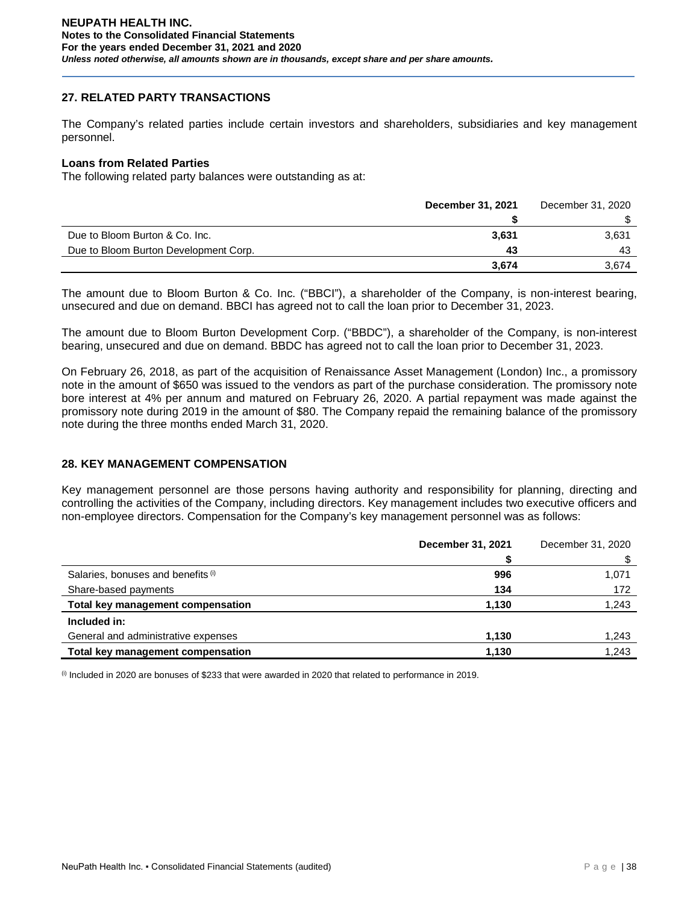## 27. RELATED PARTY TRANSACTIONS

The Company's related parties include certain investors and shareholders, subsidiaries and key management personnel.

**Loans from Related Parties**
The following related party balances were outstanding as at:

| | **December 31, 2021** | December 31, 2020 |
|---|---|---|
| | **$** | $ |
| Due to Bloom Burton & Co. Inc. | **3,631** | 3,631 |
| Due to Bloom Burton Development Corp. | **43** | 43 |
| | **3,674** | 3,674 |

The amount due to Bloom Burton & Co. Inc. ("BBCI"), a shareholder of the Company, is non-interest bearing, unsecured and due on demand. BBCI has agreed not to call the loan prior to December 31, 2023.

The amount due to Bloom Burton Development Corp. ("BBDC"), a shareholder of the Company, is non-interest bearing, unsecured and due on demand. BBDC has agreed not to call the loan prior to December 31, 2023.

On February 26, 2018, as part of the acquisition of Renaissance Asset Management (London) Inc., a promissory note in the amount of $650 was issued to the vendors as part of the purchase consideration. The promissory note bore interest at 4% per annum and matured on February 26, 2020. A partial repayment was made against the promissory note during 2019 in the amount of $80. The Company repaid the remaining balance of the promissory note during the three months ended March 31, 2020.

## 28. KEY MANAGEMENT COMPENSATION

Key management personnel are those persons having authority and responsibility for planning, directing and controlling the activities of the Company, including directors. Key management includes two executive officers and non-employee directors. Compensation for the Company's key management personnel was as follows:

| | **December 31, 2021** | December 31, 2020 |
|---|---|---|
| | **$** | $ |
| Salaries, bonuses and benefits [i] | **996** | 1,071 |
| Share-based payments | **134** | 172 |
| **Total key management compensation** | **1,130** | 1,243 |
| **Included in:** | | |
| General and administrative expenses | **1,130** | 1,243 |
| **Total key management compensation** | **1,130** | 1,243 |

[i] Included in 2020 are bonuses of $233 that were awarded in 2020 that related to performance in 2019.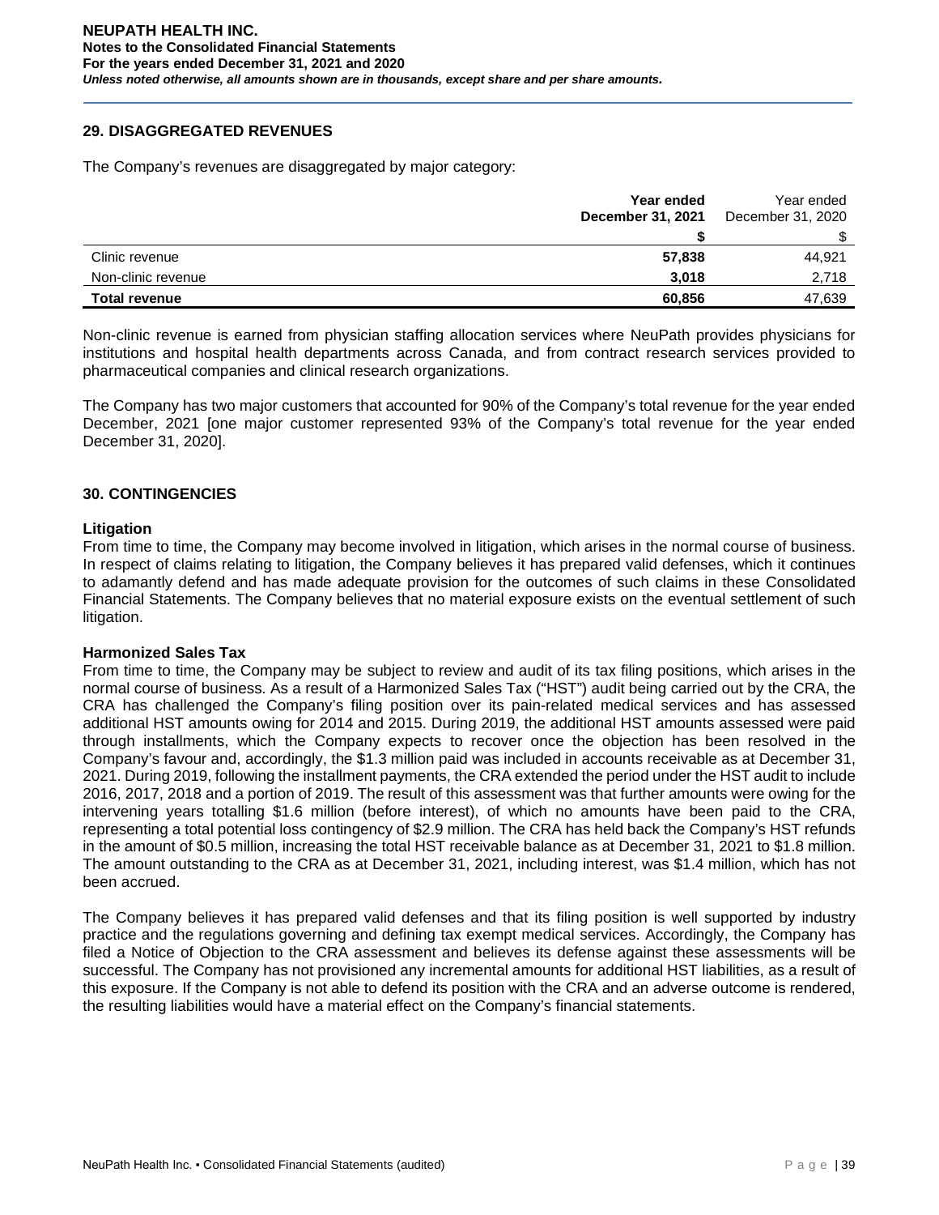## 29. DISAGGREGATED REVENUES

The Company's revenues are disaggregated by major category:

| | **Year ended December 31, 2021** | Year ended December 31, 2020 |
|---|---|---|
| | **$** | $ |
| Clinic revenue | **57,838** | 44,921 |
| Non-clinic revenue | **3,018** | 2,718 |
| **Total revenue** | **60,856** | 47,639 |

Non-clinic revenue is earned from physician staffing allocation services where NeuPath provides physicians for institutions and hospital health departments across Canada, and from contract research services provided to pharmaceutical companies and clinical research organizations.

The Company has two major customers that accounted for 90% of the Company's total revenue for the year ended December, 2021 [one major customer represented 93% of the Company's total revenue for the year ended December 31, 2020].

## 30. CONTINGENCIES

### Litigation

From time to time, the Company may become involved in litigation, which arises in the normal course of business. In respect of claims relating to litigation, the Company believes it has prepared valid defenses, which it continues to adamantly defend and has made adequate provision for the outcomes of such claims in these Consolidated Financial Statements. The Company believes that no material exposure exists on the eventual settlement of such litigation.

### Harmonized Sales Tax

From time to time, the Company may be subject to review and audit of its tax filing positions, which arises in the normal course of business. As a result of a Harmonized Sales Tax ("HST") audit being carried out by the CRA, the CRA has challenged the Company's filing position over its pain-related medical services and has assessed additional HST amounts owing for 2014 and 2015. During 2019, the additional HST amounts assessed were paid through installments, which the Company expects to recover once the objection has been resolved in the Company's favour and, accordingly, the $1.3 million paid was included in accounts receivable as at December 31, 2021. During 2019, following the installment payments, the CRA extended the period under the HST audit to include 2016, 2017, 2018 and a portion of 2019. The result of this assessment was that further amounts were owing for the intervening years totalling $1.6 million (before interest), of which no amounts have been paid to the CRA, representing a total potential loss contingency of $2.9 million. The CRA has held back the Company's HST refunds in the amount of $0.5 million, increasing the total HST receivable balance as at December 31, 2021 to $1.8 million. The amount outstanding to the CRA as at December 31, 2021, including interest, was $1.4 million, which has not been accrued.

The Company believes it has prepared valid defenses and that its filing position is well supported by industry practice and the regulations governing and defining tax exempt medical services. Accordingly, the Company has filed a Notice of Objection to the CRA assessment and believes its defense against these assessments will be successful. The Company has not provisioned any incremental amounts for additional HST liabilities, as a result of this exposure. If the Company is not able to defend its position with the CRA and an adverse outcome is rendered, the resulting liabilities would have a material effect on the Company's financial statements.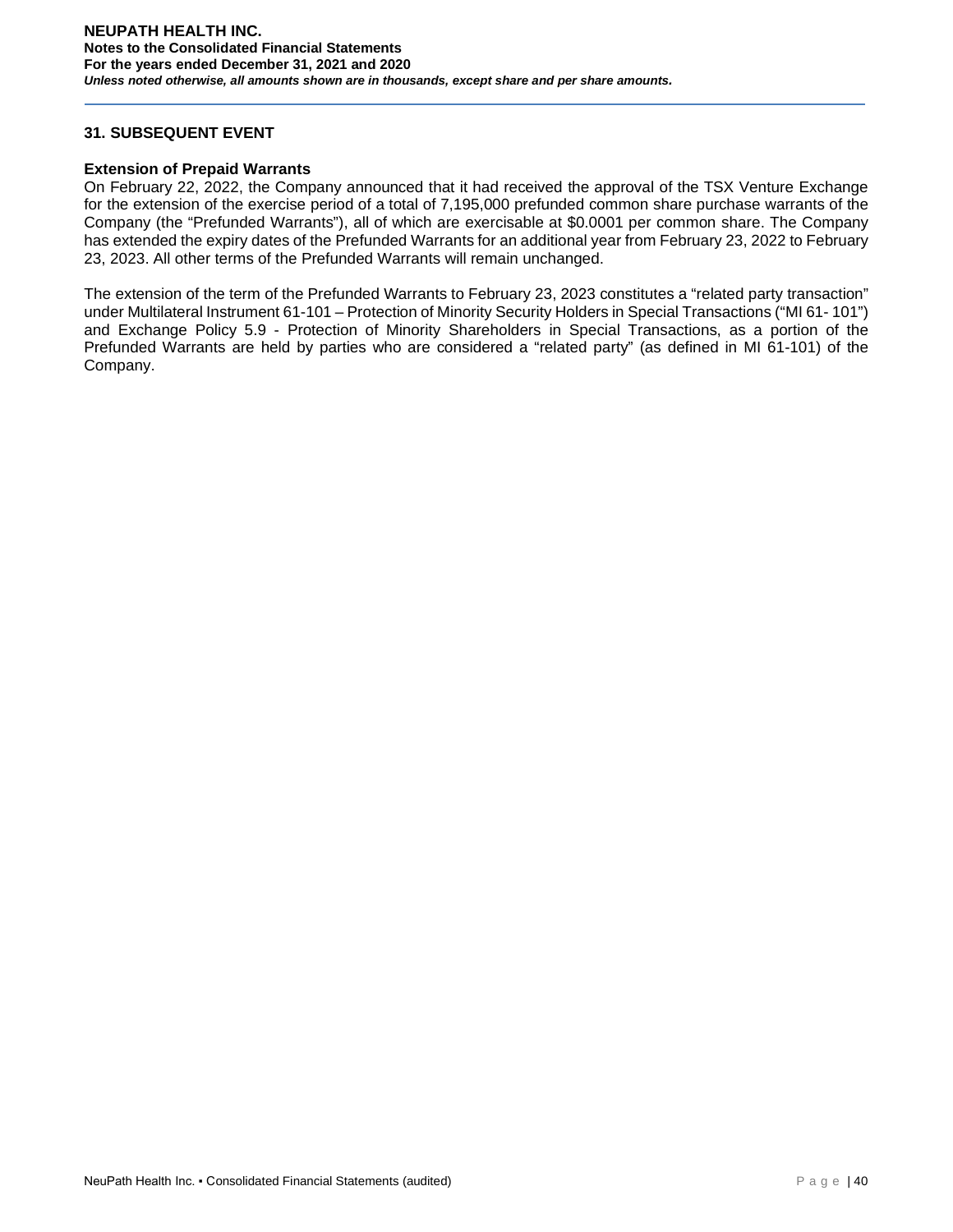## 31. SUBSEQUENT EVENT

### Extension of Prepaid Warrants

On February 22, 2022, the Company announced that it had received the approval of the TSX Venture Exchange for the extension of the exercise period of a total of 7,195,000 prefunded common share purchase warrants of the Company (the "Prefunded Warrants"), all of which are exercisable at $0.0001 per common share. The Company has extended the expiry dates of the Prefunded Warrants for an additional year from February 23, 2022 to February 23, 2023. All other terms of the Prefunded Warrants will remain unchanged.

The extension of the term of the Prefunded Warrants to February 23, 2023 constitutes a "related party transaction" under Multilateral Instrument 61-101 – Protection of Minority Security Holders in Special Transactions ("MI 61- 101") and Exchange Policy 5.9 - Protection of Minority Shareholders in Special Transactions, as a portion of the Prefunded Warrants are held by parties who are considered a "related party" (as defined in MI 61-101) of the Company.